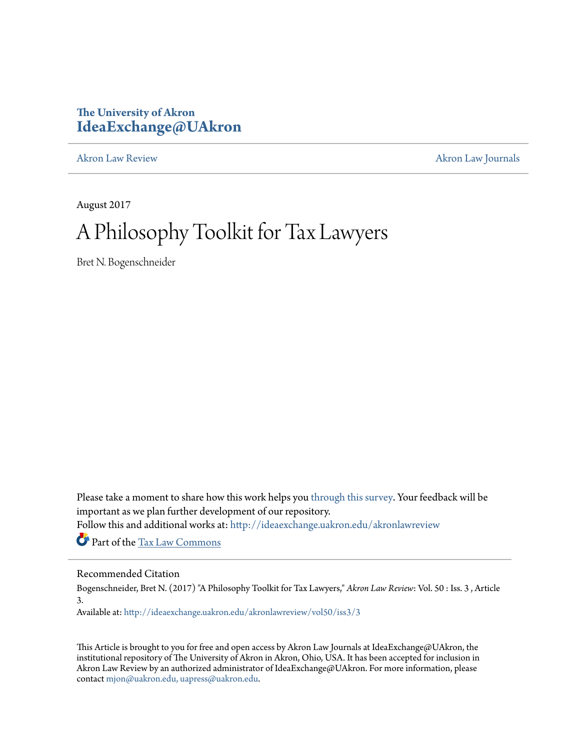The University of Akron
**IdeaExchange@UAkron**

Akron Law Review | Akron Law Journals

August 2017

# A Philosophy Toolkit for Tax Lawyers

Bret N. Bogenschneider

Please take a moment to share how this work helps you through this survey. Your feedback will be important as we plan further development of our repository.

Follow this and additional works at: http://ideaexchange.uakron.edu/akronlawreview

Part of the Tax Law Commons

## Recommended Citation

Bogenschneider, Bret N. (2017) "A Philosophy Toolkit for Tax Lawyers," *Akron Law Review*: Vol. 50 : Iss. 3 , Article 3.

Available at: http://ideaexchange.uakron.edu/akronlawreview/vol50/iss3/3

This Article is brought to you for free and open access by Akron Law Journals at IdeaExchange@UAkron, the institutional repository of The University of Akron in Akron, Ohio, USA. It has been accepted for inclusion in Akron Law Review by an authorized administrator of IdeaExchange@UAkron. For more information, please contact mjon@uakron.edu, uapress@uakron.edu.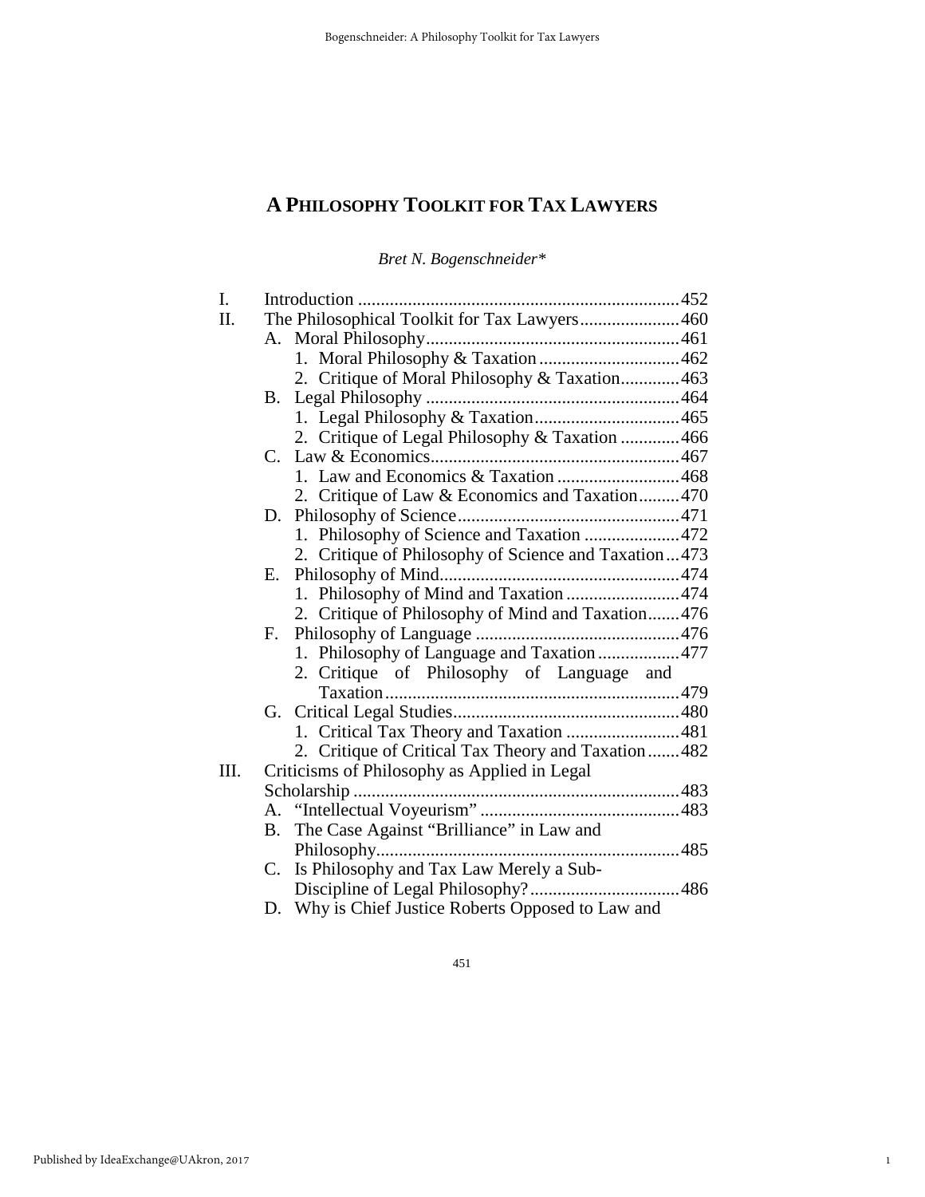# A PHILOSOPHY TOOLKIT FOR TAX LAWYERS

*Bret N. Bogenschneider\**

| | | |
|---|---|---|
| I. | Introduction | 452 |
| II. | The Philosophical Toolkit for Tax Lawyers | 460 |
| | A. Moral Philosophy | 461 |
| | 1. Moral Philosophy & Taxation | 462 |
| | 2. Critique of Moral Philosophy & Taxation | 463 |
| | B. Legal Philosophy | 464 |
| | 1. Legal Philosophy & Taxation | 465 |
| | 2. Critique of Legal Philosophy & Taxation | 466 |
| | C. Law & Economics | 467 |
| | 1. Law and Economics & Taxation | 468 |
| | 2. Critique of Law & Economics and Taxation | 470 |
| | D. Philosophy of Science | 471 |
| | 1. Philosophy of Science and Taxation | 472 |
| | 2. Critique of Philosophy of Science and Taxation | 473 |
| | E. Philosophy of Mind | 474 |
| | 1. Philosophy of Mind and Taxation | 474 |
| | 2. Critique of Philosophy of Mind and Taxation | 476 |
| | F. Philosophy of Language | 476 |
| | 1. Philosophy of Language and Taxation | 477 |
| | 2. Critique of Philosophy of Language and Taxation | 479 |
| | G. Critical Legal Studies | 480 |
| | 1. Critical Tax Theory and Taxation | 481 |
| | 2. Critique of Critical Tax Theory and Taxation | 482 |
| III. | Criticisms of Philosophy as Applied in Legal Scholarship | 483 |
| | A. "Intellectual Voyeurism" | 483 |
| | B. The Case Against "Brilliance" in Law and Philosophy | 485 |
| | C. Is Philosophy and Tax Law Merely a Sub-Discipline of Legal Philosophy? | 486 |
| | D. Why is Chief Justice Roberts Opposed to Law and | |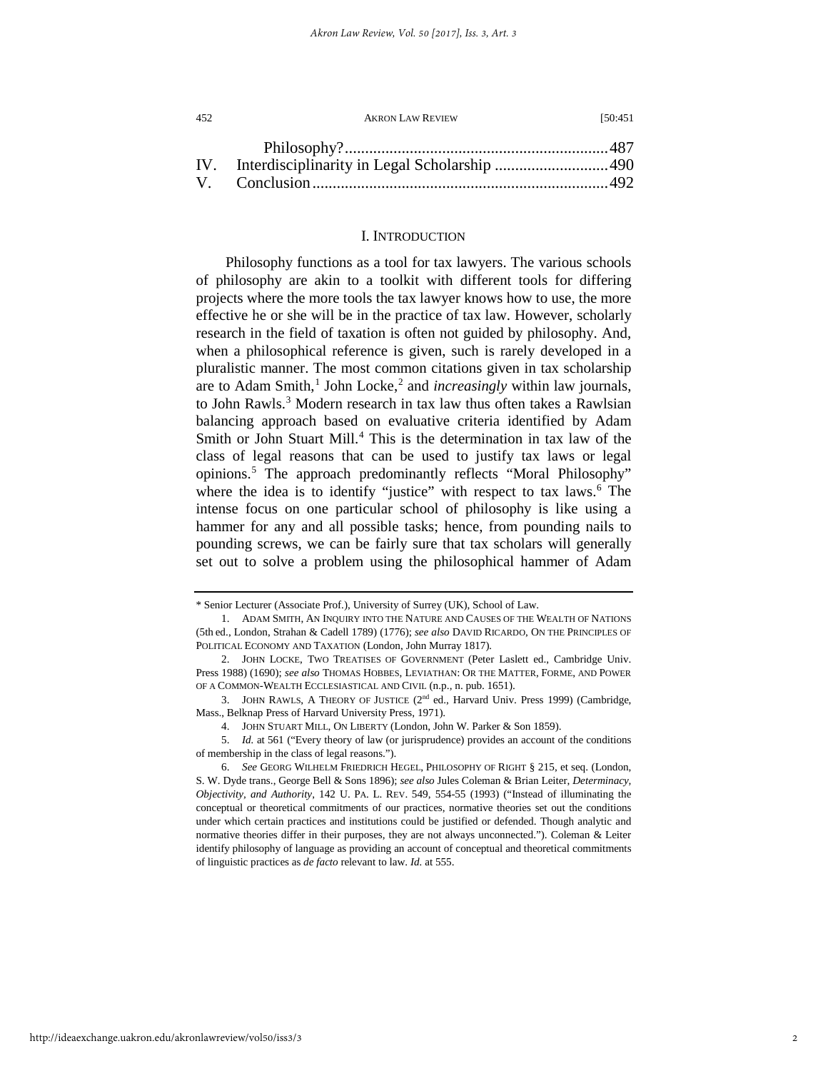Philosophy? ................................................................ 487
IV. Interdisciplinarity in Legal Scholarship ........................... 490
V. Conclusion ........................................................................ 492

## I. INTRODUCTION

Philosophy functions as a tool for tax lawyers. The various schools of philosophy are akin to a toolkit with different tools for differing projects where the more tools the tax lawyer knows how to use, the more effective he or she will be in the practice of tax law. However, scholarly research in the field of taxation is often not guided by philosophy. And, when a philosophical reference is given, such is rarely developed in a pluralistic manner. The most common citations given in tax scholarship are to Adam Smith,[1] John Locke,[2] and *increasingly* within law journals, to John Rawls.[3] Modern research in tax law thus often takes a Rawlsian balancing approach based on evaluative criteria identified by Adam Smith or John Stuart Mill.[4] This is the determination in tax law of the class of legal reasons that can be used to justify tax laws or legal opinions.[5] The approach predominantly reflects "Moral Philosophy" where the idea is to identify "justice" with respect to tax laws.[6] The intense focus on one particular school of philosophy is like using a hammer for any and all possible tasks; hence, from pounding nails to pounding screws, we can be fairly sure that tax scholars will generally set out to solve a problem using the philosophical hammer of Adam

---

\* Senior Lecturer (Associate Prof.), University of Surrey (UK), School of Law.

1. ADAM SMITH, AN INQUIRY INTO THE NATURE AND CAUSES OF THE WEALTH OF NATIONS (5th ed., London, Strahan & Cadell 1789) (1776); *see also* DAVID RICARDO, ON THE PRINCIPLES OF POLITICAL ECONOMY AND TAXATION (London, John Murray 1817).

2. JOHN LOCKE, TWO TREATISES OF GOVERNMENT (Peter Laslett ed., Cambridge Univ. Press 1988) (1690); *see also* THOMAS HOBBES, LEVIATHAN: OR THE MATTER, FORME, AND POWER OF A COMMON-WEALTH ECCLESIASTICALL AND CIVIL (n.p., n. pub. 1651).

3. JOHN RAWLS, A THEORY OF JUSTICE (2nd ed., Harvard Univ. Press 1999) (Cambridge, Mass., Belknap Press of Harvard University Press, 1971).

4. JOHN STUART MILL, ON LIBERTY (London, John W. Parker & Son 1859).

5. *Id.* at 561 ("Every theory of law (or jurisprudence) provides an account of the conditions of membership in the class of legal reasons.").

6. *See* GEORG WILHELM FRIEDRICH HEGEL, PHILOSOPHY OF RIGHT § 215, et seq. (London, S. W. Dyde trans., George Bell & Sons 1896); *see also* Jules Coleman & Brian Leiter, *Determinacy, Objectivity, and Authority*, 142 U. PA. L. REV. 549, 554-55 (1993) ("Instead of illuminating the conceptual or theoretical commitments of our practices, normative theories set out the conditions under which certain practices and institutions could be justified or defended. Though analytic and normative theories differ in their purposes, they are not always unconnected."). Coleman & Leiter identify philosophy of language as providing an account of conceptual and theoretical commitments of linguistic practices as *de facto* relevant to law. *Id.* at 555.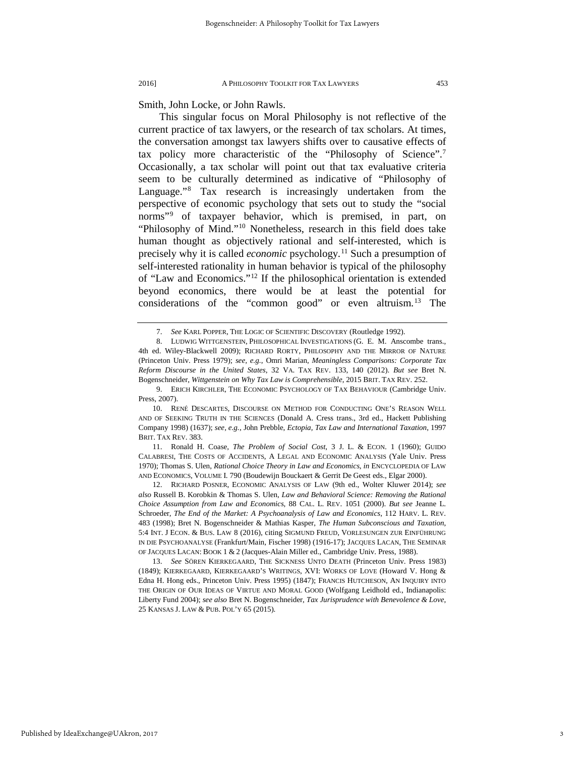Smith, John Locke, or John Rawls.

This singular focus on Moral Philosophy is not reflective of the current practice of tax lawyers, or the research of tax scholars. At times, the conversation amongst tax lawyers shifts over to causative effects of tax policy more characteristic of the "Philosophy of Science".[7] Occasionally, a tax scholar will point out that tax evaluative criteria seem to be culturally determined as indicative of "Philosophy of Language."[8] Tax research is increasingly undertaken from the perspective of economic psychology that sets out to study the "social norms"[9] of taxpayer behavior, which is premised, in part, on "Philosophy of Mind."[10] Nonetheless, research in this field does take human thought as objectively rational and self-interested, which is precisely why it is called *economic* psychology.[11] Such a presumption of self-interested rationality in human behavior is typical of the philosophy of "Law and Economics."[12] If the philosophical orientation is extended beyond economics, there would be at least the potential for considerations of the "common good" or even altruism.[13] The

---

7. *See* KARL POPPER, THE LOGIC OF SCIENTIFIC DISCOVERY (Routledge 1992).

8. LUDWIG WITTGENSTEIN, PHILOSOPHICAL INVESTIGATIONS (G. E. M. Anscombe trans., 4th ed. Wiley-Blackwell 2009); RICHARD RORTY, PHILOSOPHY AND THE MIRROR OF NATURE (Princeton Univ. Press 1979); *see, e.g.*, Omri Marian, *Meaningless Comparisons: Corporate Tax Reform Discourse in the United States*, 32 VA. TAX REV. 133, 140 (2012). *But see* Bret N. Bogenschneider, *Wittgenstein on Why Tax Law is Comprehensible*, 2015 BRIT. TAX REV. 252.

9. ERICH KIRCHLER, THE ECONOMIC PSYCHOLOGY OF TAX BEHAVIOUR (Cambridge Univ. Press, 2007).

10. RENÉ DESCARTES, DISCOURSE ON METHOD FOR CONDUCTING ONE'S REASON WELL AND OF SEEKING TRUTH IN THE SCIENCES (Donald A. Cress trans., 3rd ed., Hackett Publishing Company 1998) (1637); *see, e.g.*, John Prebble, *Ectopia, Tax Law and International Taxation*, 1997 BRIT. TAX REV. 383.

11. Ronald H. Coase, *The Problem of Social Cost*, 3 J. L. & ECON. 1 (1960); GUIDO CALABRESI, THE COSTS OF ACCIDENTS, A LEGAL AND ECONOMIC ANALYSIS (Yale Univ. Press 1970); Thomas S. Ulen, *Rational Choice Theory in Law and Economics*, *in* ENCYCLOPEDIA OF LAW AND ECONOMICS, VOLUME I. 790 (Boudewijn Bouckaert & Gerrit De Geest eds., Elgar 2000).

12. RICHARD POSNER, ECONOMIC ANALYSIS OF LAW (9th ed., Wolter Kluwer 2014); *see also* Russell B. Korobkin & Thomas S. Ulen, *Law and Behavioral Science: Removing the Rational Choice Assumption from Law and Economics*, 88 CAL. L. REV. 1051 (2000). *But see* Jeanne L. Schroeder, *The End of the Market: A Psychoanalysis of Law and Economics*, 112 HARV. L. REV. 483 (1998); Bret N. Bogenschneider & Mathias Kasper, *The Human Subconscious and Taxation*, 5:4 INT. J ECON. & BUS. LAW 8 (2016), citing SIGMUND FREUD, VORLESUNGEN ZUR EINFÜHRUNG IN DIE PSYCHOANALYSE (Frankfurt/Main, Fischer 1998) (1916-17); JACQUES LACAN, THE SEMINAR OF JACQUES LACAN: BOOK 1 & 2 (Jacques-Alain Miller ed., Cambridge Univ. Press, 1988).

13. *See* SÖREN KIERKEGAARD, THE SICKNESS UNTO DEATH (Princeton Univ. Press 1983) (1849); KIERKEGAARD, KIERKEGAARD'S WRITINGS, XVI: WORKS OF LOVE (Howard V. Hong & Edna H. Hong eds., Princeton Univ. Press 1995) (1847); FRANCIS HUTCHESON, AN INQUIRY INTO THE ORIGIN OF OUR IDEAS OF VIRTUE AND MORAL GOOD (Wolfgang Leidhold ed., Indianapolis: Liberty Fund 2004); *see also* Bret N. Bogenschneider, *Tax Jurisprudence with Benevolence & Love*, 25 KANSAS J. LAW & PUB. POL'Y 65 (2015).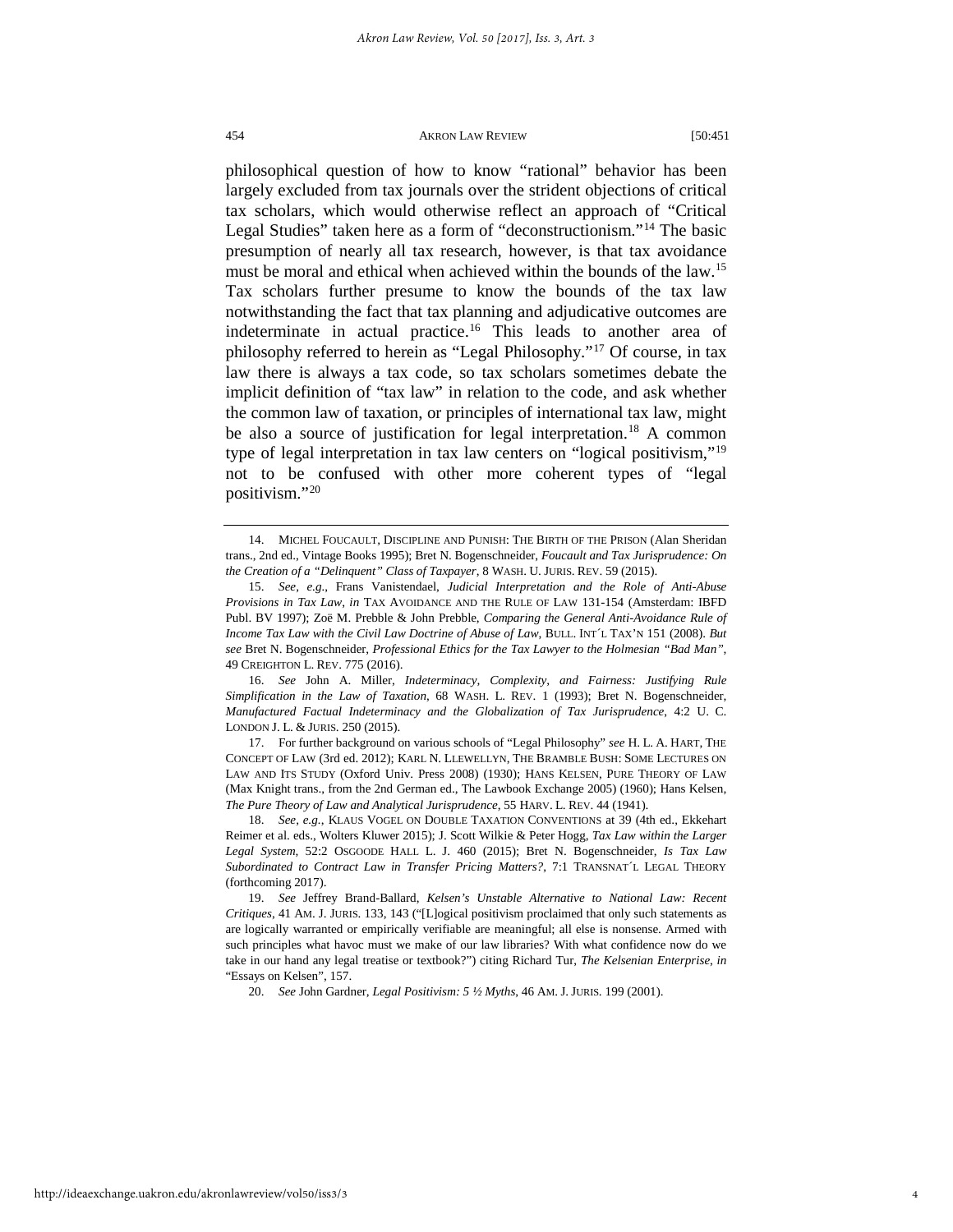philosophical question of how to know "rational" behavior has been largely excluded from tax journals over the strident objections of critical tax scholars, which would otherwise reflect an approach of "Critical Legal Studies" taken here as a form of "deconstructionism."[14] The basic presumption of nearly all tax research, however, is that tax avoidance must be moral and ethical when achieved within the bounds of the law.[15] Tax scholars further presume to know the bounds of the tax law notwithstanding the fact that tax planning and adjudicative outcomes are indeterminate in actual practice.[16] This leads to another area of philosophy referred to herein as "Legal Philosophy."[17] Of course, in tax law there is always a tax code, so tax scholars sometimes debate the implicit definition of "tax law" in relation to the code, and ask whether the common law of taxation, or principles of international tax law, might be also a source of justification for legal interpretation.[18] A common type of legal interpretation in tax law centers on "logical positivism,"[19] not to be confused with other more coherent types of "legal positivism."[20]

---

14. MICHEL FOUCAULT, DISCIPLINE AND PUNISH: THE BIRTH OF THE PRISON (Alan Sheridan trans., 2nd ed., Vintage Books 1995); Bret N. Bogenschneider, *Foucault and Tax Jurisprudence: On the Creation of a "Delinquent" Class of Taxpayer*, 8 WASH. U. JURIS. REV. 59 (2015).

15. *See, e.g.*, Frans Vanistendael, *Judicial Interpretation and the Role of Anti-Abuse Provisions in Tax Law*, *in* TAX AVOIDANCE AND THE RULE OF LAW 131-154 (Amsterdam: IBFD Publ. BV 1997); Zoë M. Prebble & John Prebble, *Comparing the General Anti-Avoidance Rule of Income Tax Law with the Civil Law Doctrine of Abuse of Law*, BULL. INT´L TAX'N 151 (2008). *But see* Bret N. Bogenschneider, *Professional Ethics for the Tax Lawyer to the Holmesian "Bad Man"*, 49 CREIGHTON L. REV. 775 (2016).

16. *See* John A. Miller, *Indeterminacy, Complexity, and Fairness: Justifying Rule Simplification in the Law of Taxation*, 68 WASH. L. REV. 1 (1993); Bret N. Bogenschneider, *Manufactured Factual Indeterminacy and the Globalization of Tax Jurisprudence*, 4:2 U. C. LONDON J. L. & JURIS. 250 (2015).

17. For further background on various schools of "Legal Philosophy" *see* H. L. A. HART, THE CONCEPT OF LAW (3rd ed. 2012); KARL N. LLEWELLYN, THE BRAMBLE BUSH: SOME LECTURES ON LAW AND ITS STUDY (Oxford Univ. Press 2008) (1930); HANS KELSEN, PURE THEORY OF LAW (Max Knight trans., from the 2nd German ed., The Lawbook Exchange 2005) (1960); Hans Kelsen, *The Pure Theory of Law and Analytical Jurisprudence*, 55 HARV. L. REV. 44 (1941).

18. *See, e.g.*, KLAUS VOGEL ON DOUBLE TAXATION CONVENTIONS at 39 (4th ed., Ekkehart Reimer et al. eds., Wolters Kluwer 2015); J. Scott Wilkie & Peter Hogg, *Tax Law within the Larger Legal System*, 52:2 OSGOODE HALL L. J. 460 (2015); Bret N. Bogenschneider, *Is Tax Law Subordinated to Contract Law in Transfer Pricing Matters?*, 7:1 TRANSNAT´L LEGAL THEORY (forthcoming 2017).

19. *See* Jeffrey Brand-Ballard, *Kelsen's Unstable Alternative to National Law: Recent Critiques*, 41 AM. J. JURIS. 133, 143 ("[L]ogical positivism proclaimed that only such statements as are logically warranted or empirically verifiable are meaningful; all else is nonsense. Armed with such principles what havoc must we make of our law libraries? With what confidence now do we take in our hand any legal treatise or textbook?") citing Richard Tur, *The Kelsenian Enterprise*, *in* "Essays on Kelsen", 157.

20. *See* John Gardner, *Legal Positivism: 5 ½ Myths*, 46 AM. J. JURIS. 199 (2001).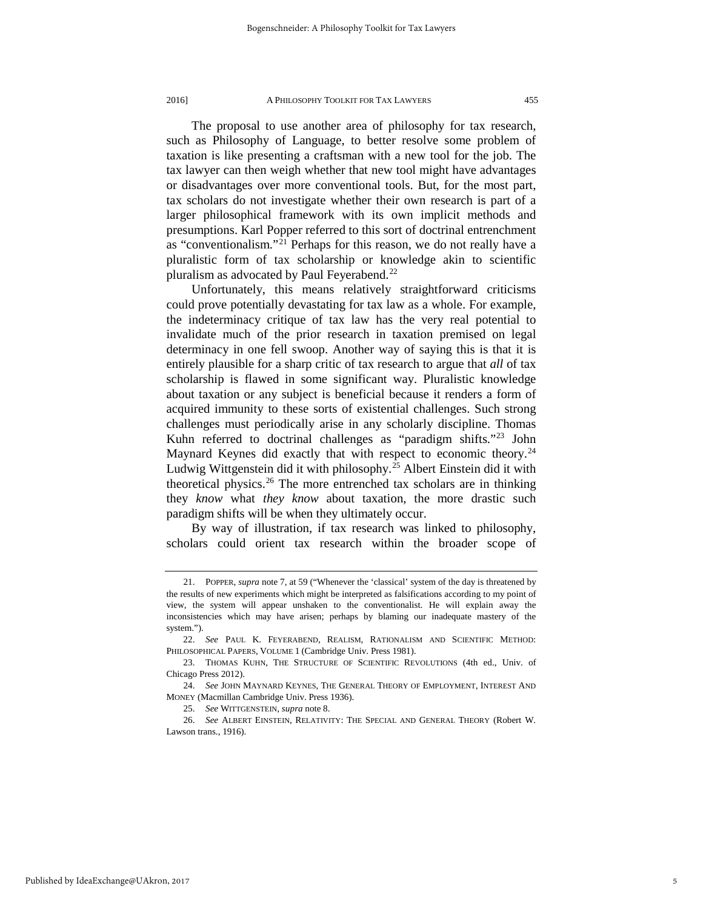The proposal to use another area of philosophy for tax research, such as Philosophy of Language, to better resolve some problem of taxation is like presenting a craftsman with a new tool for the job. The tax lawyer can then weigh whether that new tool might have advantages or disadvantages over more conventional tools. But, for the most part, tax scholars do not investigate whether their own research is part of a larger philosophical framework with its own implicit methods and presumptions. Karl Popper referred to this sort of doctrinal entrenchment as "conventionalism."[21] Perhaps for this reason, we do not really have a pluralistic form of tax scholarship or knowledge akin to scientific pluralism as advocated by Paul Feyerabend.[22]

Unfortunately, this means relatively straightforward criticisms could prove potentially devastating for tax law as a whole. For example, the indeterminacy critique of tax law has the very real potential to invalidate much of the prior research in taxation premised on legal determinacy in one fell swoop. Another way of saying this is that it is entirely plausible for a sharp critic of tax research to argue that *all* of tax scholarship is flawed in some significant way. Pluralistic knowledge about taxation or any subject is beneficial because it renders a form of acquired immunity to these sorts of existential challenges. Such strong challenges must periodically arise in any scholarly discipline. Thomas Kuhn referred to doctrinal challenges as "paradigm shifts."[23] John Maynard Keynes did exactly that with respect to economic theory.[24] Ludwig Wittgenstein did it with philosophy.[25] Albert Einstein did it with theoretical physics.[26] The more entrenched tax scholars are in thinking they *know* what *they know* about taxation, the more drastic such paradigm shifts will be when they ultimately occur.

By way of illustration, if tax research was linked to philosophy, scholars could orient tax research within the broader scope of

---

21. POPPER, *supra* note 7, at 59 ("Whenever the 'classical' system of the day is threatened by the results of new experiments which might be interpreted as falsifications according to my point of view, the system will appear unshaken to the conventionalist. He will explain away the inconsistencies which may have arisen; perhaps by blaming our inadequate mastery of the system.").

22. *See* PAUL K. FEYERABEND, REALISM, RATIONALISM AND SCIENTIFIC METHOD: PHILOSOPHICAL PAPERS, VOLUME 1 (Cambridge Univ. Press 1981).

23. THOMAS KUHN, THE STRUCTURE OF SCIENTIFIC REVOLUTIONS (4th ed., Univ. of Chicago Press 2012).

24. *See* JOHN MAYNARD KEYNES, THE GENERAL THEORY OF EMPLOYMENT, INTEREST AND MONEY (Macmillan Cambridge Univ. Press 1936).

25. *See* WITTGENSTEIN, *supra* note 8.

26. *See* ALBERT EINSTEIN, RELATIVITY: THE SPECIAL AND GENERAL THEORY (Robert W. Lawson trans., 1916).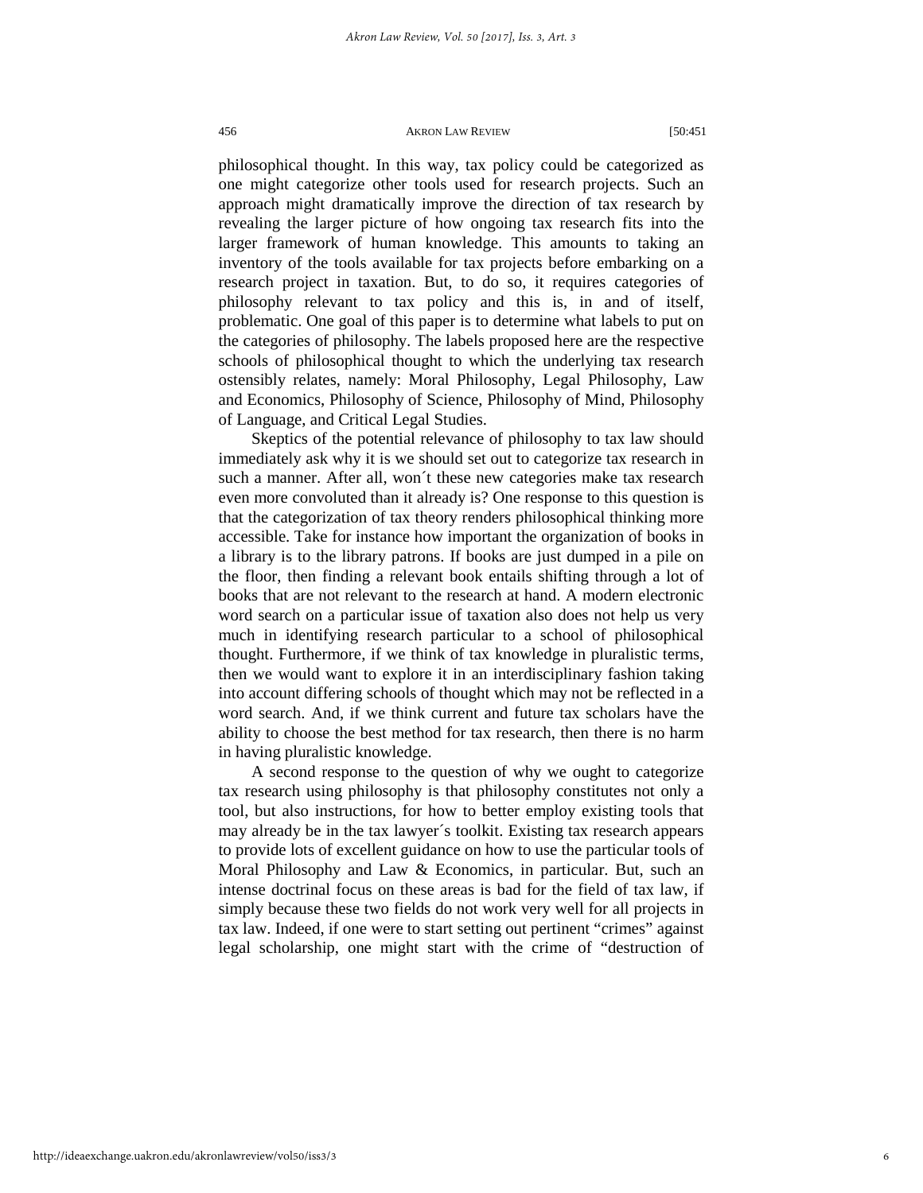philosophical thought. In this way, tax policy could be categorized as one might categorize other tools used for research projects. Such an approach might dramatically improve the direction of tax research by revealing the larger picture of how ongoing tax research fits into the larger framework of human knowledge. This amounts to taking an inventory of the tools available for tax projects before embarking on a research project in taxation. But, to do so, it requires categories of philosophy relevant to tax policy and this is, in and of itself, problematic. One goal of this paper is to determine what labels to put on the categories of philosophy. The labels proposed here are the respective schools of philosophical thought to which the underlying tax research ostensibly relates, namely: Moral Philosophy, Legal Philosophy, Law and Economics, Philosophy of Science, Philosophy of Mind, Philosophy of Language, and Critical Legal Studies.

Skeptics of the potential relevance of philosophy to tax law should immediately ask why it is we should set out to categorize tax research in such a manner. After all, won´t these new categories make tax research even more convoluted than it already is? One response to this question is that the categorization of tax theory renders philosophical thinking more accessible. Take for instance how important the organization of books in a library is to the library patrons. If books are just dumped in a pile on the floor, then finding a relevant book entails shifting through a lot of books that are not relevant to the research at hand. A modern electronic word search on a particular issue of taxation also does not help us very much in identifying research particular to a school of philosophical thought. Furthermore, if we think of tax knowledge in pluralistic terms, then we would want to explore it in an interdisciplinary fashion taking into account differing schools of thought which may not be reflected in a word search. And, if we think current and future tax scholars have the ability to choose the best method for tax research, then there is no harm in having pluralistic knowledge.

A second response to the question of why we ought to categorize tax research using philosophy is that philosophy constitutes not only a tool, but also instructions, for how to better employ existing tools that may already be in the tax lawyer´s toolkit. Existing tax research appears to provide lots of excellent guidance on how to use the particular tools of Moral Philosophy and Law & Economics, in particular. But, such an intense doctrinal focus on these areas is bad for the field of tax law, if simply because these two fields do not work very well for all projects in tax law. Indeed, if one were to start setting out pertinent "crimes" against legal scholarship, one might start with the crime of "destruction of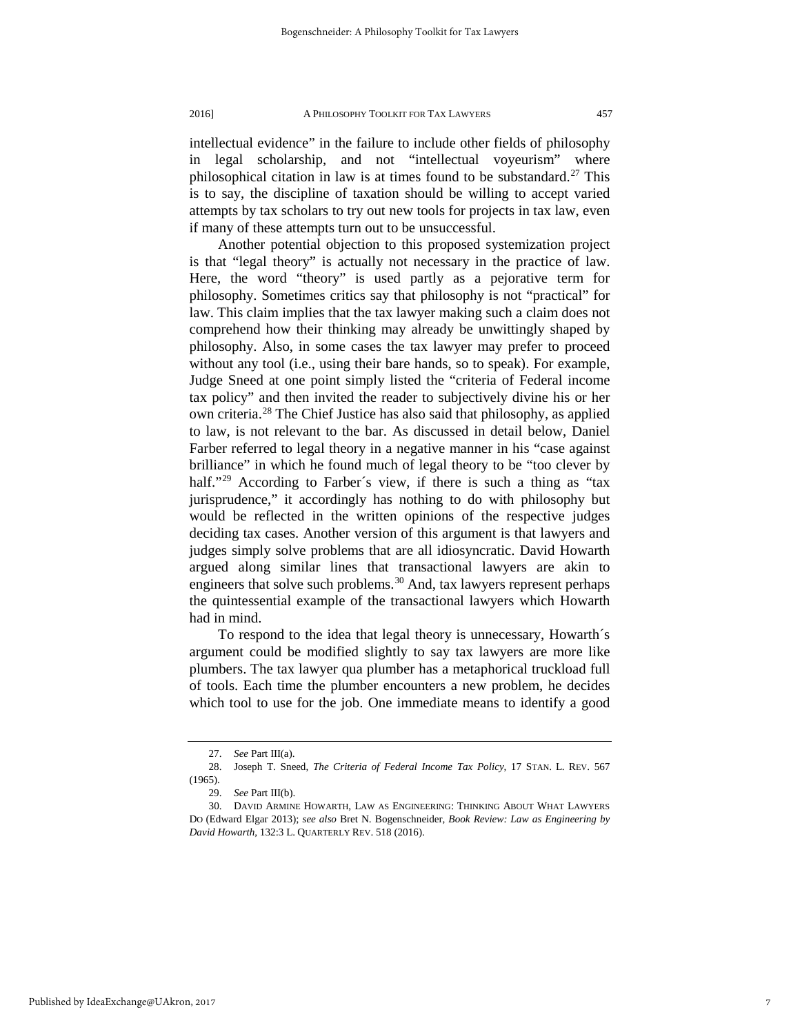intellectual evidence" in the failure to include other fields of philosophy in legal scholarship, and not "intellectual voyeurism" where philosophical citation in law is at times found to be substandard.[27] This is to say, the discipline of taxation should be willing to accept varied attempts by tax scholars to try out new tools for projects in tax law, even if many of these attempts turn out to be unsuccessful.

Another potential objection to this proposed systemization project is that "legal theory" is actually not necessary in the practice of law. Here, the word "theory" is used partly as a pejorative term for philosophy. Sometimes critics say that philosophy is not "practical" for law. This claim implies that the tax lawyer making such a claim does not comprehend how their thinking may already be unwittingly shaped by philosophy. Also, in some cases the tax lawyer may prefer to proceed without any tool (i.e., using their bare hands, so to speak). For example, Judge Sneed at one point simply listed the "criteria of Federal income tax policy" and then invited the reader to subjectively divine his or her own criteria.[28] The Chief Justice has also said that philosophy, as applied to law, is not relevant to the bar. As discussed in detail below, Daniel Farber referred to legal theory in a negative manner in his "case against brilliance" in which he found much of legal theory to be "too clever by half."[29] According to Farber´s view, if there is such a thing as "tax jurisprudence," it accordingly has nothing to do with philosophy but would be reflected in the written opinions of the respective judges deciding tax cases. Another version of this argument is that lawyers and judges simply solve problems that are all idiosyncratic. David Howarth argued along similar lines that transactional lawyers are akin to engineers that solve such problems.[30] And, tax lawyers represent perhaps the quintessential example of the transactional lawyers which Howarth had in mind.

To respond to the idea that legal theory is unnecessary, Howarth´s argument could be modified slightly to say tax lawyers are more like plumbers. The tax lawyer qua plumber has a metaphorical truckload full of tools. Each time the plumber encounters a new problem, he decides which tool to use for the job. One immediate means to identify a good

---

27. *See* Part III(a).

28. Joseph T. Sneed, *The Criteria of Federal Income Tax Policy*, 17 STAN. L. REV. 567 (1965).

29. *See* Part III(b).

30. DAVID ARMINE HOWARTH, LAW AS ENGINEERING: THINKING ABOUT WHAT LAWYERS DO (Edward Elgar 2013); *see also* Bret N. Bogenschneider, *Book Review: Law as Engineering by David Howarth*, 132:3 L. QUARTERLY REV. 518 (2016).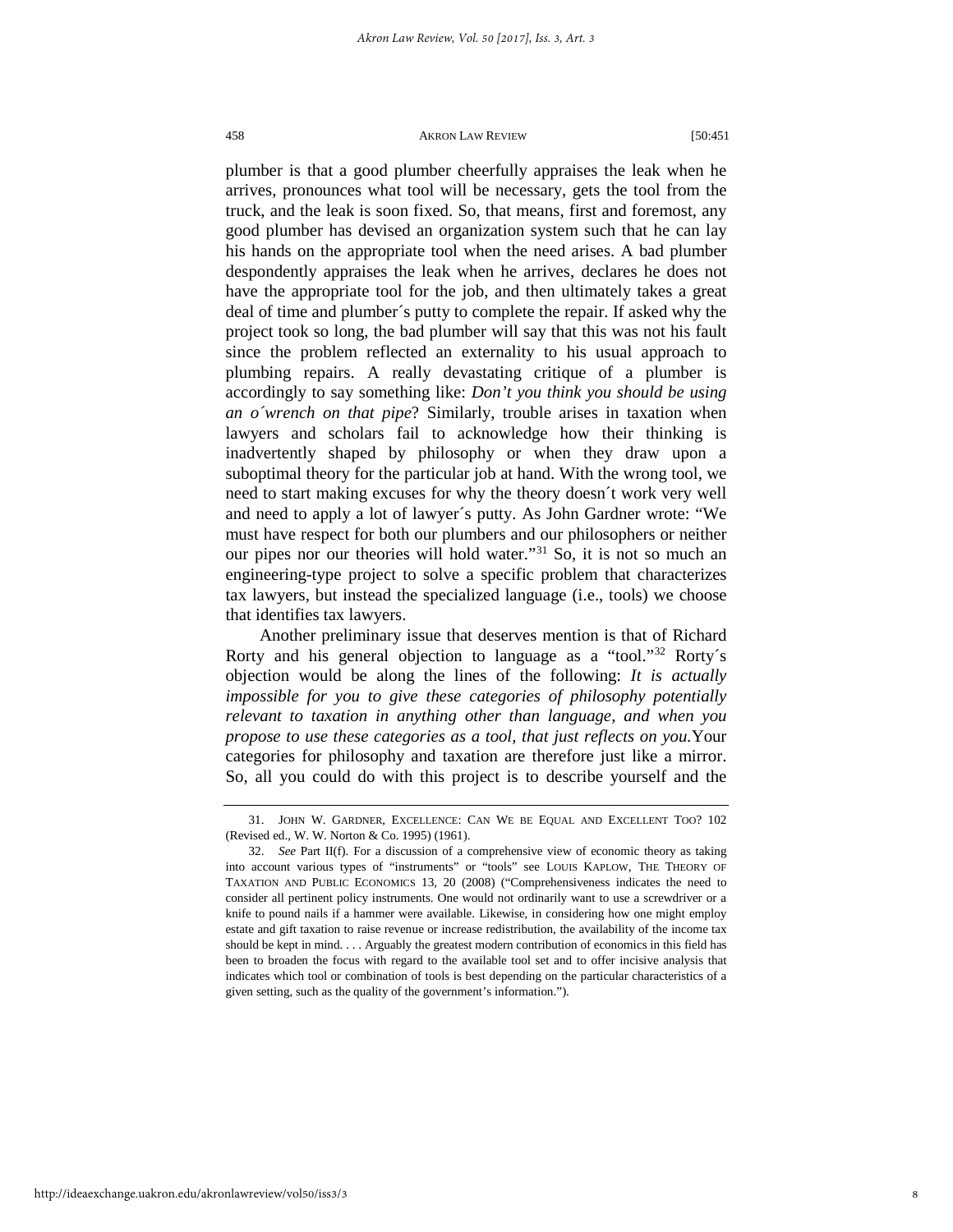plumber is that a good plumber cheerfully appraises the leak when he arrives, pronounces what tool will be necessary, gets the tool from the truck, and the leak is soon fixed. So, that means, first and foremost, any good plumber has devised an organization system such that he can lay his hands on the appropriate tool when the need arises. A bad plumber despondently appraises the leak when he arrives, declares he does not have the appropriate tool for the job, and then ultimately takes a great deal of time and plumber´s putty to complete the repair. If asked why the project took so long, the bad plumber will say that this was not his fault since the problem reflected an externality to his usual approach to plumbing repairs. A really devastating critique of a plumber is accordingly to say something like: *Don't you think you should be using an o´wrench on that pipe*? Similarly, trouble arises in taxation when lawyers and scholars fail to acknowledge how their thinking is inadvertently shaped by philosophy or when they draw upon a suboptimal theory for the particular job at hand. With the wrong tool, we need to start making excuses for why the theory doesn´t work very well and need to apply a lot of lawyer´s putty. As John Gardner wrote: "We must have respect for both our plumbers and our philosophers or neither our pipes nor our theories will hold water."[31] So, it is not so much an engineering-type project to solve a specific problem that characterizes tax lawyers, but instead the specialized language (i.e., tools) we choose that identifies tax lawyers.

Another preliminary issue that deserves mention is that of Richard Rorty and his general objection to language as a "tool."[32] Rorty´s objection would be along the lines of the following: *It is actually impossible for you to give these categories of philosophy potentially relevant to taxation in anything other than language, and when you propose to use these categories as a tool, that just reflects on you.* Your categories for philosophy and taxation are therefore just like a mirror. So, all you could do with this project is to describe yourself and the

---

31. JOHN W. GARDNER, EXCELLENCE: CAN WE BE EQUAL AND EXCELLENT TOO? 102 (Revised ed., W. W. Norton & Co. 1995) (1961).

32. *See* Part II(f). For a discussion of a comprehensive view of economic theory as taking into account various types of "instruments" or "tools" see LOUIS KAPLOW, THE THEORY OF TAXATION AND PUBLIC ECONOMICS 13, 20 (2008) ("Comprehensiveness indicates the need to consider all pertinent policy instruments. One would not ordinarily want to use a screwdriver or a knife to pound nails if a hammer were available. Likewise, in considering how one might employ estate and gift taxation to raise revenue or increase redistribution, the availability of the income tax should be kept in mind. . . . Arguably the greatest modern contribution of economics in this field has been to broaden the focus with regard to the available tool set and to offer incisive analysis that indicates which tool or combination of tools is best depending on the particular characteristics of a given setting, such as the quality of the government's information.").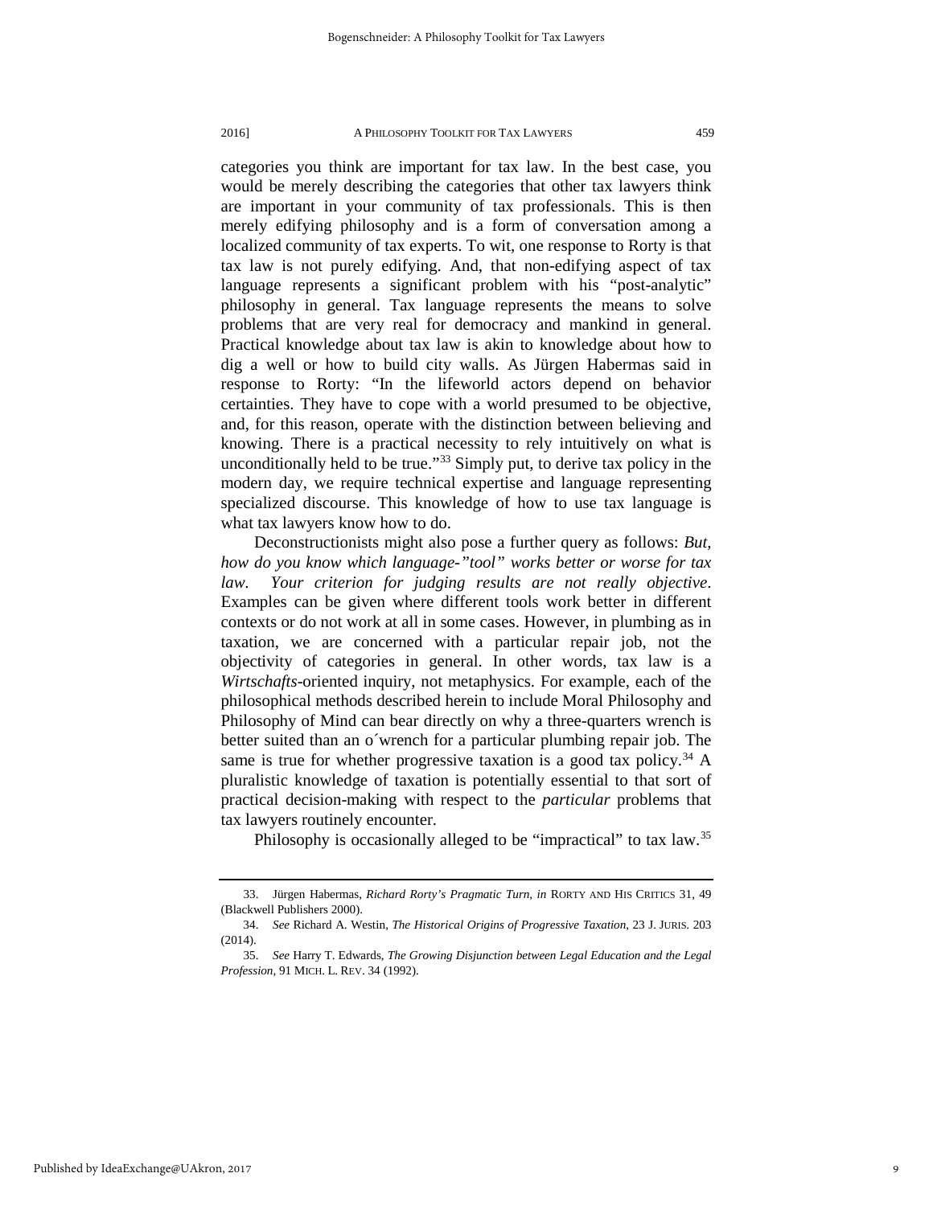categories you think are important for tax law. In the best case, you would be merely describing the categories that other tax lawyers think are important in your community of tax professionals. This is then merely edifying philosophy and is a form of conversation among a localized community of tax experts. To wit, one response to Rorty is that tax law is not purely edifying. And, that non-edifying aspect of tax language represents a significant problem with his "post-analytic" philosophy in general. Tax language represents the means to solve problems that are very real for democracy and mankind in general. Practical knowledge about tax law is akin to knowledge about how to dig a well or how to build city walls. As Jürgen Habermas said in response to Rorty: "In the lifeworld actors depend on behavior certainties. They have to cope with a world presumed to be objective, and, for this reason, operate with the distinction between believing and knowing. There is a practical necessity to rely intuitively on what is unconditionally held to be true."[33] Simply put, to derive tax policy in the modern day, we require technical expertise and language representing specialized discourse. This knowledge of how to use tax language is what tax lawyers know how to do.

Deconstructionists might also pose a further query as follows: *But, how do you know which language-"tool" works better or worse for tax law. Your criterion for judging results are not really objective*. Examples can be given where different tools work better in different contexts or do not work at all in some cases. However, in plumbing as in taxation, we are concerned with a particular repair job, not the objectivity of categories in general. In other words, tax law is a *Wirtschafts*-oriented inquiry, not metaphysics. For example, each of the philosophical methods described herein to include Moral Philosophy and Philosophy of Mind can bear directly on why a three-quarters wrench is better suited than an o´wrench for a particular plumbing repair job. The same is true for whether progressive taxation is a good tax policy.[34] A pluralistic knowledge of taxation is potentially essential to that sort of practical decision-making with respect to the *particular* problems that tax lawyers routinely encounter.

Philosophy is occasionally alleged to be "impractical" to tax law.[35]

---

33. Jürgen Habermas, *Richard Rorty's Pragmatic Turn*, *in* RORTY AND HIS CRITICS 31, 49 (Blackwell Publishers 2000).

34. *See* Richard A. Westin, *The Historical Origins of Progressive Taxation*, 23 J. JURIS. 203 (2014).

35. *See* Harry T. Edwards, *The Growing Disjunction between Legal Education and the Legal Profession*, 91 MICH. L. REV. 34 (1992).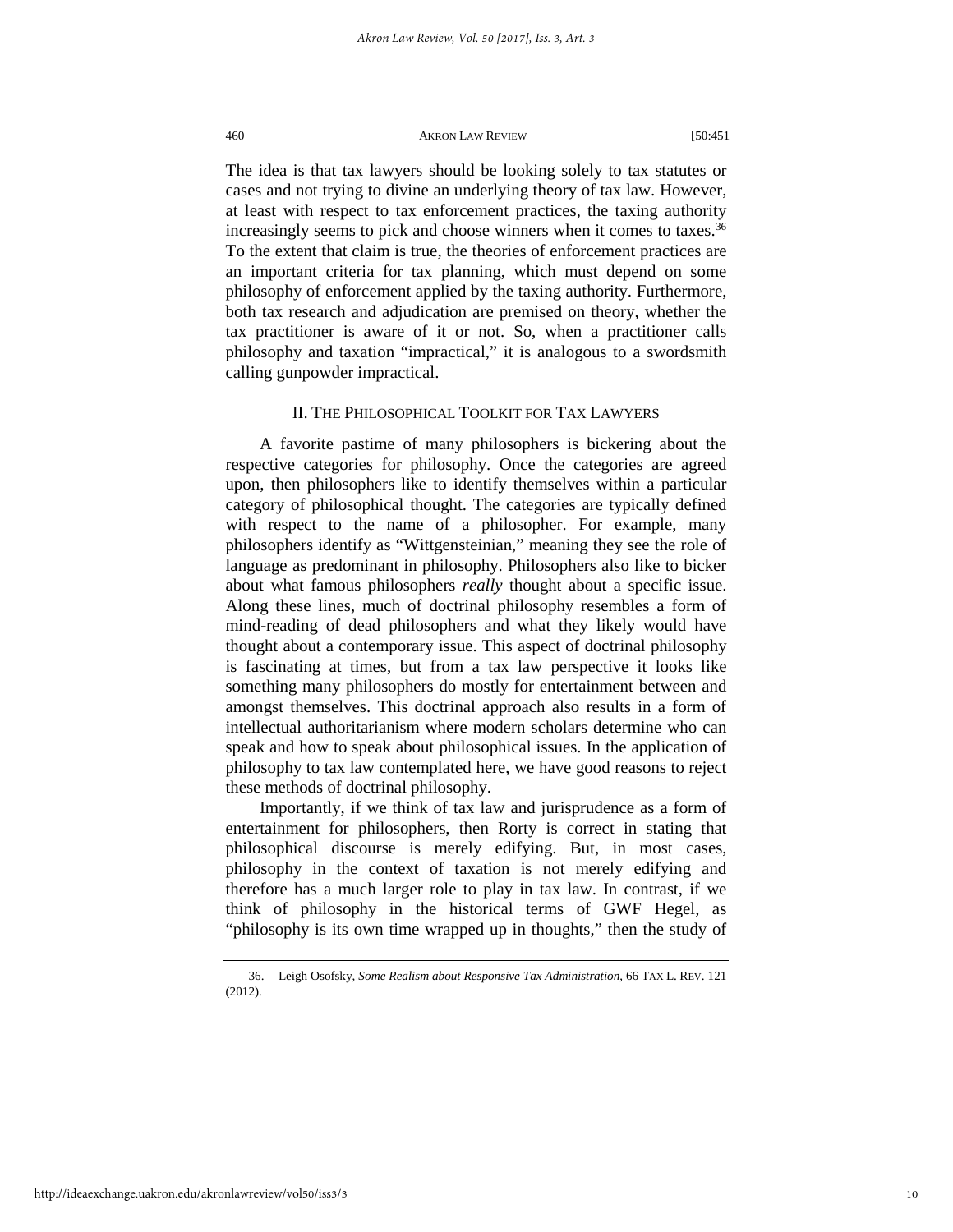The idea is that tax lawyers should be looking solely to tax statutes or cases and not trying to divine an underlying theory of tax law. However, at least with respect to tax enforcement practices, the taxing authority increasingly seems to pick and choose winners when it comes to taxes.[36] To the extent that claim is true, the theories of enforcement practices are an important criteria for tax planning, which must depend on some philosophy of enforcement applied by the taxing authority. Furthermore, both tax research and adjudication are premised on theory, whether the tax practitioner is aware of it or not. So, when a practitioner calls philosophy and taxation "impractical," it is analogous to a swordsmith calling gunpowder impractical.

## II. The Philosophical Toolkit for Tax Lawyers

A favorite pastime of many philosophers is bickering about the respective categories for philosophy. Once the categories are agreed upon, then philosophers like to identify themselves within a particular category of philosophical thought. The categories are typically defined with respect to the name of a philosopher. For example, many philosophers identify as "Wittgensteinian," meaning they see the role of language as predominant in philosophy. Philosophers also like to bicker about what famous philosophers *really* thought about a specific issue. Along these lines, much of doctrinal philosophy resembles a form of mind-reading of dead philosophers and what they likely would have thought about a contemporary issue. This aspect of doctrinal philosophy is fascinating at times, but from a tax law perspective it looks like something many philosophers do mostly for entertainment between and amongst themselves. This doctrinal approach also results in a form of intellectual authoritarianism where modern scholars determine who can speak and how to speak about philosophical issues. In the application of philosophy to tax law contemplated here, we have good reasons to reject these methods of doctrinal philosophy.

Importantly, if we think of tax law and jurisprudence as a form of entertainment for philosophers, then Rorty is correct in stating that philosophical discourse is merely edifying. But, in most cases, philosophy in the context of taxation is not merely edifying and therefore has a much larger role to play in tax law. In contrast, if we think of philosophy in the historical terms of GWF Hegel, as "philosophy is its own time wrapped up in thoughts," then the study of

36. Leigh Osofsky, *Some Realism about Responsive Tax Administration*, 66 TAX L. REV. 121 (2012).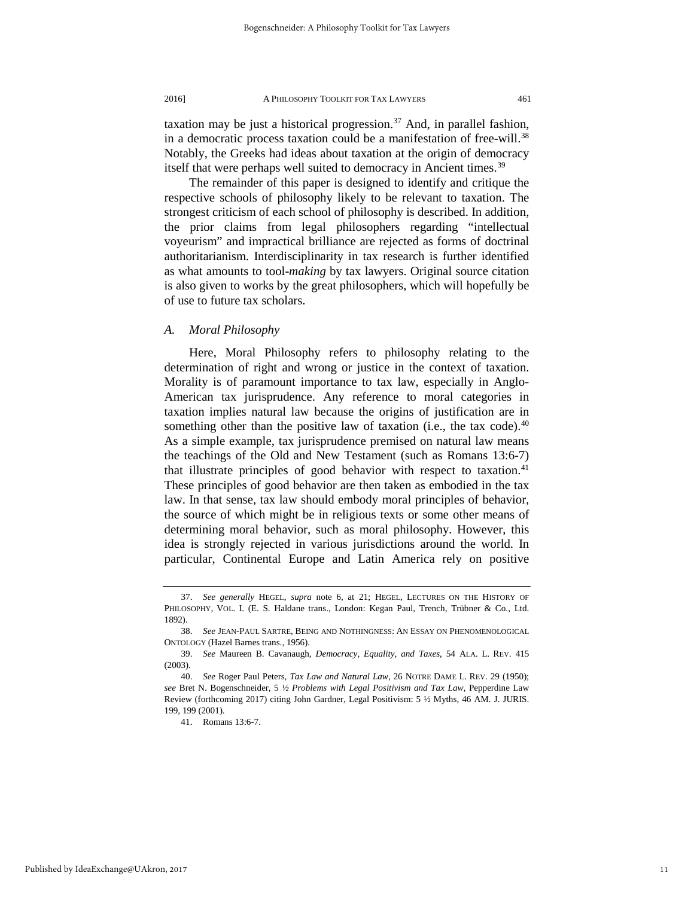taxation may be just a historical progression.[37] And, in parallel fashion, in a democratic process taxation could be a manifestation of free-will.[38] Notably, the Greeks had ideas about taxation at the origin of democracy itself that were perhaps well suited to democracy in Ancient times.[39]

The remainder of this paper is designed to identify and critique the respective schools of philosophy likely to be relevant to taxation. The strongest criticism of each school of philosophy is described. In addition, the prior claims from legal philosophers regarding "intellectual voyeurism" and impractical brilliance are rejected as forms of doctrinal authoritarianism. Interdisciplinarity in tax research is further identified as what amounts to tool-*making* by tax lawyers. Original source citation is also given to works by the great philosophers, which will hopefully be of use to future tax scholars.

### *A. Moral Philosophy*

Here, Moral Philosophy refers to philosophy relating to the determination of right and wrong or justice in the context of taxation. Morality is of paramount importance to tax law, especially in Anglo-American tax jurisprudence. Any reference to moral categories in taxation implies natural law because the origins of justification are in something other than the positive law of taxation (i.e., the tax code).[40] As a simple example, tax jurisprudence premised on natural law means the teachings of the Old and New Testament (such as Romans 13:6-7) that illustrate principles of good behavior with respect to taxation.[41] These principles of good behavior are then taken as embodied in the tax law. In that sense, tax law should embody moral principles of behavior, the source of which might be in religious texts or some other means of determining moral behavior, such as moral philosophy. However, this idea is strongly rejected in various jurisdictions around the world. In particular, Continental Europe and Latin America rely on positive

---

37. *See generally* HEGEL, *supra* note 6, at 21; HEGEL, LECTURES ON THE HISTORY OF PHILOSOPHY, VOL. I. (E. S. Haldane trans., London: Kegan Paul, Trench, Trübner & Co., Ltd. 1892).

38. *See* JEAN-PAUL SARTRE, BEING AND NOTHINGNESS: AN ESSAY ON PHENOMENOLOGICAL ONTOLOGY (Hazel Barnes trans., 1956).

39. *See* Maureen B. Cavanaugh, *Democracy, Equality, and Taxes*, 54 ALA. L. REV. 415 (2003).

40. *See* Roger Paul Peters, *Tax Law and Natural Law*, 26 NOTRE DAME L. REV. 29 (1950); *see* Bret N. Bogenschneider, 5 *½ Problems with Legal Positivism and Tax Law*, Pepperdine Law Review (forthcoming 2017) citing John Gardner, Legal Positivism: 5 ½ Myths, 46 AM. J. JURIS. 199, 199 (2001).

41. Romans 13:6-7.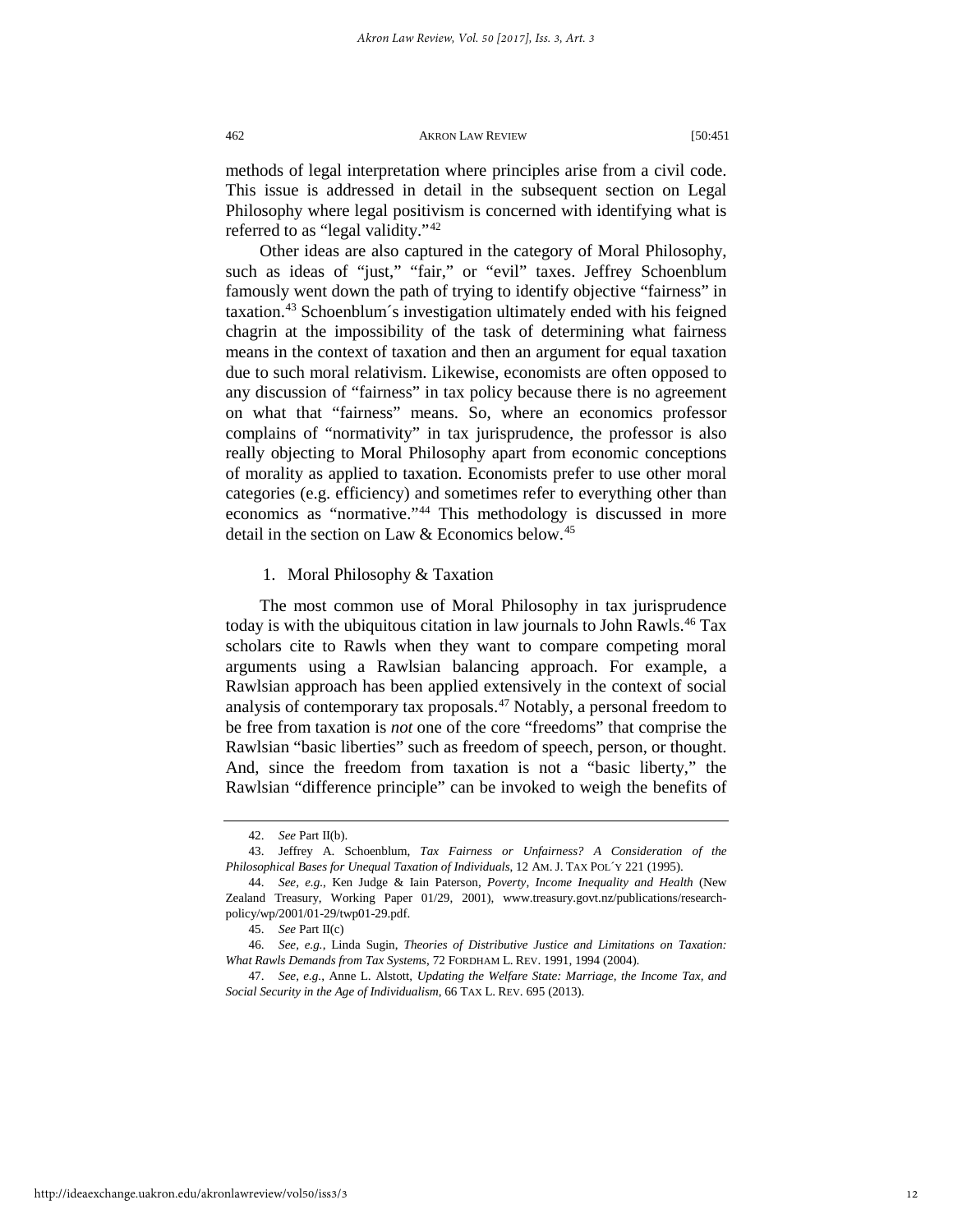methods of legal interpretation where principles arise from a civil code. This issue is addressed in detail in the subsequent section on Legal Philosophy where legal positivism is concerned with identifying what is referred to as "legal validity."[42]

Other ideas are also captured in the category of Moral Philosophy, such as ideas of "just," "fair," or "evil" taxes. Jeffrey Schoenblum famously went down the path of trying to identify objective "fairness" in taxation.[43] Schoenblum´s investigation ultimately ended with his feigned chagrin at the impossibility of the task of determining what fairness means in the context of taxation and then an argument for equal taxation due to such moral relativism. Likewise, economists are often opposed to any discussion of "fairness" in tax policy because there is no agreement on what that "fairness" means. So, where an economics professor complains of "normativity" in tax jurisprudence, the professor is also really objecting to Moral Philosophy apart from economic conceptions of morality as applied to taxation. Economists prefer to use other moral categories (e.g. efficiency) and sometimes refer to everything other than economics as "normative."[44] This methodology is discussed in more detail in the section on Law & Economics below.[45]

### 1. Moral Philosophy & Taxation

The most common use of Moral Philosophy in tax jurisprudence today is with the ubiquitous citation in law journals to John Rawls.[46] Tax scholars cite to Rawls when they want to compare competing moral arguments using a Rawlsian balancing approach. For example, a Rawlsian approach has been applied extensively in the context of social analysis of contemporary tax proposals.[47] Notably, a personal freedom to be free from taxation is *not* one of the core "freedoms" that comprise the Rawlsian "basic liberties" such as freedom of speech, person, or thought. And, since the freedom from taxation is not a "basic liberty," the Rawlsian "difference principle" can be invoked to weigh the benefits of

---

42. *See* Part II(b).

43. Jeffrey A. Schoenblum, *Tax Fairness or Unfairness? A Consideration of the Philosophical Bases for Unequal Taxation of Individuals*, 12 AM. J. TAX POL´Y 221 (1995).

44. *See, e.g.*, Ken Judge & Iain Paterson, *Poverty, Income Inequality and Health* (New Zealand Treasury, Working Paper 01/29, 2001), www.treasury.govt.nz/publications/research-policy/wp/2001/01-29/twp01-29.pdf.

45. *See* Part II(c)

46. *See, e.g.*, Linda Sugin, *Theories of Distributive Justice and Limitations on Taxation: What Rawls Demands from Tax Systems*, 72 FORDHAM L. REV. 1991, 1994 (2004).

47. *See, e.g.*, Anne L. Alstott, *Updating the Welfare State: Marriage, the Income Tax, and Social Security in the Age of Individualism*, 66 TAX L. REV. 695 (2013).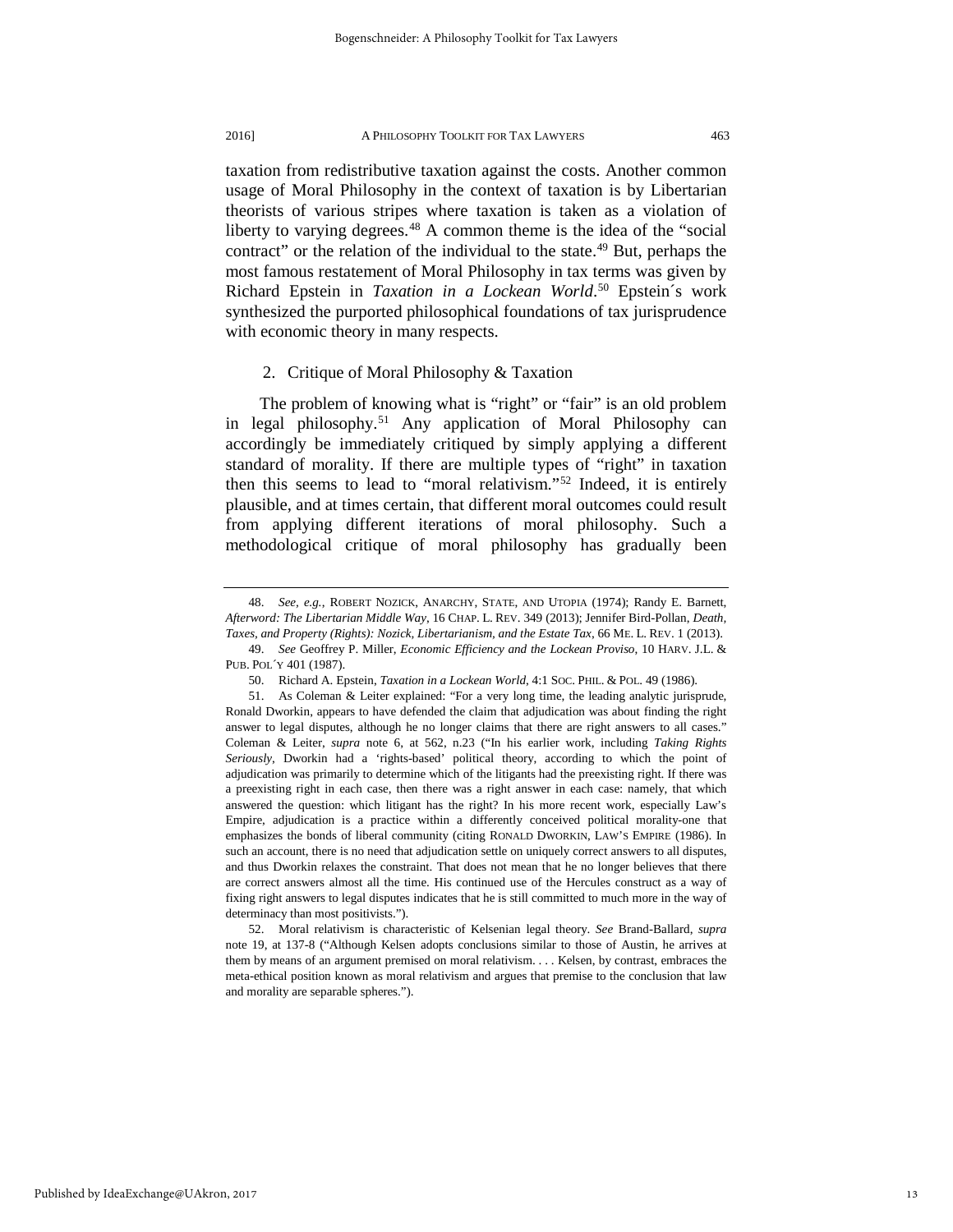taxation from redistributive taxation against the costs. Another common usage of Moral Philosophy in the context of taxation is by Libertarian theorists of various stripes where taxation is taken as a violation of liberty to varying degrees.[48] A common theme is the idea of the "social contract" or the relation of the individual to the state.[49] But, perhaps the most famous restatement of Moral Philosophy in tax terms was given by Richard Epstein in *Taxation in a Lockean World*.[50] Epstein´s work synthesized the purported philosophical foundations of tax jurisprudence with economic theory in many respects.

### 2. Critique of Moral Philosophy & Taxation

The problem of knowing what is "right" or "fair" is an old problem in legal philosophy.[51] Any application of Moral Philosophy can accordingly be immediately critiqued by simply applying a different standard of morality. If there are multiple types of "right" in taxation then this seems to lead to "moral relativism."[52] Indeed, it is entirely plausible, and at times certain, that different moral outcomes could result from applying different iterations of moral philosophy. Such a methodological critique of moral philosophy has gradually been

---

48. *See, e.g.*, ROBERT NOZICK, ANARCHY, STATE, AND UTOPIA (1974); Randy E. Barnett, *Afterword: The Libertarian Middle Way*, 16 CHAP. L. REV. 349 (2013); Jennifer Bird-Pollan, *Death, Taxes, and Property (Rights): Nozick, Libertarianism, and the Estate Tax*, 66 ME. L. REV. 1 (2013).

49. *See* Geoffrey P. Miller, *Economic Efficiency and the Lockean Proviso*, 10 HARV. J.L. & PUB. POL´Y 401 (1987).

50. Richard A. Epstein, *Taxation in a Lockean World*, 4:1 SOC. PHIL. & POL. 49 (1986).

51. As Coleman & Leiter explained: "For a very long time, the leading analytic jurisprude, Ronald Dworkin, appears to have defended the claim that adjudication was about finding the right answer to legal disputes, although he no longer claims that there are right answers to all cases." Coleman & Leiter, *supra* note 6, at 562, n.23 ("In his earlier work, including *Taking Rights Seriously*, Dworkin had a 'rights-based' political theory, according to which the point of adjudication was primarily to determine which of the litigants had the preexisting right. If there was a preexisting right in each case, then there was a right answer in each case: namely, that which answered the question: which litigant has the right? In his more recent work, especially Law's Empire, adjudication is a practice within a differently conceived political morality-one that emphasizes the bonds of liberal community (citing RONALD DWORKIN, LAW'S EMPIRE (1986). In such an account, there is no need that adjudication settle on uniquely correct answers to all disputes, and thus Dworkin relaxes the constraint. That does not mean that he no longer believes that there are correct answers almost all the time. His continued use of the Hercules construct as a way of fixing right answers to legal disputes indicates that he is still committed to much more in the way of determinacy than most positivists.").

52. Moral relativism is characteristic of Kelsenian legal theory. *See* Brand-Ballard, *supra* note 19, at 137-8 ("Although Kelsen adopts conclusions similar to those of Austin, he arrives at them by means of an argument premised on moral relativism. . . . Kelsen, by contrast, embraces the meta-ethical position known as moral relativism and argues that premise to the conclusion that law and morality are separable spheres.").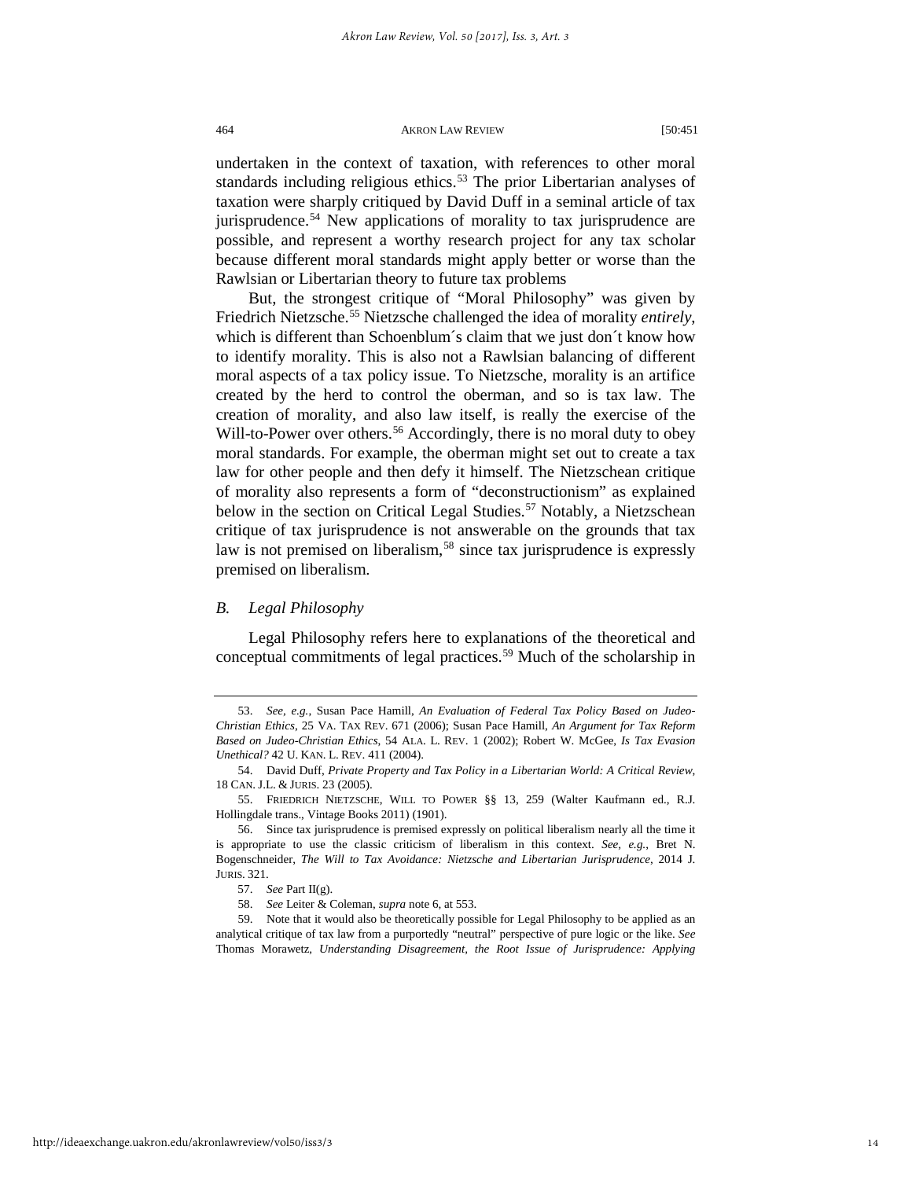undertaken in the context of taxation, with references to other moral standards including religious ethics.[53] The prior Libertarian analyses of taxation were sharply critiqued by David Duff in a seminal article of tax jurisprudence.[54] New applications of morality to tax jurisprudence are possible, and represent a worthy research project for any tax scholar because different moral standards might apply better or worse than the Rawlsian or Libertarian theory to future tax problems

But, the strongest critique of "Moral Philosophy" was given by Friedrich Nietzsche.[55] Nietzsche challenged the idea of morality *entirely*, which is different than Schoenblum´s claim that we just don´t know how to identify morality. This is also not a Rawlsian balancing of different moral aspects of a tax policy issue. To Nietzsche, morality is an artifice created by the herd to control the oberman, and so is tax law. The creation of morality, and also law itself, is really the exercise of the Will-to-Power over others.[56] Accordingly, there is no moral duty to obey moral standards. For example, the oberman might set out to create a tax law for other people and then defy it himself. The Nietzschean critique of morality also represents a form of "deconstructionism" as explained below in the section on Critical Legal Studies.[57] Notably, a Nietzschean critique of tax jurisprudence is not answerable on the grounds that tax law is not premised on liberalism,[58] since tax jurisprudence is expressly premised on liberalism.

### *B. Legal Philosophy*

Legal Philosophy refers here to explanations of the theoretical and conceptual commitments of legal practices.[59] Much of the scholarship in

---

53. *See, e.g.*, Susan Pace Hamill, *An Evaluation of Federal Tax Policy Based on Judeo-Christian Ethics*, 25 VA. TAX REV. 671 (2006); Susan Pace Hamill, *An Argument for Tax Reform Based on Judeo-Christian Ethics*, 54 ALA. L. REV. 1 (2002); Robert W. McGee, *Is Tax Evasion Unethical?* 42 U. KAN. L. REV. 411 (2004).

54. David Duff, *Private Property and Tax Policy in a Libertarian World: A Critical Review*, 18 CAN. J.L. & JURIS. 23 (2005).

55. FRIEDRICH NIETZSCHE, WILL TO POWER §§ 13, 259 (Walter Kaufmann ed., R.J. Hollingdale trans., Vintage Books 2011) (1901).

56. Since tax jurisprudence is premised expressly on political liberalism nearly all the time it is appropriate to use the classic criticism of liberalism in this context. *See, e.g.*, Bret N. Bogenschneider, *The Will to Tax Avoidance: Nietzsche and Libertarian Jurisprudence*, 2014 J. JURIS. 321.

57. *See* Part II(g).

58. *See* Leiter & Coleman, *supra* note 6, at 553.

59. Note that it would also be theoretically possible for Legal Philosophy to be applied as an analytical critique of tax law from a purportedly "neutral" perspective of pure logic or the like. *See* Thomas Morawetz, *Understanding Disagreement, the Root Issue of Jurisprudence: Applying*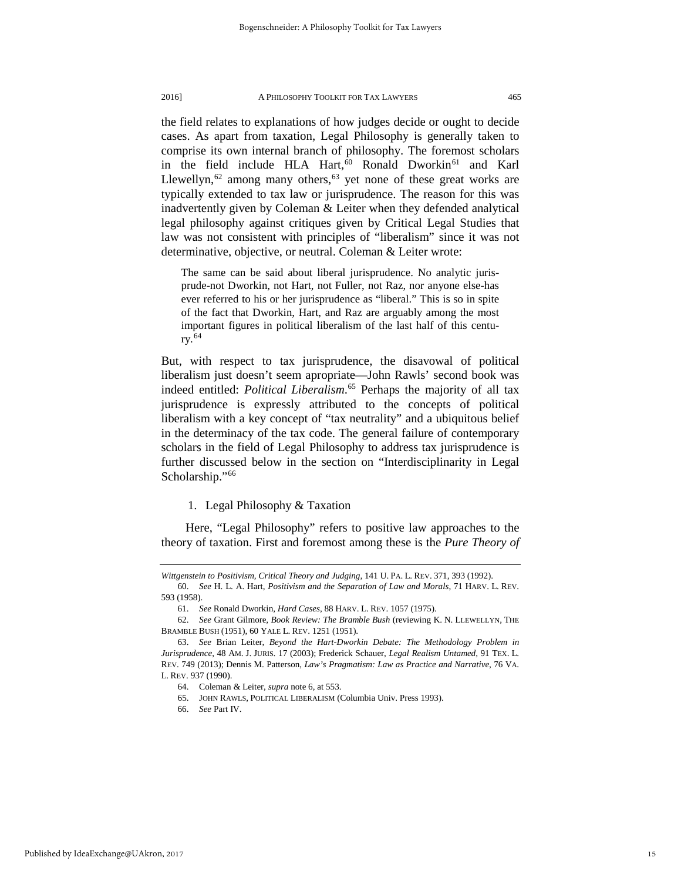the field relates to explanations of how judges decide or ought to decide cases. As apart from taxation, Legal Philosophy is generally taken to comprise its own internal branch of philosophy. The foremost scholars in the field include HLA Hart,[60] Ronald Dworkin[61] and Karl Llewellyn,[62] among many others,[63] yet none of these great works are typically extended to tax law or jurisprudence. The reason for this was inadvertently given by Coleman & Leiter when they defended analytical legal philosophy against critiques given by Critical Legal Studies that law was not consistent with principles of "liberalism" since it was not determinative, objective, or neutral. Coleman & Leiter wrote:

> The same can be said about liberal jurisprudence. No analytic jurisprude-not Dworkin, not Hart, not Fuller, not Raz, nor anyone else-has ever referred to his or her jurisprudence as "liberal." This is so in spite of the fact that Dworkin, Hart, and Raz are arguably among the most important figures in political liberalism of the last half of this century.[64]

But, with respect to tax jurisprudence, the disavowal of political liberalism just doesn't seem apropriate—John Rawls' second book was indeed entitled: *Political Liberalism*.[65] Perhaps the majority of all tax jurisprudence is expressly attributed to the concepts of political liberalism with a key concept of "tax neutrality" and a ubiquitous belief in the determinacy of the tax code. The general failure of contemporary scholars in the field of Legal Philosophy to address tax jurisprudence is further discussed below in the section on "Interdisciplinarity in Legal Scholarship."[66]

### 1. Legal Philosophy & Taxation

Here, "Legal Philosophy" refers to positive law approaches to the theory of taxation. First and foremost among these is the *Pure Theory of*

---

*Wittgenstein to Positivism, Critical Theory and Judging*, 141 U. PA. L. REV. 371, 393 (1992).

60. *See* H. L. A. Hart, *Positivism and the Separation of Law and Morals*, 71 HARV. L. REV. 593 (1958).

61. *See* Ronald Dworkin, *Hard Cases*, 88 HARV. L. REV. 1057 (1975).

62. *See* Grant Gilmore, *Book Review: The Bramble Bush* (reviewing K. N. LLEWELLYN, THE BRAMBLE BUSH (1951), 60 YALE L. REV. 1251 (1951).

63. *See* Brian Leiter, *Beyond the Hart-Dworkin Debate: The Methodology Problem in Jurisprudence*, 48 AM. J. JURIS. 17 (2003); Frederick Schauer, *Legal Realism Untamed*, 91 TEX. L. REV. 749 (2013); Dennis M. Patterson, *Law's Pragmatism: Law as Practice and Narrative*, 76 VA. L. REV. 937 (1990).

64. Coleman & Leiter, *supra* note 6, at 553.

65. JOHN RAWLS, POLITICAL LIBERALISM (Columbia Univ. Press 1993).

66. *See* Part IV.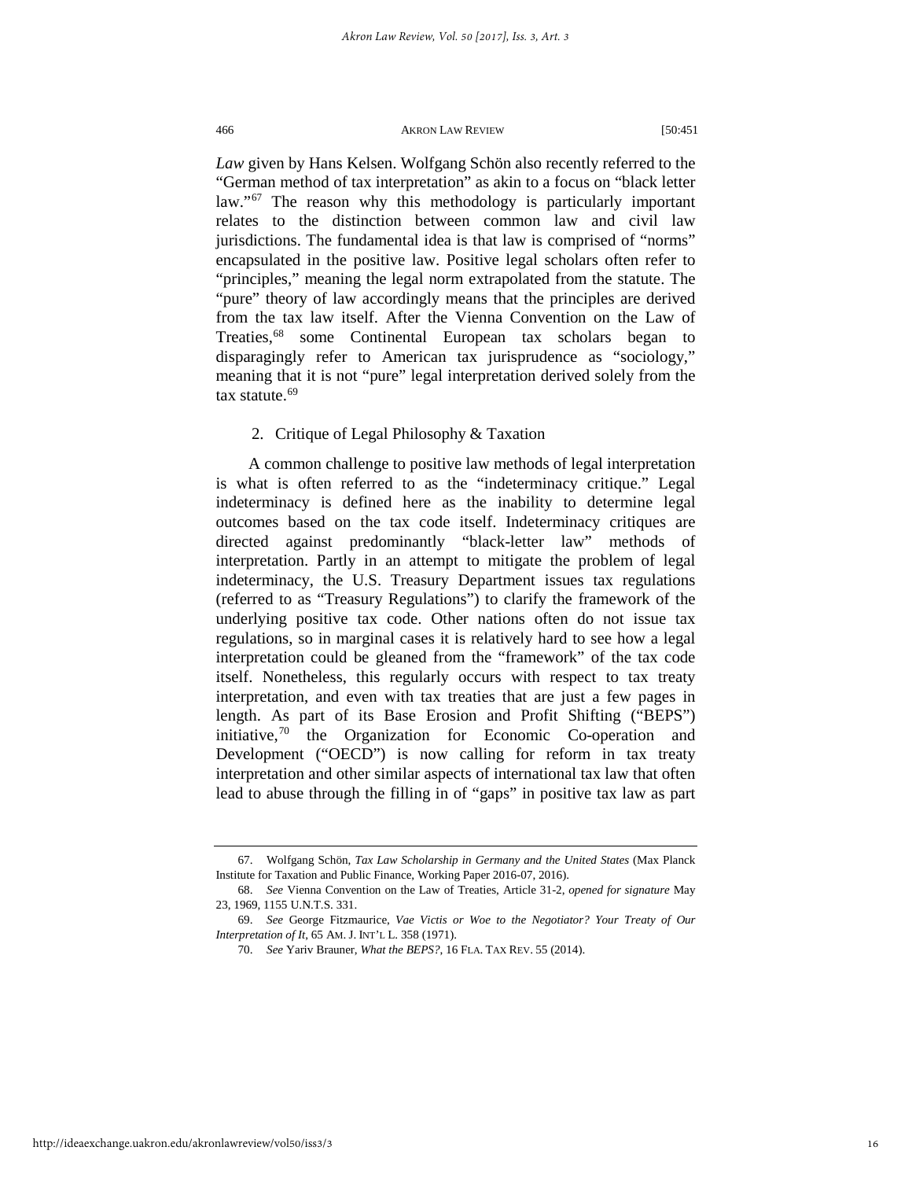*Law* given by Hans Kelsen. Wolfgang Schön also recently referred to the "German method of tax interpretation" as akin to a focus on "black letter law."[67] The reason why this methodology is particularly important relates to the distinction between common law and civil law jurisdictions. The fundamental idea is that law is comprised of "norms" encapsulated in the positive law. Positive legal scholars often refer to "principles," meaning the legal norm extrapolated from the statute. The "pure" theory of law accordingly means that the principles are derived from the tax law itself. After the Vienna Convention on the Law of Treaties,[68] some Continental European tax scholars began to disparagingly refer to American tax jurisprudence as "sociology," meaning that it is not "pure" legal interpretation derived solely from the tax statute.[69]

2. Critique of Legal Philosophy & Taxation

A common challenge to positive law methods of legal interpretation is what is often referred to as the "indeterminacy critique." Legal indeterminacy is defined here as the inability to determine legal outcomes based on the tax code itself. Indeterminacy critiques are directed against predominantly "black-letter law" methods of interpretation. Partly in an attempt to mitigate the problem of legal indeterminacy, the U.S. Treasury Department issues tax regulations (referred to as "Treasury Regulations") to clarify the framework of the underlying positive tax code. Other nations often do not issue tax regulations, so in marginal cases it is relatively hard to see how a legal interpretation could be gleaned from the "framework" of the tax code itself. Nonetheless, this regularly occurs with respect to tax treaty interpretation, and even with tax treaties that are just a few pages in length. As part of its Base Erosion and Profit Shifting ("BEPS") initiative,[70] the Organization for Economic Co-operation and Development ("OECD") is now calling for reform in tax treaty interpretation and other similar aspects of international tax law that often lead to abuse through the filling in of "gaps" in positive tax law as part

---

67. Wolfgang Schön, *Tax Law Scholarship in Germany and the United States* (Max Planck Institute for Taxation and Public Finance, Working Paper 2016-07, 2016).

68. *See* Vienna Convention on the Law of Treaties, Article 31-2, *opened for signature* May 23, 1969, 1155 U.N.T.S. 331.

69. *See* George Fitzmaurice, *Vae Victis or Woe to the Negotiator? Your Treaty of Our Interpretation of It*, 65 AM. J. INT'L L. 358 (1971).

70. *See* Yariv Brauner, *What the BEPS?*, 16 FLA. TAX REV. 55 (2014).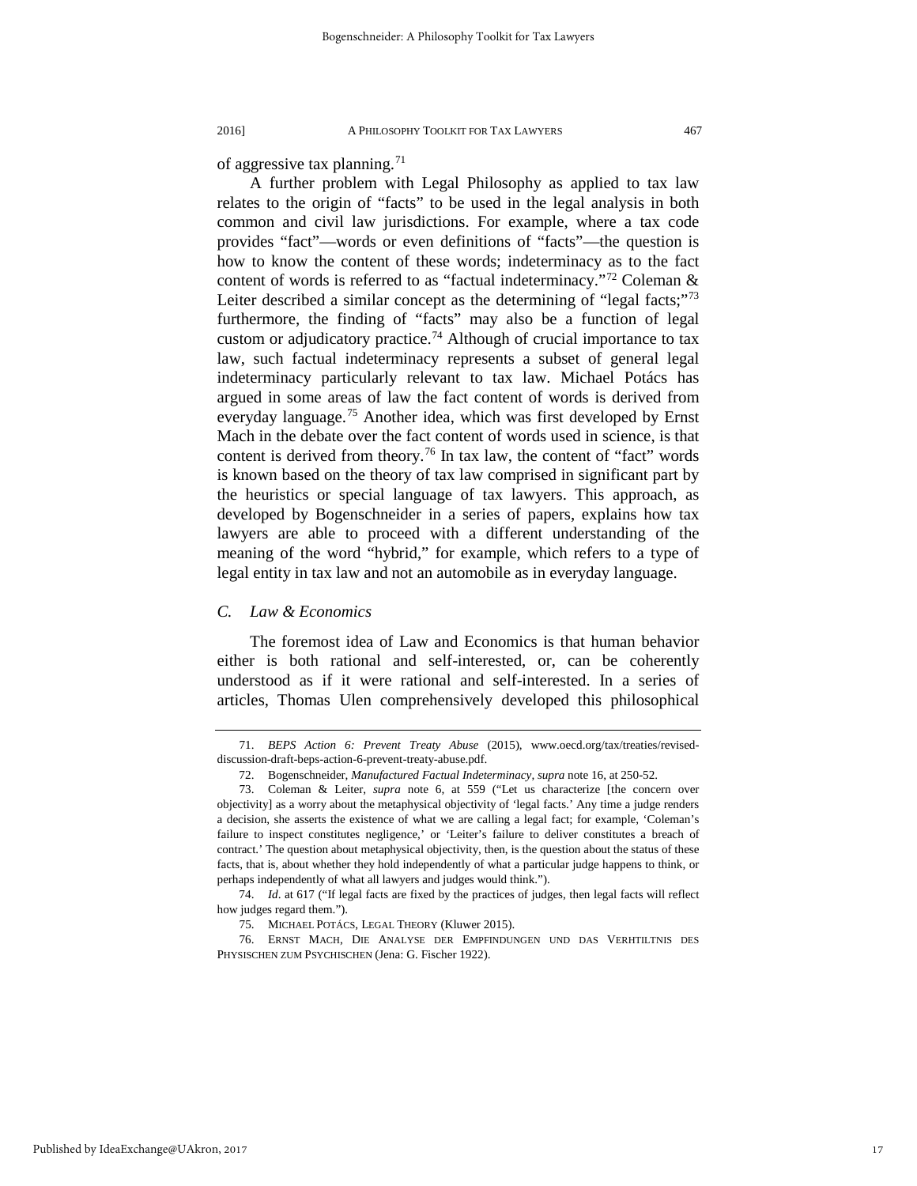of aggressive tax planning.[71]

A further problem with Legal Philosophy as applied to tax law relates to the origin of "facts" to be used in the legal analysis in both common and civil law jurisdictions. For example, where a tax code provides "fact"—words or even definitions of "facts"—the question is how to know the content of these words; indeterminacy as to the fact content of words is referred to as "factual indeterminacy."[72] Coleman & Leiter described a similar concept as the determining of "legal facts;"[73] furthermore, the finding of "facts" may also be a function of legal custom or adjudicatory practice.[74] Although of crucial importance to tax law, such factual indeterminacy represents a subset of general legal indeterminacy particularly relevant to tax law. Michael Potács has argued in some areas of law the fact content of words is derived from everyday language.[75] Another idea, which was first developed by Ernst Mach in the debate over the fact content of words used in science, is that content is derived from theory.[76] In tax law, the content of "fact" words is known based on the theory of tax law comprised in significant part by the heuristics or special language of tax lawyers. This approach, as developed by Bogenschneider in a series of papers, explains how tax lawyers are able to proceed with a different understanding of the meaning of the word "hybrid," for example, which refers to a type of legal entity in tax law and not an automobile as in everyday language.

### *C. Law & Economics*

The foremost idea of Law and Economics is that human behavior either is both rational and self-interested, or, can be coherently understood as if it were rational and self-interested. In a series of articles, Thomas Ulen comprehensively developed this philosophical

---

71. *BEPS Action 6: Prevent Treaty Abuse* (2015), www.oecd.org/tax/treaties/revised-discussion-draft-beps-action-6-prevent-treaty-abuse.pdf.

72. Bogenschneider, *Manufactured Factual Indeterminacy*, *supra* note 16, at 250-52.

73. Coleman & Leiter, *supra* note 6, at 559 ("Let us characterize [the concern over objectivity] as a worry about the metaphysical objectivity of 'legal facts.' Any time a judge renders a decision, she asserts the existence of what we are calling a legal fact; for example, 'Coleman's failure to inspect constitutes negligence,' or 'Leiter's failure to deliver constitutes a breach of contract.' The question about metaphysical objectivity, then, is the question about the status of these facts, that is, about whether they hold independently of what a particular judge happens to think, or perhaps independently of what all lawyers and judges would think.").

74. *Id*. at 617 ("If legal facts are fixed by the practices of judges, then legal facts will reflect how judges regard them.").

75. MICHAEL POTÁCS, LEGAL THEORY (Kluwer 2015).

76. ERNST MACH, DIE ANALYSE DER EMPFINDUNGEN UND DAS VERHTILTNIS DES PHYSISCHEN ZUM PSYCHISCHEN (Jena: G. Fischer 1922).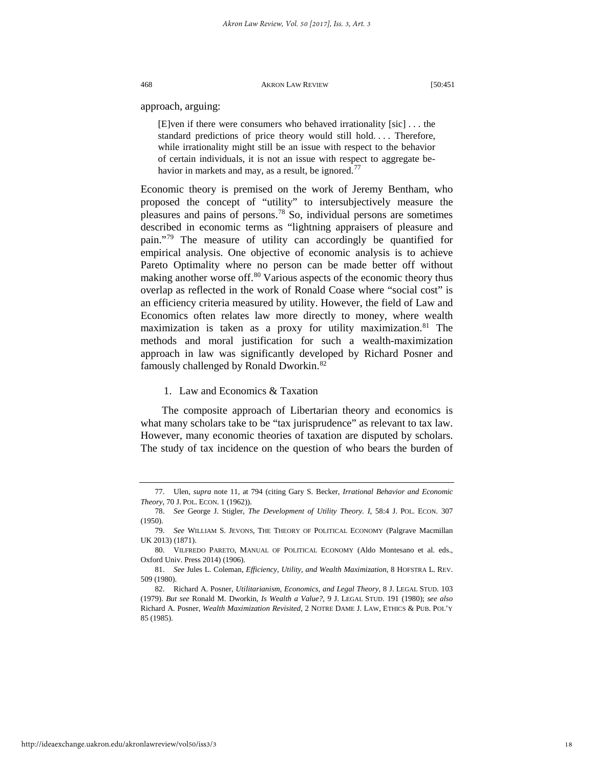approach, arguing:

> [E]ven if there were consumers who behaved irrationality [sic] . . . the standard predictions of price theory would still hold. . . . Therefore, while irrationality might still be an issue with respect to the behavior of certain individuals, it is not an issue with respect to aggregate behavior in markets and may, as a result, be ignored.[77]

Economic theory is premised on the work of Jeremy Bentham, who proposed the concept of "utility" to intersubjectively measure the pleasures and pains of persons.[78] So, individual persons are sometimes described in economic terms as "lightning appraisers of pleasure and pain."[79] The measure of utility can accordingly be quantified for empirical analysis. One objective of economic analysis is to achieve Pareto Optimality where no person can be made better off without making another worse off.[80] Various aspects of the economic theory thus overlap as reflected in the work of Ronald Coase where "social cost" is an efficiency criteria measured by utility. However, the field of Law and Economics often relates law more directly to money, where wealth maximization is taken as a proxy for utility maximization.[81] The methods and moral justification for such a wealth-maximization approach in law was significantly developed by Richard Posner and famously challenged by Ronald Dworkin.[82]

### 1. Law and Economics & Taxation

The composite approach of Libertarian theory and economics is what many scholars take to be "tax jurisprudence" as relevant to tax law. However, many economic theories of taxation are disputed by scholars. The study of tax incidence on the question of who bears the burden of

---

77. Ulen, *supra* note 11, at 794 (citing Gary S. Becker, *Irrational Behavior and Economic Theory*, 70 J. POL. ECON. 1 (1962)).

78. *See* George J. Stigler, *The Development of Utility Theory. I*, 58:4 J. POL. ECON. 307 (1950).

79. *See* WILLIAM S. JEVONS, THE THEORY OF POLITICAL ECONOMY (Palgrave Macmillan UK 2013) (1871).

80. VILFREDO PARETO, MANUAL OF POLITICAL ECONOMY (Aldo Montesano et al. eds., Oxford Univ. Press 2014) (1906).

81. *See* Jules L. Coleman, *Efficiency, Utility, and Wealth Maximization*, 8 HOFSTRA L. REV. 509 (1980).

82. Richard A. Posner, *Utilitarianism, Economics, and Legal Theory*, 8 J. LEGAL STUD. 103 (1979). *But see* Ronald M. Dworkin, *Is Wealth a Value?*, 9 J. LEGAL STUD. 191 (1980); *see also* Richard A. Posner, *Wealth Maximization Revisited*, 2 NOTRE DAME J. LAW, ETHICS & PUB. POL'Y 85 (1985).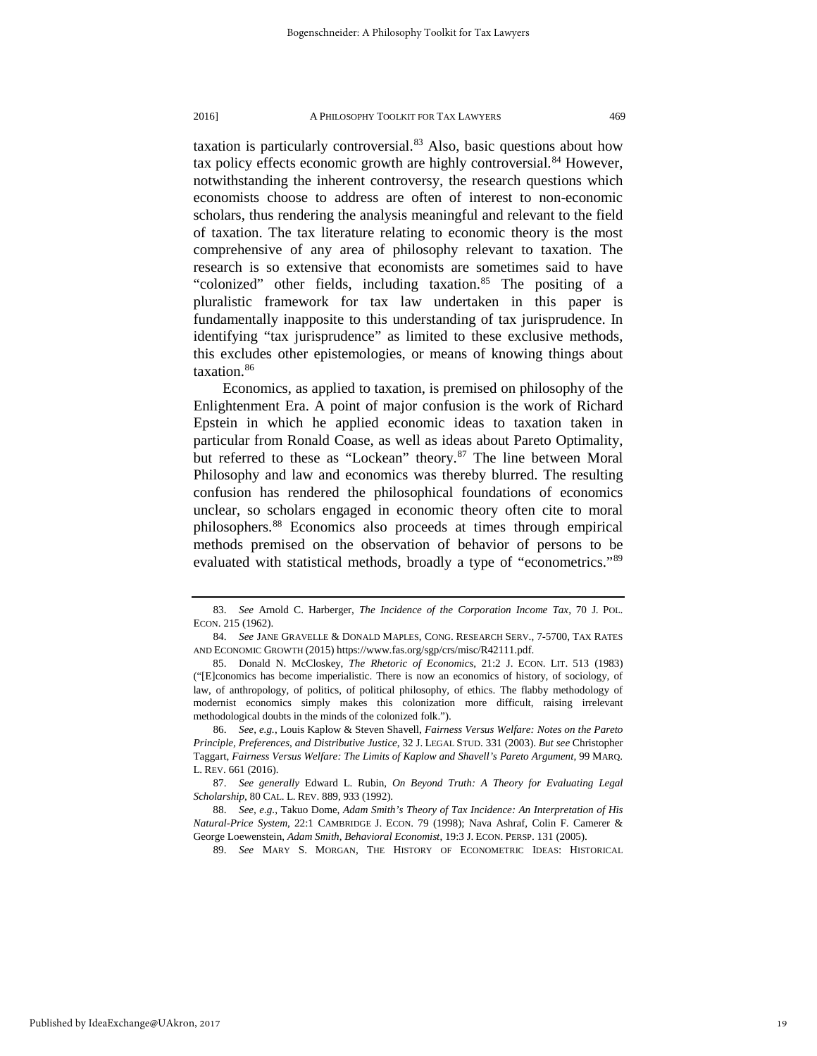taxation is particularly controversial.[83] Also, basic questions about how tax policy effects economic growth are highly controversial.[84] However, notwithstanding the inherent controversy, the research questions which economists choose to address are often of interest to non-economic scholars, thus rendering the analysis meaningful and relevant to the field of taxation. The tax literature relating to economic theory is the most comprehensive of any area of philosophy relevant to taxation. The research is so extensive that economists are sometimes said to have "colonized" other fields, including taxation.[85] The positing of a pluralistic framework for tax law undertaken in this paper is fundamentally inapposite to this understanding of tax jurisprudence. In identifying "tax jurisprudence" as limited to these exclusive methods, this excludes other epistemologies, or means of knowing things about taxation.[86]

Economics, as applied to taxation, is premised on philosophy of the Enlightenment Era. A point of major confusion is the work of Richard Epstein in which he applied economic ideas to taxation taken in particular from Ronald Coase, as well as ideas about Pareto Optimality, but referred to these as "Lockean" theory.[87] The line between Moral Philosophy and law and economics was thereby blurred. The resulting confusion has rendered the philosophical foundations of economics unclear, so scholars engaged in economic theory often cite to moral philosophers.[88] Economics also proceeds at times through empirical methods premised on the observation of behavior of persons to be evaluated with statistical methods, broadly a type of "econometrics."[89]

---

83. *See* Arnold C. Harberger, *The Incidence of the Corporation Income Tax*, 70 J. POL. ECON. 215 (1962).

84. *See* JANE GRAVELLE & DONALD MAPLES, CONG. RESEARCH SERV., 7-5700, TAX RATES AND ECONOMIC GROWTH (2015) https://www.fas.org/sgp/crs/misc/R42111.pdf.

85. Donald N. McCloskey, *The Rhetoric of Economics*, 21:2 J. ECON. LIT. 513 (1983) ("[E]conomics has become imperialistic. There is now an economics of history, of sociology, of law, of anthropology, of politics, of political philosophy, of ethics. The flabby methodology of modernist economics simply makes this colonization more difficult, raising irrelevant methodological doubts in the minds of the colonized folk.").

86. *See, e.g.*, Louis Kaplow & Steven Shavell, *Fairness Versus Welfare: Notes on the Pareto Principle, Preferences, and Distributive Justice*, 32 J. LEGAL STUD. 331 (2003). *But see* Christopher Taggart, *Fairness Versus Welfare: The Limits of Kaplow and Shavell's Pareto Argument*, 99 MARQ. L. REV. 661 (2016).

87. *See generally* Edward L. Rubin, *On Beyond Truth: A Theory for Evaluating Legal Scholarship*, 80 CAL. L. REV. 889, 933 (1992).

88. *See, e.g.*, Takuo Dome, *Adam Smith's Theory of Tax Incidence: An Interpretation of His Natural-Price System*, 22:1 CAMBRIDGE J. ECON. 79 (1998); Nava Ashraf, Colin F. Camerer & George Loewenstein, *Adam Smith, Behavioral Economist*, 19:3 J. ECON. PERSP. 131 (2005).

89. *See* MARY S. MORGAN, THE HISTORY OF ECONOMETRIC IDEAS: HISTORICAL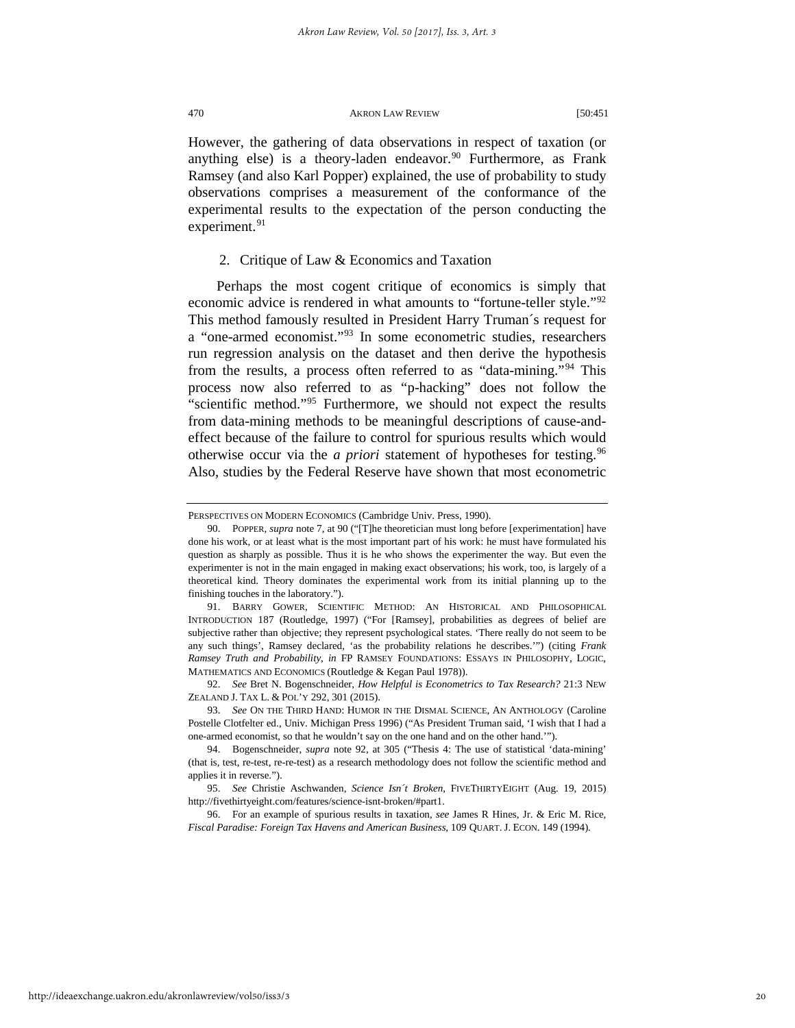However, the gathering of data observations in respect of taxation (or anything else) is a theory-laden endeavor.[90] Furthermore, as Frank Ramsey (and also Karl Popper) explained, the use of probability to study observations comprises a measurement of the conformance of the experimental results to the expectation of the person conducting the experiment.[91]

### 2. Critique of Law & Economics and Taxation

Perhaps the most cogent critique of economics is simply that economic advice is rendered in what amounts to "fortune-teller style."[92] This method famously resulted in President Harry Truman´s request for a "one-armed economist."[93] In some econometric studies, researchers run regression analysis on the dataset and then derive the hypothesis from the results, a process often referred to as "data-mining."[94] This process now also referred to as "p-hacking" does not follow the "scientific method."[95] Furthermore, we should not expect the results from data-mining methods to be meaningful descriptions of cause-and-effect because of the failure to control for spurious results which would otherwise occur via the *a priori* statement of hypotheses for testing.[96] Also, studies by the Federal Reserve have shown that most econometric

---

PERSPECTIVES ON MODERN ECONOMICS (Cambridge Univ. Press, 1990).

90. POPPER, *supra* note 7, at 90 ("[T]he theoretician must long before [experimentation] have done his work, or at least what is the most important part of his work: he must have formulated his question as sharply as possible. Thus it is he who shows the experimenter the way. But even the experimenter is not in the main engaged in making exact observations; his work, too, is largely of a theoretical kind. Theory dominates the experimental work from its initial planning up to the finishing touches in the laboratory.").

91. BARRY GOWER, SCIENTIFIC METHOD: AN HISTORICAL AND PHILOSOPHICAL INTRODUCTION 187 (Routledge, 1997) ("For [Ramsey], probabilities as degrees of belief are subjective rather than objective; they represent psychological states. 'There really do not seem to be any such things', Ramsey declared, 'as the probability relations he describes.'") (citing *Frank Ramsey Truth and Probability*, *in* FP RAMSEY FOUNDATIONS: ESSAYS IN PHILOSOPHY, LOGIC, MATHEMATICS AND ECONOMICS (Routledge & Kegan Paul 1978)).

92. *See* Bret N. Bogenschneider, *How Helpful is Econometrics to Tax Research?* 21:3 NEW ZEALAND J. TAX L. & POL'Y 292, 301 (2015).

93. *See* ON THE THIRD HAND: HUMOR IN THE DISMAL SCIENCE, AN ANTHOLOGY (Caroline Postelle Clotfelter ed., Univ. Michigan Press 1996) ("As President Truman said, 'I wish that I had a one-armed economist, so that he wouldn't say on the one hand and on the other hand.'").

94. Bogenschneider, *supra* note 92, at 305 ("Thesis 4: The use of statistical 'data-mining' (that is, test, re-test, re-re-test) as a research methodology does not follow the scientific method and applies it in reverse.").

95. *See* Christie Aschwanden, *Science Isn´t Broken*, FIVETHIRTYEIGHT (Aug. 19, 2015) http://fivethirtyeight.com/features/science-isnt-broken/#part1.

96. For an example of spurious results in taxation, *see* James R Hines, Jr. & Eric M. Rice, *Fiscal Paradise: Foreign Tax Havens and American Business*, 109 QUART. J. ECON. 149 (1994).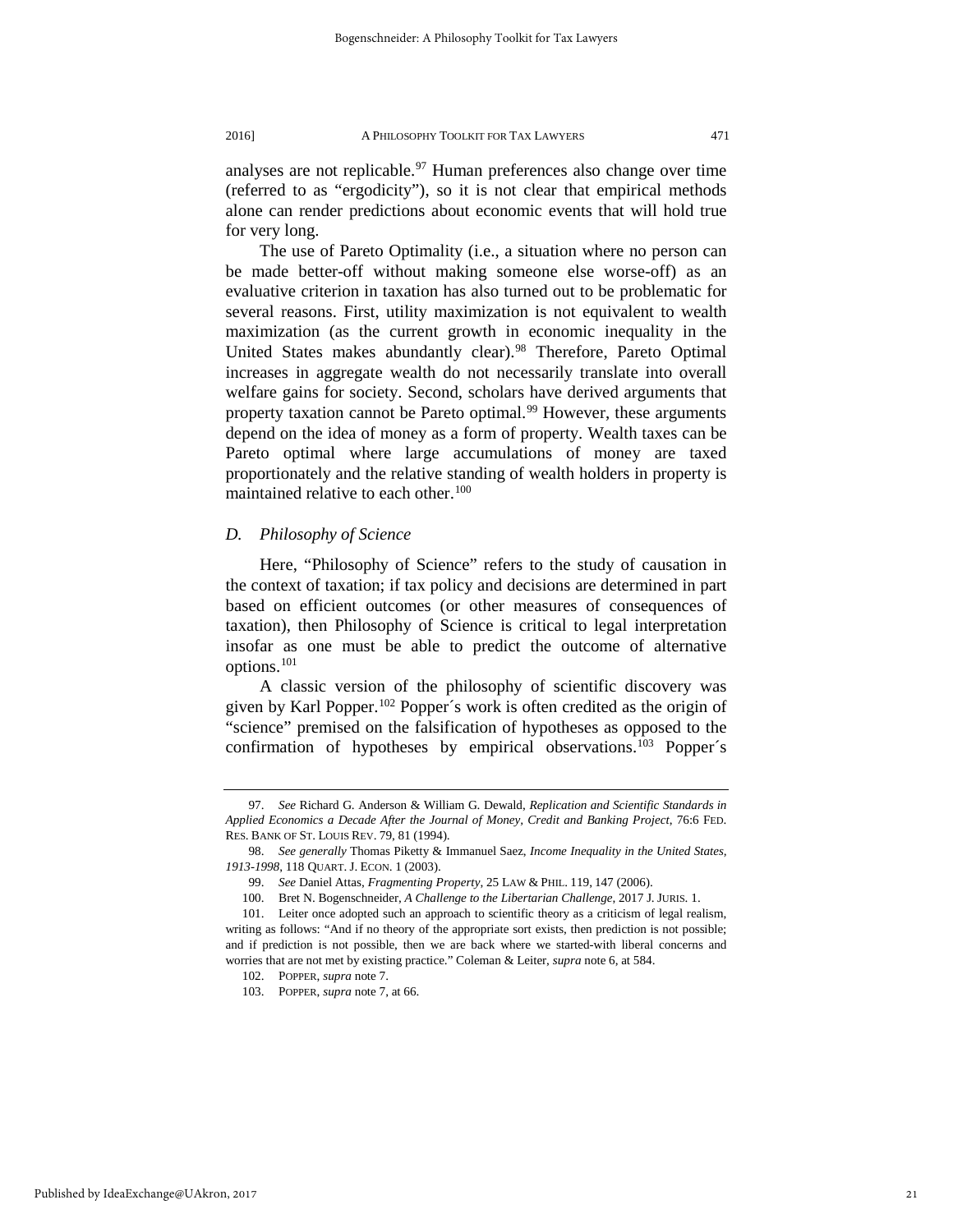analyses are not replicable.[97] Human preferences also change over time (referred to as "ergodicity"), so it is not clear that empirical methods alone can render predictions about economic events that will hold true for very long.

The use of Pareto Optimality (i.e., a situation where no person can be made better-off without making someone else worse-off) as an evaluative criterion in taxation has also turned out to be problematic for several reasons. First, utility maximization is not equivalent to wealth maximization (as the current growth in economic inequality in the United States makes abundantly clear).[98] Therefore, Pareto Optimal increases in aggregate wealth do not necessarily translate into overall welfare gains for society. Second, scholars have derived arguments that property taxation cannot be Pareto optimal.[99] However, these arguments depend on the idea of money as a form of property. Wealth taxes can be Pareto optimal where large accumulations of money are taxed proportionately and the relative standing of wealth holders in property is maintained relative to each other.[100]

### *D. Philosophy of Science*

Here, "Philosophy of Science" refers to the study of causation in the context of taxation; if tax policy and decisions are determined in part based on efficient outcomes (or other measures of consequences of taxation), then Philosophy of Science is critical to legal interpretation insofar as one must be able to predict the outcome of alternative options.[101]

A classic version of the philosophy of scientific discovery was given by Karl Popper.[102] Popper´s work is often credited as the origin of "science" premised on the falsification of hypotheses as opposed to the confirmation of hypotheses by empirical observations.[103] Popper´s

---

97. *See* Richard G. Anderson & William G. Dewald, *Replication and Scientific Standards in Applied Economics a Decade After the Journal of Money, Credit and Banking Project*, 76:6 FED. RES. BANK OF ST. LOUIS REV. 79, 81 (1994).

98. *See generally* Thomas Piketty & Immanuel Saez, *Income Inequality in the United States, 1913-1998*, 118 QUART. J. ECON. 1 (2003).

99. *See* Daniel Attas, *Fragmenting Property*, 25 LAW & PHIL. 119, 147 (2006).

100. Bret N. Bogenschneider, *A Challenge to the Libertarian Challenge*, 2017 J. JURIS. 1.

101. Leiter once adopted such an approach to scientific theory as a criticism of legal realism, writing as follows: "And if no theory of the appropriate sort exists, then prediction is not possible; and if prediction is not possible, then we are back where we started-with liberal concerns and worries that are not met by existing practice." Coleman & Leiter, *supra* note 6, at 584.

102. POPPER, *supra* note 7.

103. POPPER, *supra* note 7, at 66.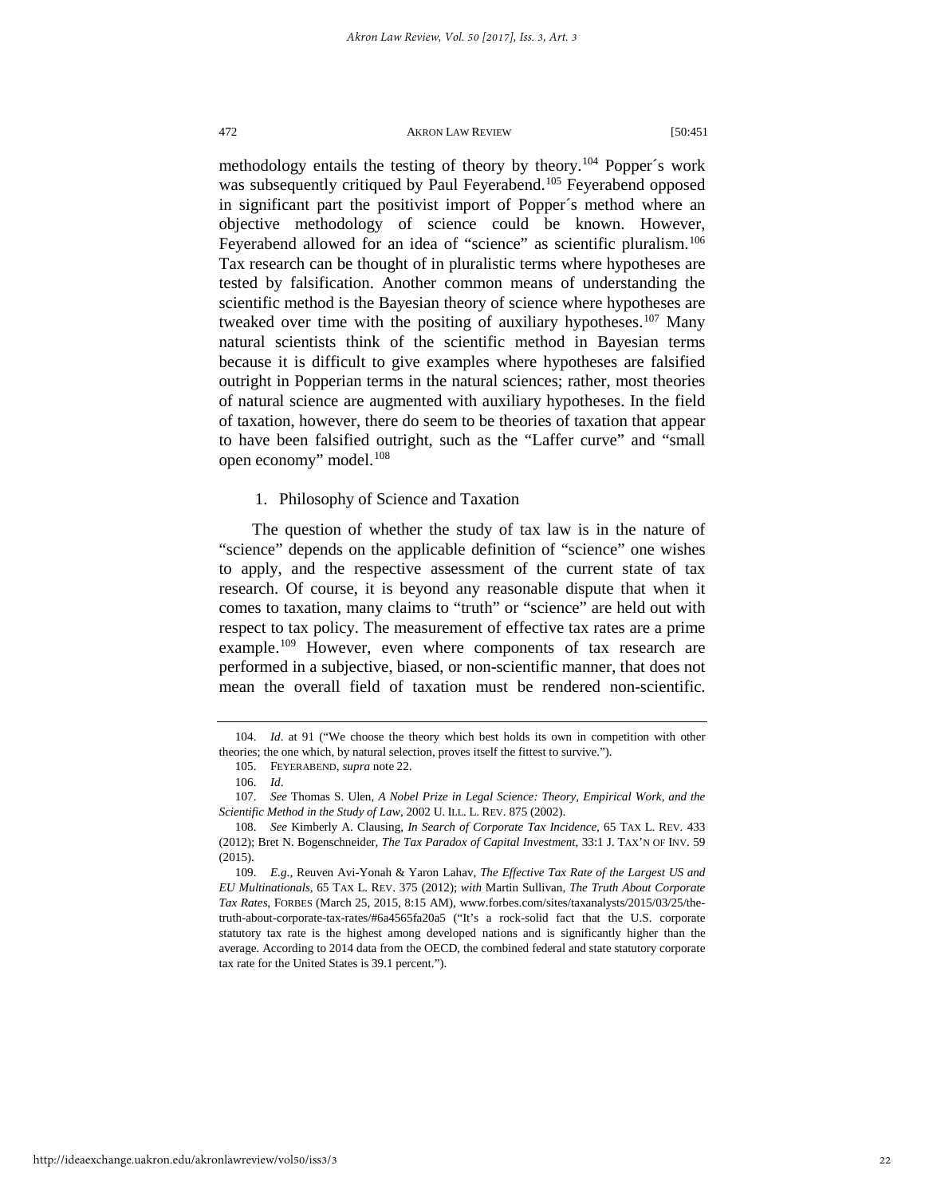methodology entails the testing of theory by theory.[104] Popper´s work was subsequently critiqued by Paul Feyerabend.[105] Feyerabend opposed in significant part the positivist import of Popper´s method where an objective methodology of science could be known. However, Feyerabend allowed for an idea of "science" as scientific pluralism.[106] Tax research can be thought of in pluralistic terms where hypotheses are tested by falsification. Another common means of understanding the scientific method is the Bayesian theory of science where hypotheses are tweaked over time with the positing of auxiliary hypotheses.[107] Many natural scientists think of the scientific method in Bayesian terms because it is difficult to give examples where hypotheses are falsified outright in Popperian terms in the natural sciences; rather, most theories of natural science are augmented with auxiliary hypotheses. In the field of taxation, however, there do seem to be theories of taxation that appear to have been falsified outright, such as the "Laffer curve" and "small open economy" model.[108]

### 1. Philosophy of Science and Taxation

The question of whether the study of tax law is in the nature of "science" depends on the applicable definition of "science" one wishes to apply, and the respective assessment of the current state of tax research. Of course, it is beyond any reasonable dispute that when it comes to taxation, many claims to "truth" or "science" are held out with respect to tax policy. The measurement of effective tax rates are a prime example.[109] However, even where components of tax research are performed in a subjective, biased, or non-scientific manner, that does not mean the overall field of taxation must be rendered non-scientific.

---

104. *Id*. at 91 ("We choose the theory which best holds its own in competition with other theories; the one which, by natural selection, proves itself the fittest to survive.").

105. FEYERABEND, *supra* note 22.

106. *Id*.

107. *See* Thomas S. Ulen, *A Nobel Prize in Legal Science: Theory, Empirical Work, and the Scientific Method in the Study of Law*, 2002 U. ILL. L. REV. 875 (2002).

108. *See* Kimberly A. Clausing, *In Search of Corporate Tax Incidence*, 65 TAX L. REV. 433 (2012); Bret N. Bogenschneider, *The Tax Paradox of Capital Investment*, 33:1 J. TAX'N OF INV. 59 (2015).

109. *E.g.*, Reuven Avi-Yonah & Yaron Lahav, *The Effective Tax Rate of the Largest US and EU Multinationals*, 65 TAX L. REV. 375 (2012); *with* Martin Sullivan, *The Truth About Corporate Tax Rates*, FORBES (March 25, 2015, 8:15 AM), www.forbes.com/sites/taxanalysts/2015/03/25/the-truth-about-corporate-tax-rates/#6a4565fa20a5 ("It's a rock-solid fact that the U.S. corporate statutory tax rate is the highest among developed nations and is significantly higher than the average. According to 2014 data from the OECD, the combined federal and state statutory corporate tax rate for the United States is 39.1 percent.").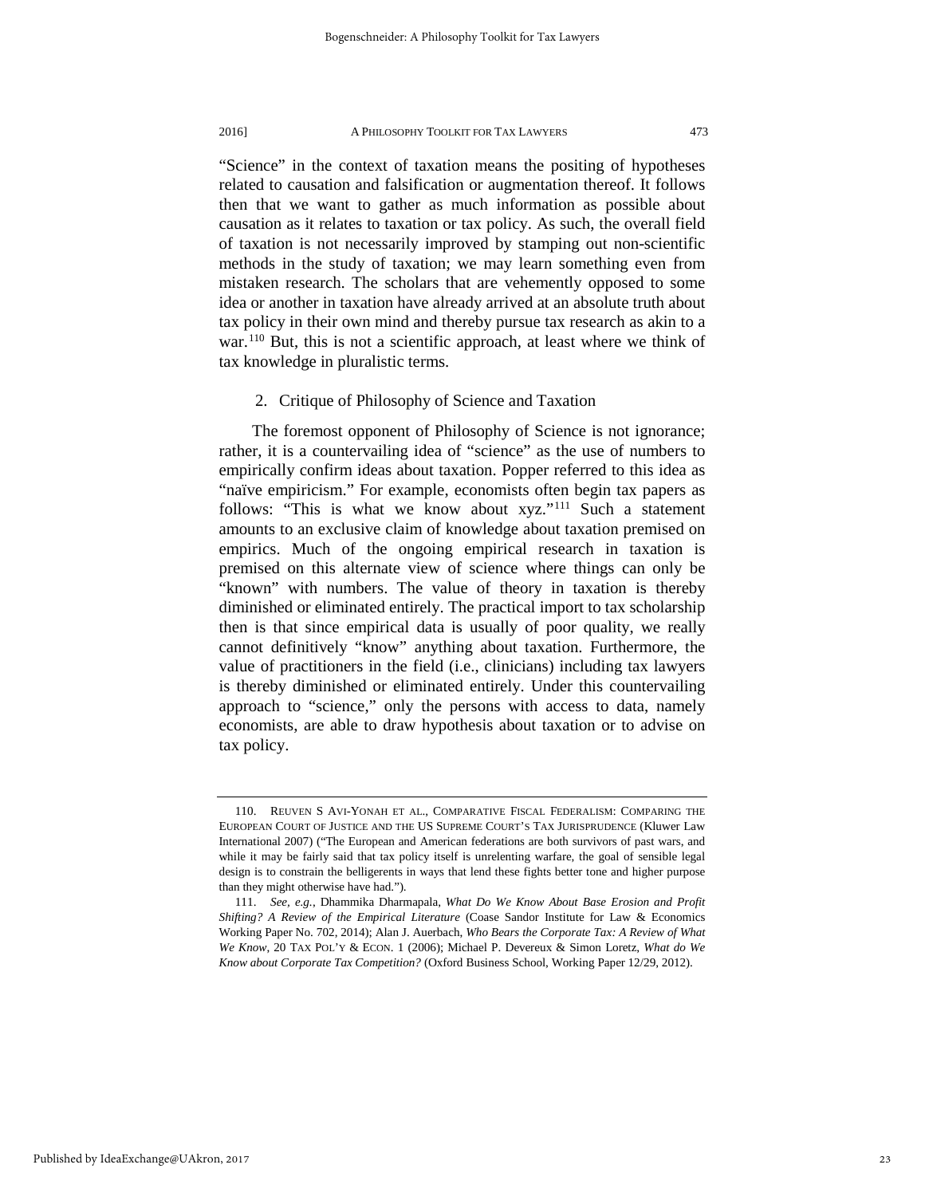"Science" in the context of taxation means the positing of hypotheses related to causation and falsification or augmentation thereof. It follows then that we want to gather as much information as possible about causation as it relates to taxation or tax policy. As such, the overall field of taxation is not necessarily improved by stamping out non-scientific methods in the study of taxation; we may learn something even from mistaken research. The scholars that are vehemently opposed to some idea or another in taxation have already arrived at an absolute truth about tax policy in their own mind and thereby pursue tax research as akin to a war.[110] But, this is not a scientific approach, at least where we think of tax knowledge in pluralistic terms.

### 2. Critique of Philosophy of Science and Taxation

The foremost opponent of Philosophy of Science is not ignorance; rather, it is a countervailing idea of "science" as the use of numbers to empirically confirm ideas about taxation. Popper referred to this idea as "naïve empiricism." For example, economists often begin tax papers as follows: "This is what we know about xyz."[111] Such a statement amounts to an exclusive claim of knowledge about taxation premised on empirics. Much of the ongoing empirical research in taxation is premised on this alternate view of science where things can only be "known" with numbers. The value of theory in taxation is thereby diminished or eliminated entirely. The practical import to tax scholarship then is that since empirical data is usually of poor quality, we really cannot definitively "know" anything about taxation. Furthermore, the value of practitioners in the field (i.e., clinicians) including tax lawyers is thereby diminished or eliminated entirely. Under this countervailing approach to "science," only the persons with access to data, namely economists, are able to draw hypothesis about taxation or to advise on tax policy.

---

110. REUVEN S AVI-YONAH ET AL., COMPARATIVE FISCAL FEDERALISM: COMPARING THE EUROPEAN COURT OF JUSTICE AND THE US SUPREME COURT'S TAX JURISPRUDENCE (Kluwer Law International 2007) ("The European and American federations are both survivors of past wars, and while it may be fairly said that tax policy itself is unrelenting warfare, the goal of sensible legal design is to constrain the belligerents in ways that lend these fights better tone and higher purpose than they might otherwise have had.").

111. *See, e.g.*, Dhammika Dharmapala, *What Do We Know About Base Erosion and Profit Shifting? A Review of the Empirical Literature* (Coase Sandor Institute for Law & Economics Working Paper No. 702, 2014); Alan J. Auerbach, *Who Bears the Corporate Tax: A Review of What We Know*, 20 TAX POL'Y & ECON. 1 (2006); Michael P. Devereux & Simon Loretz, *What do We Know about Corporate Tax Competition?* (Oxford Business School, Working Paper 12/29, 2012).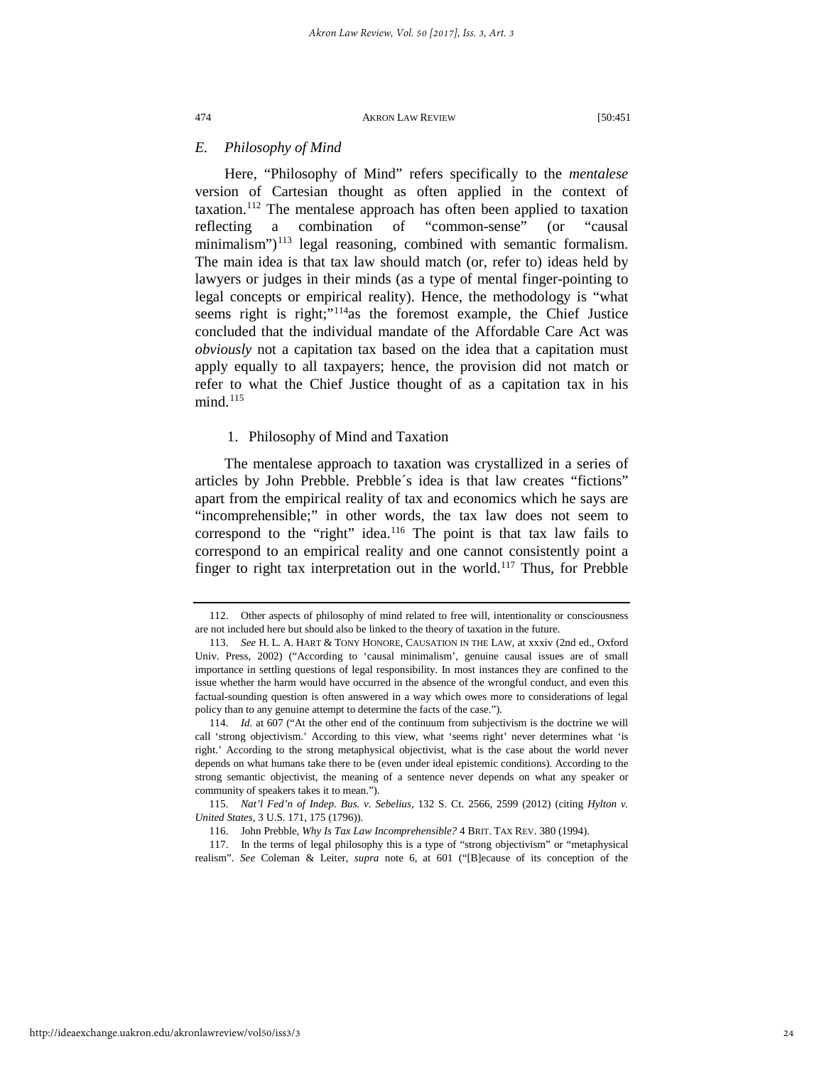### *E. Philosophy of Mind*

Here, "Philosophy of Mind" refers specifically to the *mentalese* version of Cartesian thought as often applied in the context of taxation.[112] The mentalese approach has often been applied to taxation reflecting a combination of "common-sense" (or "causal minimalism")[113] legal reasoning, combined with semantic formalism. The main idea is that tax law should match (or, refer to) ideas held by lawyers or judges in their minds (as a type of mental finger-pointing to legal concepts or empirical reality). Hence, the methodology is "what seems right is right;"[114] as the foremost example, the Chief Justice concluded that the individual mandate of the Affordable Care Act was *obviously* not a capitation tax based on the idea that a capitation must apply equally to all taxpayers; hence, the provision did not match or refer to what the Chief Justice thought of as a capitation tax in his mind.[115]

#### 1. Philosophy of Mind and Taxation

The mentalese approach to taxation was crystallized in a series of articles by John Prebble. Prebble´s idea is that law creates "fictions" apart from the empirical reality of tax and economics which he says are "incomprehensible;" in other words, the tax law does not seem to correspond to the "right" idea.[116] The point is that tax law fails to correspond to an empirical reality and one cannot consistently point a finger to right tax interpretation out in the world.[117] Thus, for Prebble

---

112. Other aspects of philosophy of mind related to free will, intentionality or consciousness are not included here but should also be linked to the theory of taxation in the future.

113. *See* H. L. A. HART & TONY HONORE, CAUSATION IN THE LAW, at xxxiv (2nd ed., Oxford Univ. Press, 2002) ("According to 'causal minimalism', genuine causal issues are of small importance in settling questions of legal responsibility. In most instances they are confined to the issue whether the harm would have occurred in the absence of the wrongful conduct, and even this factual-sounding question is often answered in a way which owes more to considerations of legal policy than to any genuine attempt to determine the facts of the case.").

114. *Id.* at 607 ("At the other end of the continuum from subjectivism is the doctrine we will call 'strong objectivism.' According to this view, what 'seems right' never determines what 'is right.' According to the strong metaphysical objectivist, what is the case about the world never depends on what humans take there to be (even under ideal epistemic conditions). According to the strong semantic objectivist, the meaning of a sentence never depends on what any speaker or community of speakers takes it to mean.").

115. *Nat'l Fed'n of Indep. Bus. v. Sebelius*, 132 S. Ct. 2566, 2599 (2012) (citing *Hylton v. United States*, 3 U.S. 171, 175 (1796)).

116. John Prebble, *Why Is Tax Law Incomprehensible?* 4 BRIT. TAX REV. 380 (1994).

117. In the terms of legal philosophy this is a type of "strong objectivism" or "metaphysical realism". *See* Coleman & Leiter, *supra* note 6, at 601 ("[B]ecause of its conception of the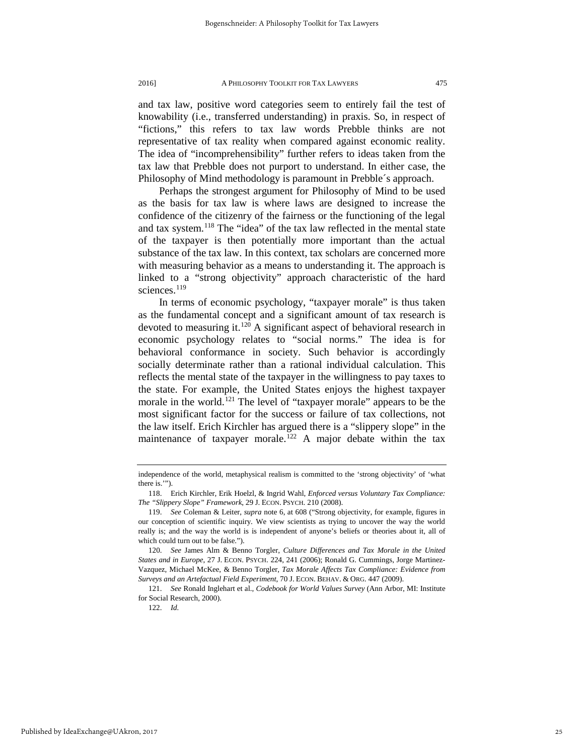and tax law, positive word categories seem to entirely fail the test of knowability (i.e., transferred understanding) in praxis. So, in respect of "fictions," this refers to tax law words Prebble thinks are not representative of tax reality when compared against economic reality. The idea of "incomprehensibility" further refers to ideas taken from the tax law that Prebble does not purport to understand. In either case, the Philosophy of Mind methodology is paramount in Prebble´s approach.

Perhaps the strongest argument for Philosophy of Mind to be used as the basis for tax law is where laws are designed to increase the confidence of the citizenry of the fairness or the functioning of the legal and tax system.[118] The "idea" of the tax law reflected in the mental state of the taxpayer is then potentially more important than the actual substance of the tax law. In this context, tax scholars are concerned more with measuring behavior as a means to understanding it. The approach is linked to a "strong objectivity" approach characteristic of the hard sciences.[119]

In terms of economic psychology, "taxpayer morale" is thus taken as the fundamental concept and a significant amount of tax research is devoted to measuring it.[120] A significant aspect of behavioral research in economic psychology relates to "social norms." The idea is for behavioral conformance in society. Such behavior is accordingly socially determinate rather than a rational individual calculation. This reflects the mental state of the taxpayer in the willingness to pay taxes to the state. For example, the United States enjoys the highest taxpayer morale in the world.[121] The level of "taxpayer morale" appears to be the most significant factor for the success or failure of tax collections, not the law itself. Erich Kirchler has argued there is a "slippery slope" in the maintenance of taxpayer morale.[122] A major debate within the tax

---

independence of the world, metaphysical realism is committed to the 'strong objectivity' of 'what there is.'").

118. Erich Kirchler, Erik Hoelzl, & Ingrid Wahl, *Enforced versus Voluntary Tax Compliance: The "Slippery Slope" Framework*, 29 J. ECON. PSYCH. 210 (2008).

119. *See* Coleman & Leiter, *supra* note 6, at 608 ("Strong objectivity, for example, figures in our conception of scientific inquiry. We view scientists as trying to uncover the way the world really is; and the way the world is is independent of anyone's beliefs or theories about it, all of which could turn out to be false.").

120. *See* James Alm & Benno Torgler, *Culture Differences and Tax Morale in the United States and in Europe*, 27 J. ECON. PSYCH. 224, 241 (2006); Ronald G. Cummings, Jorge Martinez-Vazquez, Michael McKee, & Benno Torgler, *Tax Morale Affects Tax Compliance: Evidence from Surveys and an Artefactual Field Experiment*, 70 J. ECON. BEHAV. & ORG. 447 (2009).

121. *See* Ronald Inglehart et al., *Codebook for World Values Survey* (Ann Arbor, MI: Institute for Social Research, 2000).

122. *Id.*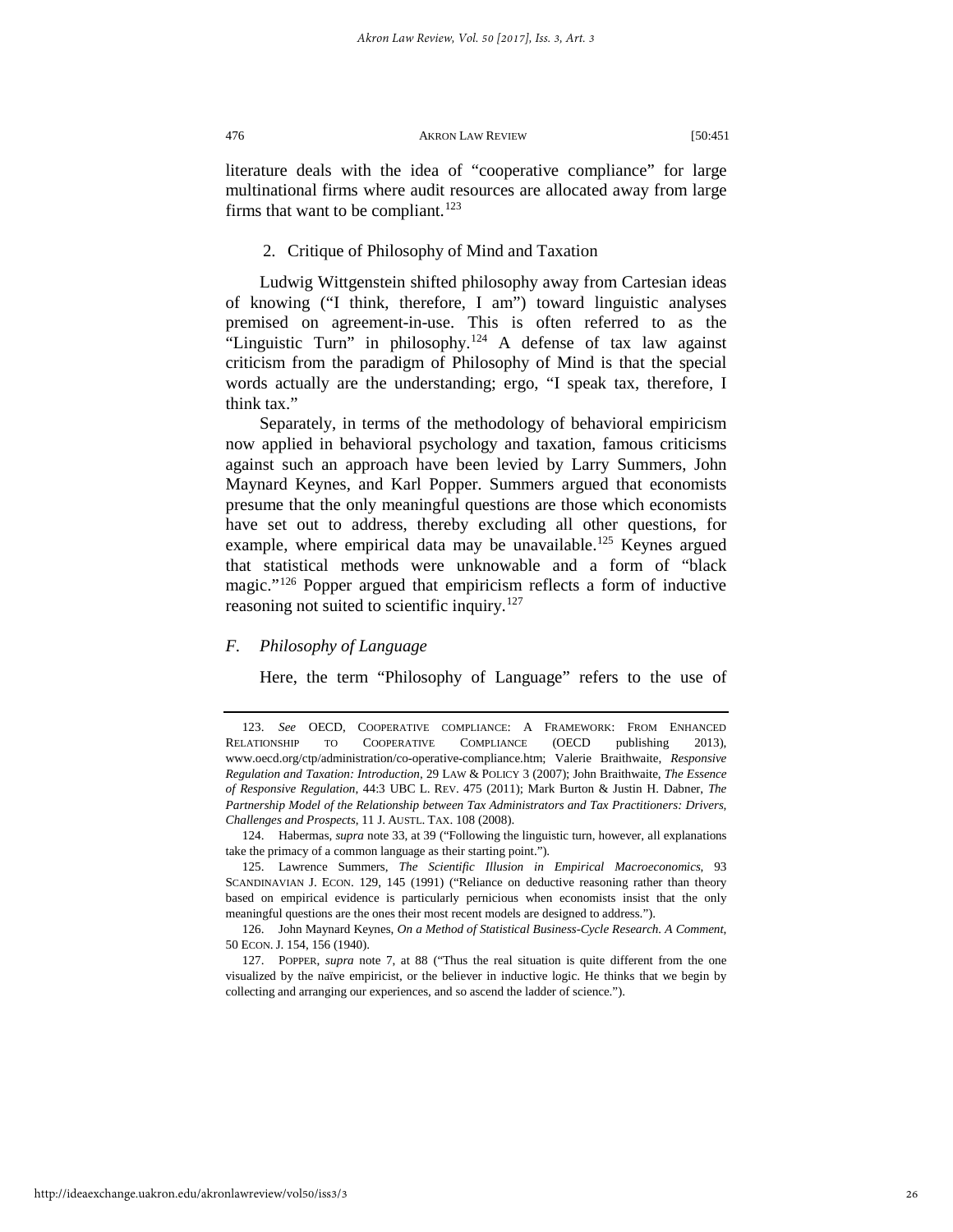literature deals with the idea of "cooperative compliance" for large multinational firms where audit resources are allocated away from large firms that want to be compliant.[123]

### 2. Critique of Philosophy of Mind and Taxation

Ludwig Wittgenstein shifted philosophy away from Cartesian ideas of knowing ("I think, therefore, I am") toward linguistic analyses premised on agreement-in-use. This is often referred to as the "Linguistic Turn" in philosophy.[124] A defense of tax law against criticism from the paradigm of Philosophy of Mind is that the special words actually are the understanding; ergo, "I speak tax, therefore, I think tax."

Separately, in terms of the methodology of behavioral empiricism now applied in behavioral psychology and taxation, famous criticisms against such an approach have been levied by Larry Summers, John Maynard Keynes, and Karl Popper. Summers argued that economists presume that the only meaningful questions are those which economists have set out to address, thereby excluding all other questions, for example, where empirical data may be unavailable.[125] Keynes argued that statistical methods were unknowable and a form of "black magic."[126] Popper argued that empiricism reflects a form of inductive reasoning not suited to scientific inquiry.[127]

## *F. Philosophy of Language*

Here, the term "Philosophy of Language" refers to the use of

---

123. *See* OECD, COOPERATIVE COMPLIANCE: A FRAMEWORK: FROM ENHANCED RELATIONSHIP TO COOPERATIVE COMPLIANCE (OECD publishing 2013), www.oecd.org/ctp/administration/co-operative-compliance.htm; Valerie Braithwaite, *Responsive Regulation and Taxation: Introduction*, 29 LAW & POLICY 3 (2007); John Braithwaite, *The Essence of Responsive Regulation*, 44:3 UBC L. REV. 475 (2011); Mark Burton & Justin H. Dabner, *The Partnership Model of the Relationship between Tax Administrators and Tax Practitioners: Drivers, Challenges and Prospects*, 11 J. AUSTL. TAX. 108 (2008).

124. Habermas, *supra* note 33, at 39 ("Following the linguistic turn, however, all explanations take the primacy of a common language as their starting point.").

125. Lawrence Summers, *The Scientific Illusion in Empirical Macroeconomics*, 93 SCANDINAVIAN J. ECON. 129, 145 (1991) ("Reliance on deductive reasoning rather than theory based on empirical evidence is particularly pernicious when economists insist that the only meaningful questions are the ones their most recent models are designed to address.").

126. John Maynard Keynes, *On a Method of Statistical Business-Cycle Research. A Comment*, 50 ECON. J. 154, 156 (1940).

127. POPPER, *supra* note 7, at 88 ("Thus the real situation is quite different from the one visualized by the naïve empiricist, or the believer in inductive logic. He thinks that we begin by collecting and arranging our experiences, and so ascend the ladder of science.").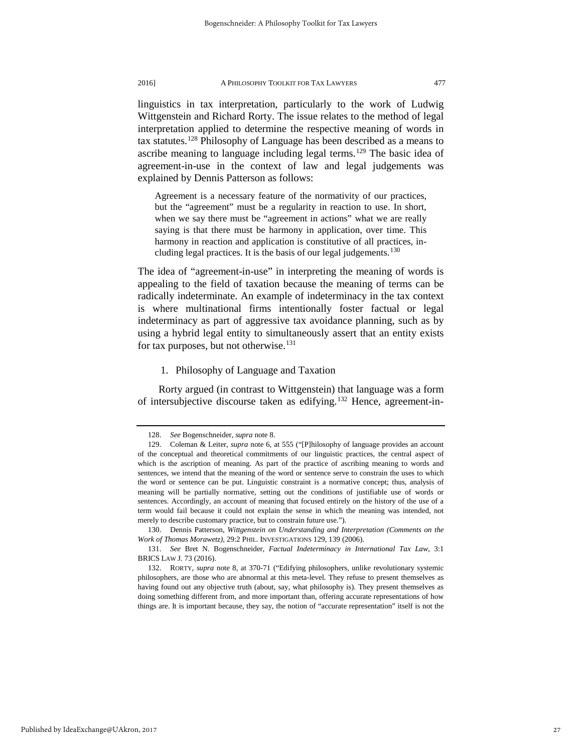linguistics in tax interpretation, particularly to the work of Ludwig Wittgenstein and Richard Rorty. The issue relates to the method of legal interpretation applied to determine the respective meaning of words in tax statutes.[128] Philosophy of Language has been described as a means to ascribe meaning to language including legal terms.[129] The basic idea of agreement-in-use in the context of law and legal judgements was explained by Dennis Patterson as follows:

> Agreement is a necessary feature of the normativity of our practices, but the "agreement" must be a regularity in reaction to use. In short, when we say there must be "agreement in actions" what we are really saying is that there must be harmony in application, over time. This harmony in reaction and application is constitutive of all practices, including legal practices. It is the basis of our legal judgements.[130]

The idea of "agreement-in-use" in interpreting the meaning of words is appealing to the field of taxation because the meaning of terms can be radically indeterminate. An example of indeterminacy in the tax context is where multinational firms intentionally foster factual or legal indeterminacy as part of aggressive tax avoidance planning, such as by using a hybrid legal entity to simultaneously assert that an entity exists for tax purposes, but not otherwise.[131]

### 1. Philosophy of Language and Taxation

Rorty argued (in contrast to Wittgenstein) that language was a form of intersubjective discourse taken as edifying.[132] Hence, agreement-in-

---

128. *See* Bogenschneider, *supra* note 8.

129. Coleman & Leiter, *supra* note 6, at 555 ("[P]hilosophy of language provides an account of the conceptual and theoretical commitments of our linguistic practices, the central aspect of which is the ascription of meaning. As part of the practice of ascribing meaning to words and sentences, we intend that the meaning of the word or sentence serve to constrain the uses to which the word or sentence can be put. Linguistic constraint is a normative concept; thus, analysis of meaning will be partially normative, setting out the conditions of justifiable use of words or sentences. Accordingly, an account of meaning that focused entirely on the history of the use of a term would fail because it could not explain the sense in which the meaning was intended, not merely to describe customary practice, but to constrain future use.").

130. Dennis Patterson, *Wittgenstein on Understanding and Interpretation (Comments on the Work of Thomas Morawetz)*, 29:2 PHIL. INVESTIGATIONS 129, 139 (2006).

131. *See* Bret N. Bogenschneider, *Factual Indeterminacy in International Tax Law*, 3:1 BRICS LAW J. 73 (2016).

132. RORTY, *supra* note 8, at 370-71 ("Edifying philosophers, unlike revolutionary systemic philosophers, are those who are abnormal at this meta-level. They refuse to present themselves as having found out any objective truth (about, say, what philosophy is). They present themselves as doing something different from, and more important than, offering accurate representations of how things are. It is important because, they say, the notion of "accurate representation" itself is not the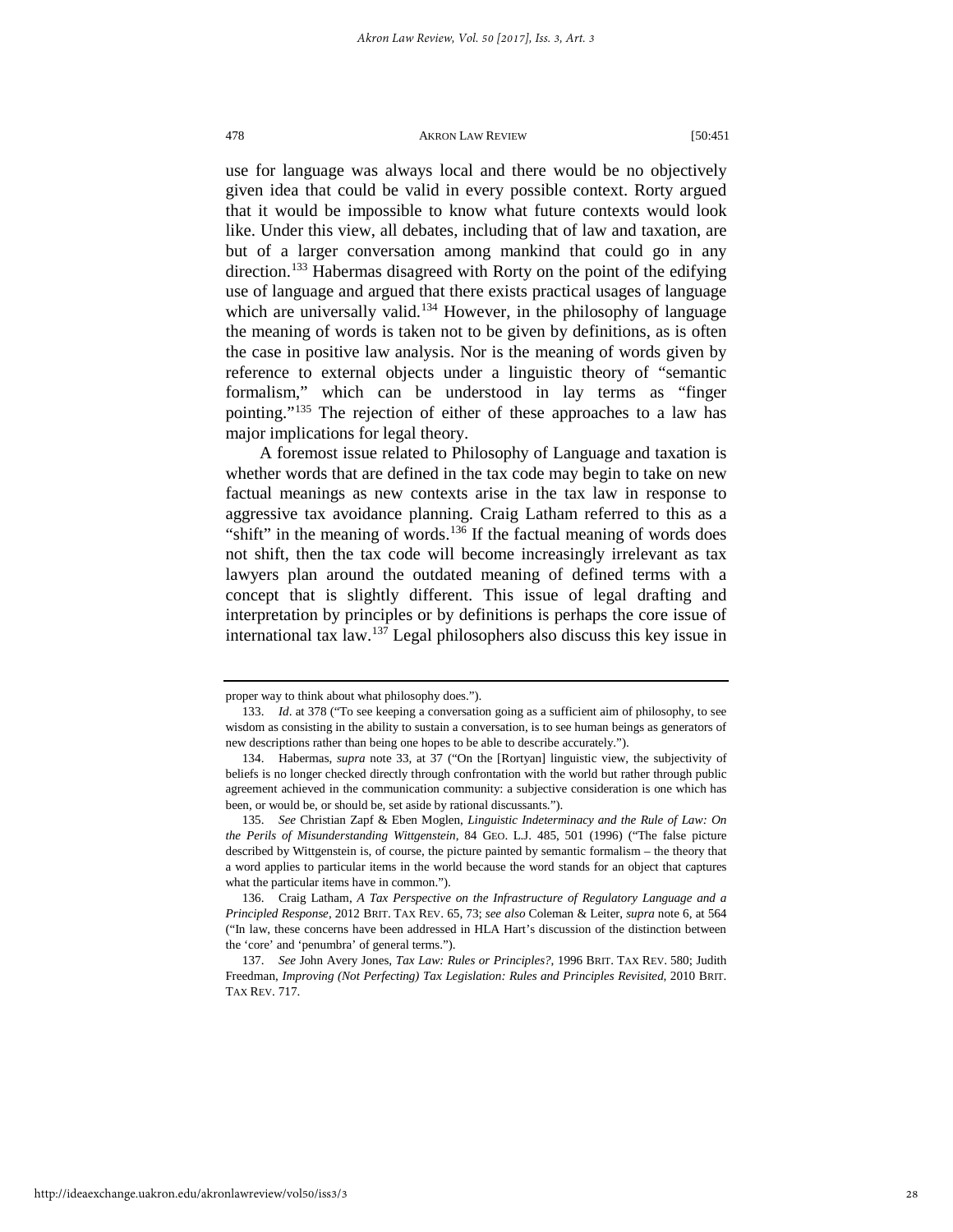use for language was always local and there would be no objectively given idea that could be valid in every possible context. Rorty argued that it would be impossible to know what future contexts would look like. Under this view, all debates, including that of law and taxation, are but of a larger conversation among mankind that could go in any direction.[133] Habermas disagreed with Rorty on the point of the edifying use of language and argued that there exists practical usages of language which are universally valid.[134] However, in the philosophy of language the meaning of words is taken not to be given by definitions, as is often the case in positive law analysis. Nor is the meaning of words given by reference to external objects under a linguistic theory of "semantic formalism," which can be understood in lay terms as "finger pointing."[135] The rejection of either of these approaches to a law has major implications for legal theory.

A foremost issue related to Philosophy of Language and taxation is whether words that are defined in the tax code may begin to take on new factual meanings as new contexts arise in the tax law in response to aggressive tax avoidance planning. Craig Latham referred to this as a "shift" in the meaning of words.[136] If the factual meaning of words does not shift, then the tax code will become increasingly irrelevant as tax lawyers plan around the outdated meaning of defined terms with a concept that is slightly different. This issue of legal drafting and interpretation by principles or by definitions is perhaps the core issue of international tax law.[137] Legal philosophers also discuss this key issue in

---

proper way to think about what philosophy does.").

133. *Id*. at 378 ("To see keeping a conversation going as a sufficient aim of philosophy, to see wisdom as consisting in the ability to sustain a conversation, is to see human beings as generators of new descriptions rather than being one hopes to be able to describe accurately.").

134. Habermas, *supra* note 33, at 37 ("On the [Rortyan] linguistic view, the subjectivity of beliefs is no longer checked directly through confrontation with the world but rather through public agreement achieved in the communication community: a subjective consideration is one which has been, or would be, or should be, set aside by rational discussants.").

135. *See* Christian Zapf & Eben Moglen, *Linguistic Indeterminacy and the Rule of Law: On the Perils of Misunderstanding Wittgenstein*, 84 GEO. L.J. 485, 501 (1996) ("The false picture described by Wittgenstein is, of course, the picture painted by semantic formalism – the theory that a word applies to particular items in the world because the word stands for an object that captures what the particular items have in common.").

136. Craig Latham, *A Tax Perspective on the Infrastructure of Regulatory Language and a Principled Response*, 2012 BRIT. TAX REV. 65, 73; *see also* Coleman & Leiter, *supra* note 6, at 564 ("In law, these concerns have been addressed in HLA Hart's discussion of the distinction between the 'core' and 'penumbra' of general terms.").

137. *See* John Avery Jones, *Tax Law: Rules or Principles?*, 1996 BRIT. TAX REV. 580; Judith Freedman, *Improving (Not Perfecting) Tax Legislation: Rules and Principles Revisited*, 2010 BRIT. TAX REV. 717.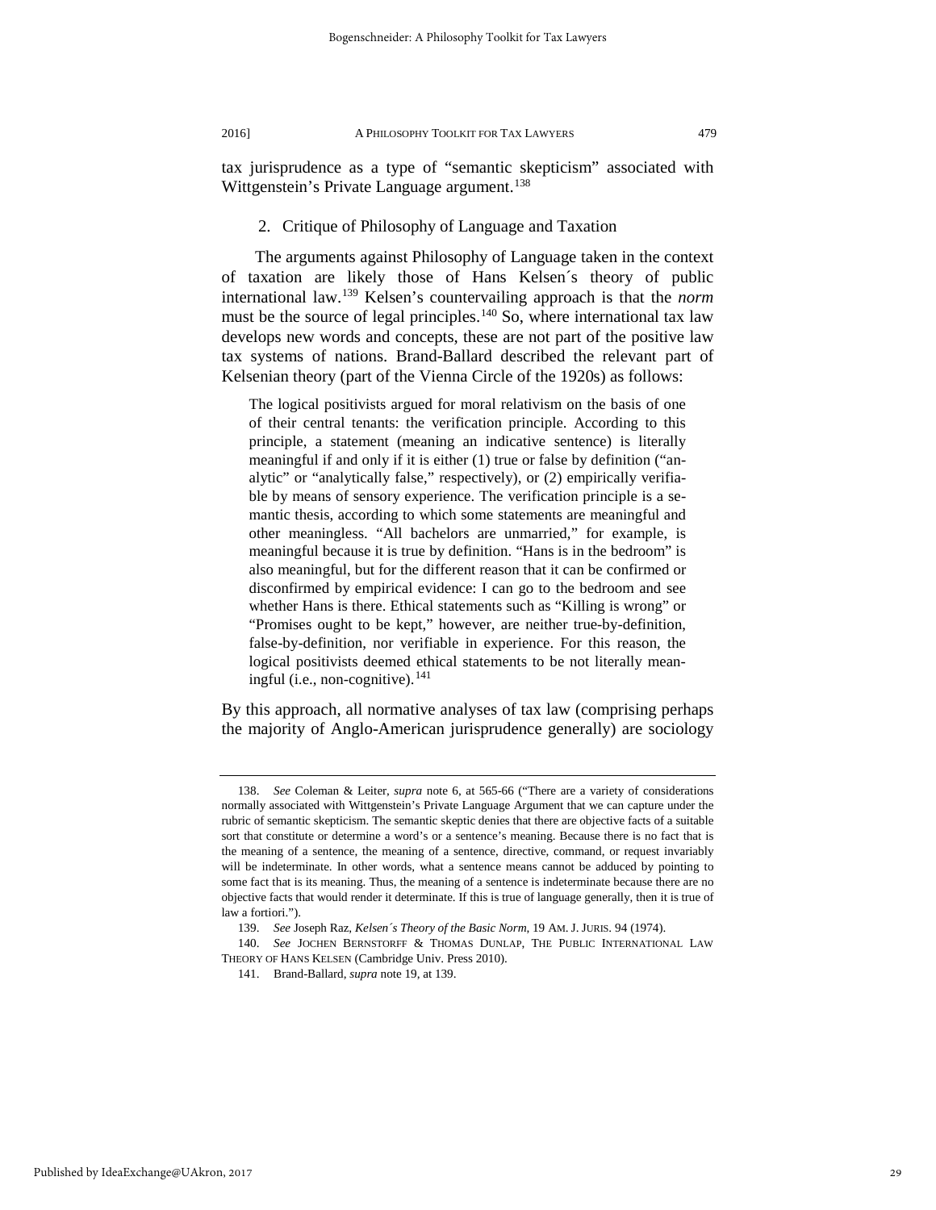tax jurisprudence as a type of "semantic skepticism" associated with Wittgenstein's Private Language argument.[138]

### 2. Critique of Philosophy of Language and Taxation

The arguments against Philosophy of Language taken in the context of taxation are likely those of Hans Kelsen´s theory of public international law.[139] Kelsen's countervailing approach is that the *norm* must be the source of legal principles.[140] So, where international tax law develops new words and concepts, these are not part of the positive law tax systems of nations. Brand-Ballard described the relevant part of Kelsenian theory (part of the Vienna Circle of the 1920s) as follows:

> The logical positivists argued for moral relativism on the basis of one of their central tenants: the verification principle. According to this principle, a statement (meaning an indicative sentence) is literally meaningful if and only if it is either (1) true or false by definition ("analytic" or "analytically false," respectively), or (2) empirically verifiable by means of sensory experience. The verification principle is a semantic thesis, according to which some statements are meaningful and other meaningless. "All bachelors are unmarried," for example, is meaningful because it is true by definition. "Hans is in the bedroom" is also meaningful, but for the different reason that it can be confirmed or disconfirmed by empirical evidence: I can go to the bedroom and see whether Hans is there. Ethical statements such as "Killing is wrong" or "Promises ought to be kept," however, are neither true-by-definition, false-by-definition, nor verifiable in experience. For this reason, the logical positivists deemed ethical statements to be not literally meaningful (i.e., non-cognitive).[141]

By this approach, all normative analyses of tax law (comprising perhaps the majority of Anglo-American jurisprudence generally) are sociology

---

138. *See* Coleman & Leiter, *supra* note 6, at 565-66 ("There are a variety of considerations normally associated with Wittgenstein's Private Language Argument that we can capture under the rubric of semantic skepticism. The semantic skeptic denies that there are objective facts of a suitable sort that constitute or determine a word's or a sentence's meaning. Because there is no fact that is the meaning of a sentence, the meaning of a sentence, directive, command, or request invariably will be indeterminate. In other words, what a sentence means cannot be adduced by pointing to some fact that is its meaning. Thus, the meaning of a sentence is indeterminate because there are no objective facts that would render it determinate. If this is true of language generally, then it is true of law a fortiori.").

139. *See* Joseph Raz, *Kelsen´s Theory of the Basic Norm*, 19 AM. J. JURIS. 94 (1974).

140. *See* JOCHEN BERNSTORFF & THOMAS DUNLAP, THE PUBLIC INTERNATIONAL LAW THEORY OF HANS KELSEN (Cambridge Univ. Press 2010).

141. Brand-Ballard, *supra* note 19, at 139.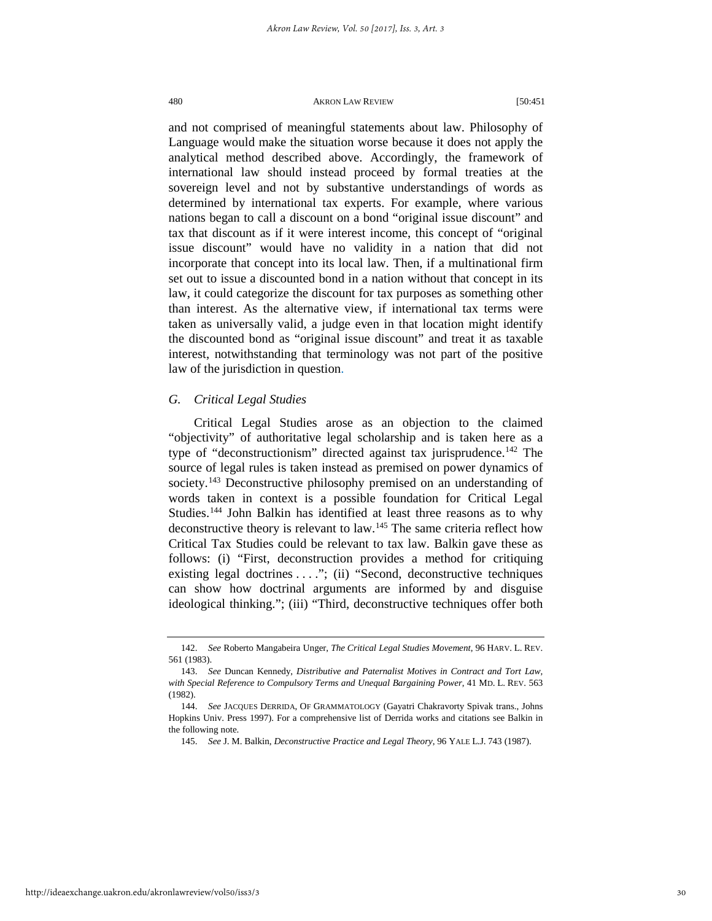and not comprised of meaningful statements about law. Philosophy of Language would make the situation worse because it does not apply the analytical method described above. Accordingly, the framework of international law should instead proceed by formal treaties at the sovereign level and not by substantive understandings of words as determined by international tax experts. For example, where various nations began to call a discount on a bond "original issue discount" and tax that discount as if it were interest income, this concept of "original issue discount" would have no validity in a nation that did not incorporate that concept into its local law. Then, if a multinational firm set out to issue a discounted bond in a nation without that concept in its law, it could categorize the discount for tax purposes as something other than interest. As the alternative view, if international tax terms were taken as universally valid, a judge even in that location might identify the discounted bond as "original issue discount" and treat it as taxable interest, notwithstanding that terminology was not part of the positive law of the jurisdiction in question.

### *G. Critical Legal Studies*

Critical Legal Studies arose as an objection to the claimed "objectivity" of authoritative legal scholarship and is taken here as a type of "deconstructionism" directed against tax jurisprudence.[142] The source of legal rules is taken instead as premised on power dynamics of society.[143] Deconstructive philosophy premised on an understanding of words taken in context is a possible foundation for Critical Legal Studies.[144] John Balkin has identified at least three reasons as to why deconstructive theory is relevant to law.[145] The same criteria reflect how Critical Tax Studies could be relevant to tax law. Balkin gave these as follows: (i) "First, deconstruction provides a method for critiquing existing legal doctrines . . . ."; (ii) "Second, deconstructive techniques can show how doctrinal arguments are informed by and disguise ideological thinking."; (iii) "Third, deconstructive techniques offer both

---

142. *See* Roberto Mangabeira Unger, *The Critical Legal Studies Movement*, 96 HARV. L. REV. 561 (1983).

143. *See* Duncan Kennedy, *Distributive and Paternalist Motives in Contract and Tort Law, with Special Reference to Compulsory Terms and Unequal Bargaining Power*, 41 MD. L. REV. 563 (1982).

144. *See* JACQUES DERRIDA, OF GRAMMATOLOGY (Gayatri Chakravorty Spivak trans., Johns Hopkins Univ. Press 1997). For a comprehensive list of Derrida works and citations see Balkin in the following note.

145. *See* J. M. Balkin, *Deconstructive Practice and Legal Theory*, 96 YALE L.J. 743 (1987).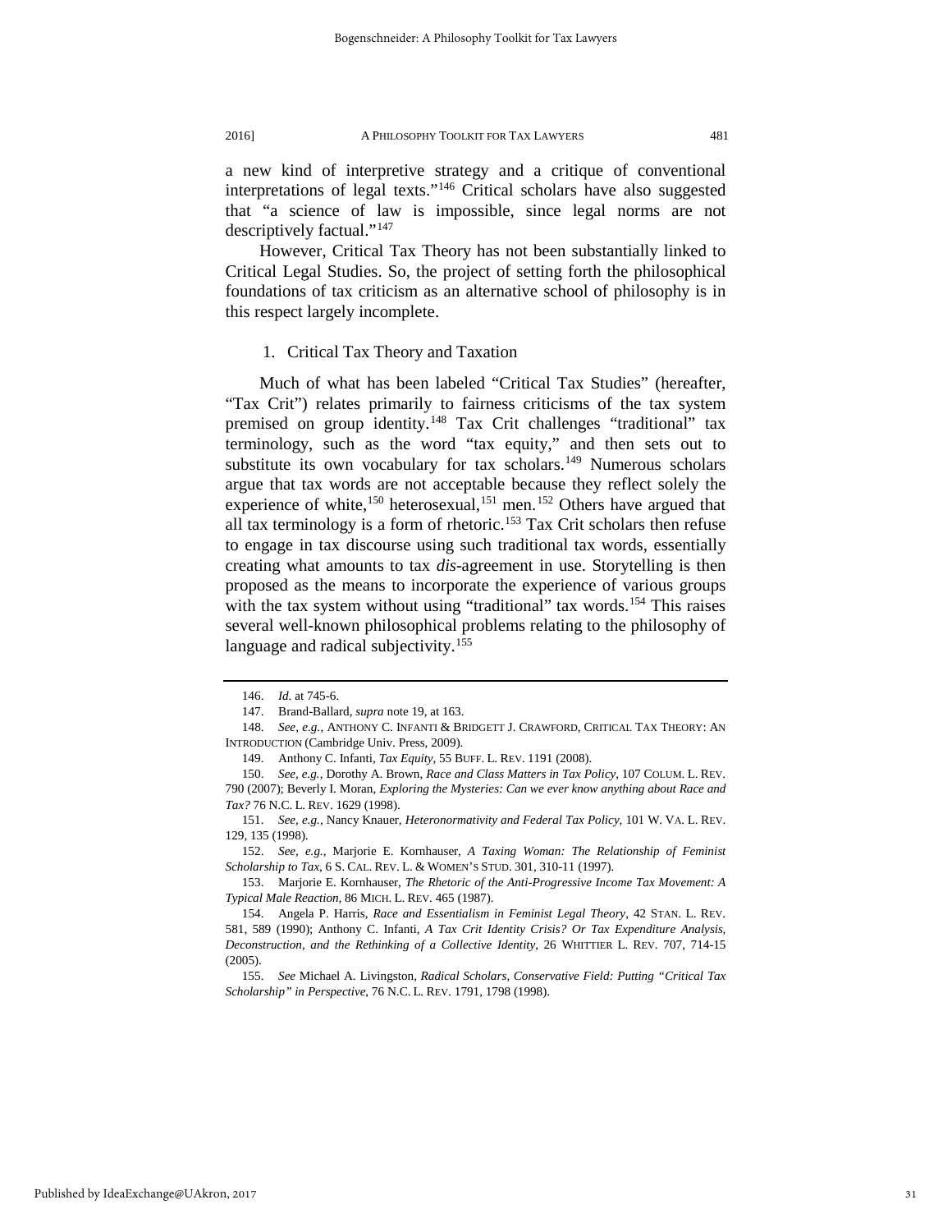a new kind of interpretive strategy and a critique of conventional interpretations of legal texts."[146] Critical scholars have also suggested that "a science of law is impossible, since legal norms are not descriptively factual."[147]

However, Critical Tax Theory has not been substantially linked to Critical Legal Studies. So, the project of setting forth the philosophical foundations of tax criticism as an alternative school of philosophy is in this respect largely incomplete.

1. Critical Tax Theory and Taxation

Much of what has been labeled "Critical Tax Studies" (hereafter, "Tax Crit") relates primarily to fairness criticisms of the tax system premised on group identity.[148] Tax Crit challenges "traditional" tax terminology, such as the word "tax equity," and then sets out to substitute its own vocabulary for tax scholars.[149] Numerous scholars argue that tax words are not acceptable because they reflect solely the experience of white,[150] heterosexual,[151] men.[152] Others have argued that all tax terminology is a form of rhetoric.[153] Tax Crit scholars then refuse to engage in tax discourse using such traditional tax words, essentially creating what amounts to tax *dis*-agreement in use. Storytelling is then proposed as the means to incorporate the experience of various groups with the tax system without using "traditional" tax words.[154] This raises several well-known philosophical problems relating to the philosophy of language and radical subjectivity.[155]

---

146. *Id.* at 745-6.

147. Brand-Ballard, *supra* note 19, at 163.

148. *See, e.g.*, ANTHONY C. INFANTI & BRIDGETT J. CRAWFORD, CRITICAL TAX THEORY: AN INTRODUCTION (Cambridge Univ. Press, 2009).

149. Anthony C. Infanti, *Tax Equity*, 55 BUFF. L. REV. 1191 (2008).

150. *See, e.g.*, Dorothy A. Brown, *Race and Class Matters in Tax Policy*, 107 COLUM. L. REV. 790 (2007); Beverly I. Moran, *Exploring the Mysteries: Can we ever know anything about Race and Tax?* 76 N.C. L. REV. 1629 (1998).

151. *See, e.g.*, Nancy Knauer, *Heteronormativity and Federal Tax Policy*, 101 W. VA. L. REV. 129, 135 (1998).

152. *See, e.g.*, Marjorie E. Kornhauser, *A Taxing Woman: The Relationship of Feminist Scholarship to Tax*, 6 S. CAL. REV. L. & WOMEN'S STUD. 301, 310-11 (1997).

153. Marjorie E. Kornhauser, *The Rhetoric of the Anti-Progressive Income Tax Movement: A Typical Male Reaction*, 86 MICH. L. REV. 465 (1987).

154. Angela P. Harris, *Race and Essentialism in Feminist Legal Theory*, 42 STAN. L. REV. 581, 589 (1990); Anthony C. Infanti, *A Tax Crit Identity Crisis? Or Tax Expenditure Analysis, Deconstruction, and the Rethinking of a Collective Identity*, 26 WHITTIER L. REV. 707, 714-15 (2005).

155. *See* Michael A. Livingston, *Radical Scholars, Conservative Field: Putting "Critical Tax Scholarship" in Perspective*, 76 N.C. L. REV. 1791, 1798 (1998).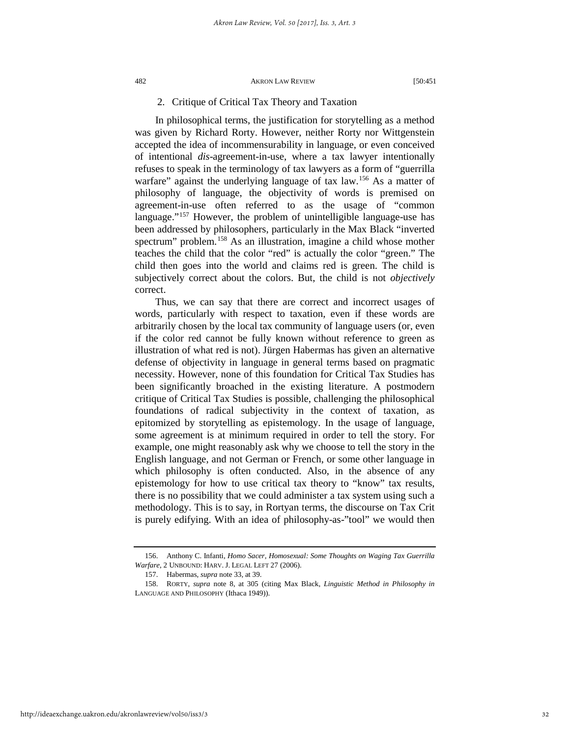### 2. Critique of Critical Tax Theory and Taxation

In philosophical terms, the justification for storytelling as a method was given by Richard Rorty. However, neither Rorty nor Wittgenstein accepted the idea of incommensurability in language, or even conceived of intentional *dis*-agreement-in-use, where a tax lawyer intentionally refuses to speak in the terminology of tax lawyers as a form of "guerrilla warfare" against the underlying language of tax law.[156] As a matter of philosophy of language, the objectivity of words is premised on agreement-in-use often referred to as the usage of "common language."[157] However, the problem of unintelligible language-use has been addressed by philosophers, particularly in the Max Black "inverted spectrum" problem.[158] As an illustration, imagine a child whose mother teaches the child that the color "red" is actually the color "green." The child then goes into the world and claims red is green. The child is subjectively correct about the colors. But, the child is not *objectively* correct.

Thus, we can say that there are correct and incorrect usages of words, particularly with respect to taxation, even if these words are arbitrarily chosen by the local tax community of language users (or, even if the color red cannot be fully known without reference to green as illustration of what red is not). Jürgen Habermas has given an alternative defense of objectivity in language in general terms based on pragmatic necessity. However, none of this foundation for Critical Tax Studies has been significantly broached in the existing literature. A postmodern critique of Critical Tax Studies is possible, challenging the philosophical foundations of radical subjectivity in the context of taxation, as epitomized by storytelling as epistemology. In the usage of language, some agreement is at minimum required in order to tell the story. For example, one might reasonably ask why we choose to tell the story in the English language, and not German or French, or some other language in which philosophy is often conducted. Also, in the absence of any epistemology for how to use critical tax theory to "know" tax results, there is no possibility that we could administer a tax system using such a methodology. This is to say, in Rortyan terms, the discourse on Tax Crit is purely edifying. With an idea of philosophy-as-"tool" we would then

---

156. Anthony C. Infanti, *Homo Sacer, Homosexual: Some Thoughts on Waging Tax Guerrilla Warfare*, 2 UNBOUND: HARV. J. LEGAL LEFT 27 (2006).

157. Habermas, *supra* note 33, at 39.

158. RORTY, *supra* note 8, at 305 (citing Max Black, *Linguistic Method in Philosophy in* LANGUAGE AND PHILOSOPHY (Ithaca 1949)).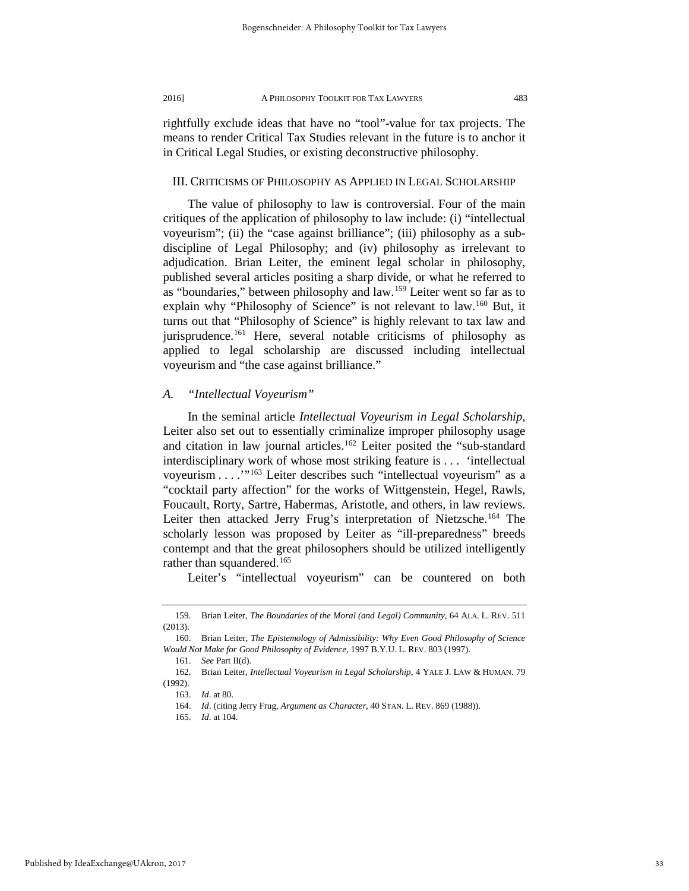rightfully exclude ideas that have no "tool"-value for tax projects. The means to render Critical Tax Studies relevant in the future is to anchor it in Critical Legal Studies, or existing deconstructive philosophy.

## III. Criticisms of Philosophy as Applied in Legal Scholarship

The value of philosophy to law is controversial. Four of the main critiques of the application of philosophy to law include: (i) "intellectual voyeurism"; (ii) the "case against brilliance"; (iii) philosophy as a sub-discipline of Legal Philosophy; and (iv) philosophy as irrelevant to adjudication. Brian Leiter, the eminent legal scholar in philosophy, published several articles positing a sharp divide, or what he referred to as "boundaries," between philosophy and law.[159] Leiter went so far as to explain why "Philosophy of Science" is not relevant to law.[160] But, it turns out that "Philosophy of Science" is highly relevant to tax law and jurisprudence.[161] Here, several notable criticisms of philosophy as applied to legal scholarship are discussed including intellectual voyeurism and "the case against brilliance."

### *A. "Intellectual Voyeurism"*

In the seminal article *Intellectual Voyeurism in Legal Scholarship*, Leiter also set out to essentially criminalize improper philosophy usage and citation in law journal articles.[162] Leiter posited the "sub-standard interdisciplinary work of whose most striking feature is . . . 'intellectual voyeurism . . . .'"[163] Leiter describes such "intellectual voyeurism" as a "cocktail party affection" for the works of Wittgenstein, Hegel, Rawls, Foucault, Rorty, Sartre, Habermas, Aristotle, and others, in law reviews. Leiter then attacked Jerry Frug's interpretation of Nietzsche.[164] The scholarly lesson was proposed by Leiter as "ill-preparedness" breeds contempt and that the great philosophers should be utilized intelligently rather than squandered.[165]

Leiter's "intellectual voyeurism" can be countered on both

---

159. Brian Leiter, *The Boundaries of the Moral (and Legal) Community*, 64 ALA. L. REV. 511 (2013).

160. Brian Leiter, *The Epistemology of Admissibility: Why Even Good Philosophy of Science Would Not Make for Good Philosophy of Evidence*, 1997 B.Y.U. L. REV. 803 (1997).

161. *See* Part II(d).

162. Brian Leiter, *Intellectual Voyeurism in Legal Scholarship*, 4 YALE J. LAW & HUMAN. 79 (1992).

163. *Id*. at 80.

164. *Id*. (citing Jerry Frug, *Argument as Character*, 40 STAN. L. REV. 869 (1988)).

165. *Id*. at 104.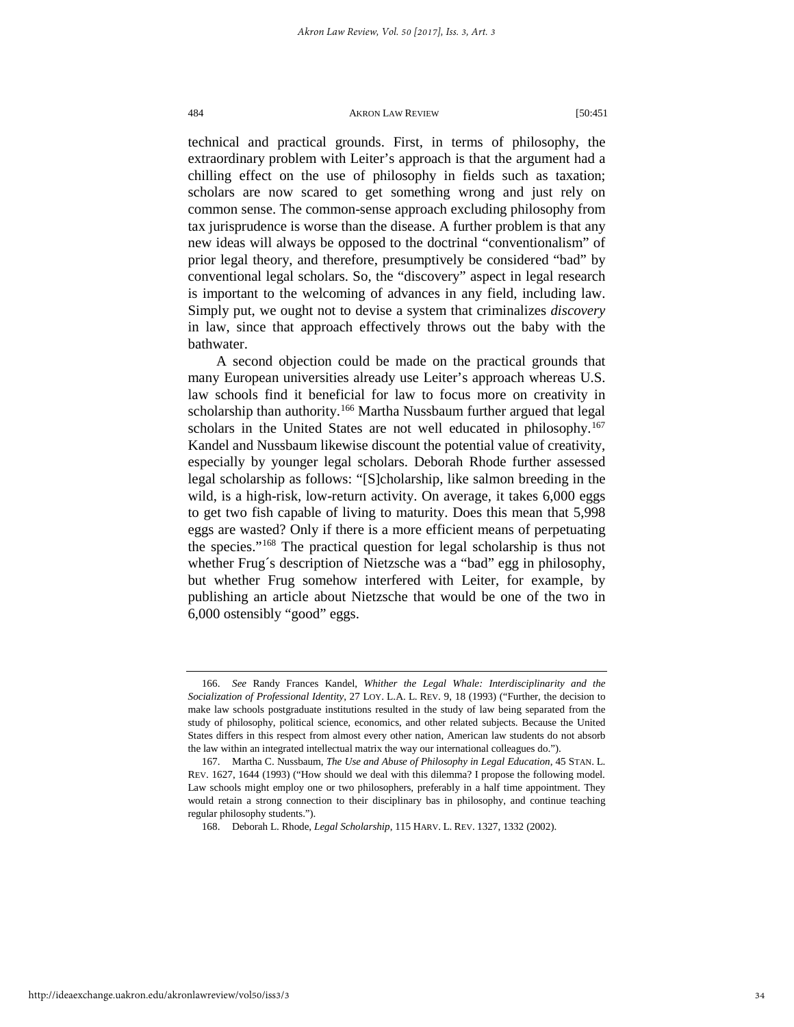technical and practical grounds. First, in terms of philosophy, the extraordinary problem with Leiter's approach is that the argument had a chilling effect on the use of philosophy in fields such as taxation; scholars are now scared to get something wrong and just rely on common sense. The common-sense approach excluding philosophy from tax jurisprudence is worse than the disease. A further problem is that any new ideas will always be opposed to the doctrinal "conventionalism" of prior legal theory, and therefore, presumptively be considered "bad" by conventional legal scholars. So, the "discovery" aspect in legal research is important to the welcoming of advances in any field, including law. Simply put, we ought not to devise a system that criminalizes *discovery* in law, since that approach effectively throws out the baby with the bathwater.

A second objection could be made on the practical grounds that many European universities already use Leiter's approach whereas U.S. law schools find it beneficial for law to focus more on creativity in scholarship than authority.[166] Martha Nussbaum further argued that legal scholars in the United States are not well educated in philosophy.[167] Kandel and Nussbaum likewise discount the potential value of creativity, especially by younger legal scholars. Deborah Rhode further assessed legal scholarship as follows: "[S]cholarship, like salmon breeding in the wild, is a high-risk, low-return activity. On average, it takes 6,000 eggs to get two fish capable of living to maturity. Does this mean that 5,998 eggs are wasted? Only if there is a more efficient means of perpetuating the species."[168] The practical question for legal scholarship is thus not whether Frug´s description of Nietzsche was a "bad" egg in philosophy, but whether Frug somehow interfered with Leiter, for example, by publishing an article about Nietzsche that would be one of the two in 6,000 ostensibly "good" eggs.

---

166. *See* Randy Frances Kandel, *Whither the Legal Whale: Interdisciplinarity and the Socialization of Professional Identity*, 27 LOY. L.A. L. REV. 9, 18 (1993) ("Further, the decision to make law schools postgraduate institutions resulted in the study of law being separated from the study of philosophy, political science, economics, and other related subjects. Because the United States differs in this respect from almost every other nation, American law students do not absorb the law within an integrated intellectual matrix the way our international colleagues do.").

167. Martha C. Nussbaum, *The Use and Abuse of Philosophy in Legal Education*, 45 STAN. L. REV. 1627, 1644 (1993) ("How should we deal with this dilemma? I propose the following model. Law schools might employ one or two philosophers, preferably in a half time appointment. They would retain a strong connection to their disciplinary bas in philosophy, and continue teaching regular philosophy students.").

168. Deborah L. Rhode, *Legal Scholarship*, 115 HARV. L. REV. 1327, 1332 (2002).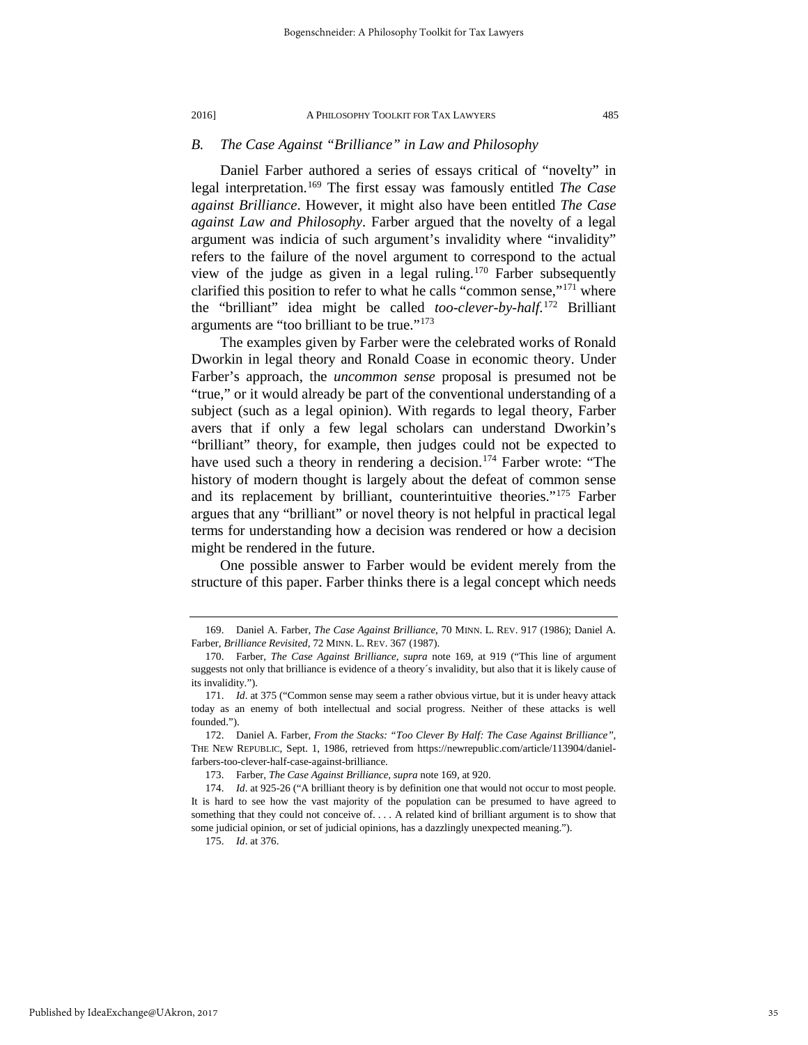### B. The Case Against "Brilliance" in Law and Philosophy

Daniel Farber authored a series of essays critical of "novelty" in legal interpretation.[169] The first essay was famously entitled *The Case against Brilliance*. However, it might also have been entitled *The Case against Law and Philosophy*. Farber argued that the novelty of a legal argument was indicia of such argument's invalidity where "invalidity" refers to the failure of the novel argument to correspond to the actual view of the judge as given in a legal ruling.[170] Farber subsequently clarified this position to refer to what he calls "common sense,"[171] where the "brilliant" idea might be called *too-clever-by-half*.[172] Brilliant arguments are "too brilliant to be true."[173]

The examples given by Farber were the celebrated works of Ronald Dworkin in legal theory and Ronald Coase in economic theory. Under Farber's approach, the *uncommon sense* proposal is presumed not be "true," or it would already be part of the conventional understanding of a subject (such as a legal opinion). With regards to legal theory, Farber avers that if only a few legal scholars can understand Dworkin's "brilliant" theory, for example, then judges could not be expected to have used such a theory in rendering a decision.[174] Farber wrote: "The history of modern thought is largely about the defeat of common sense and its replacement by brilliant, counterintuitive theories."[175] Farber argues that any "brilliant" or novel theory is not helpful in practical legal terms for understanding how a decision was rendered or how a decision might be rendered in the future.

One possible answer to Farber would be evident merely from the structure of this paper. Farber thinks there is a legal concept which needs

---

169. Daniel A. Farber, *The Case Against Brilliance*, 70 MINN. L. REV. 917 (1986); Daniel A. Farber, *Brilliance Revisited*, 72 MINN. L. REV. 367 (1987).

170. Farber, *The Case Against Brilliance*, *supra* note 169, at 919 ("This line of argument suggests not only that brilliance is evidence of a theory´s invalidity, but also that it is likely cause of its invalidity.").

171. *Id*. at 375 ("Common sense may seem a rather obvious virtue, but it is under heavy attack today as an enemy of both intellectual and social progress. Neither of these attacks is well founded.").

172. Daniel A. Farber, *From the Stacks: "Too Clever By Half: The Case Against Brilliance"*, THE NEW REPUBLIC, Sept. 1, 1986, retrieved from https://newrepublic.com/article/113904/daniel-farbers-too-clever-half-case-against-brilliance.

173. Farber, *The Case Against Brilliance*, *supra* note 169, at 920.

174. *Id*. at 925-26 ("A brilliant theory is by definition one that would not occur to most people. It is hard to see how the vast majority of the population can be presumed to have agreed to something that they could not conceive of. . . . A related kind of brilliant argument is to show that some judicial opinion, or set of judicial opinions, has a dazzlingly unexpected meaning.").

175. *Id*. at 376.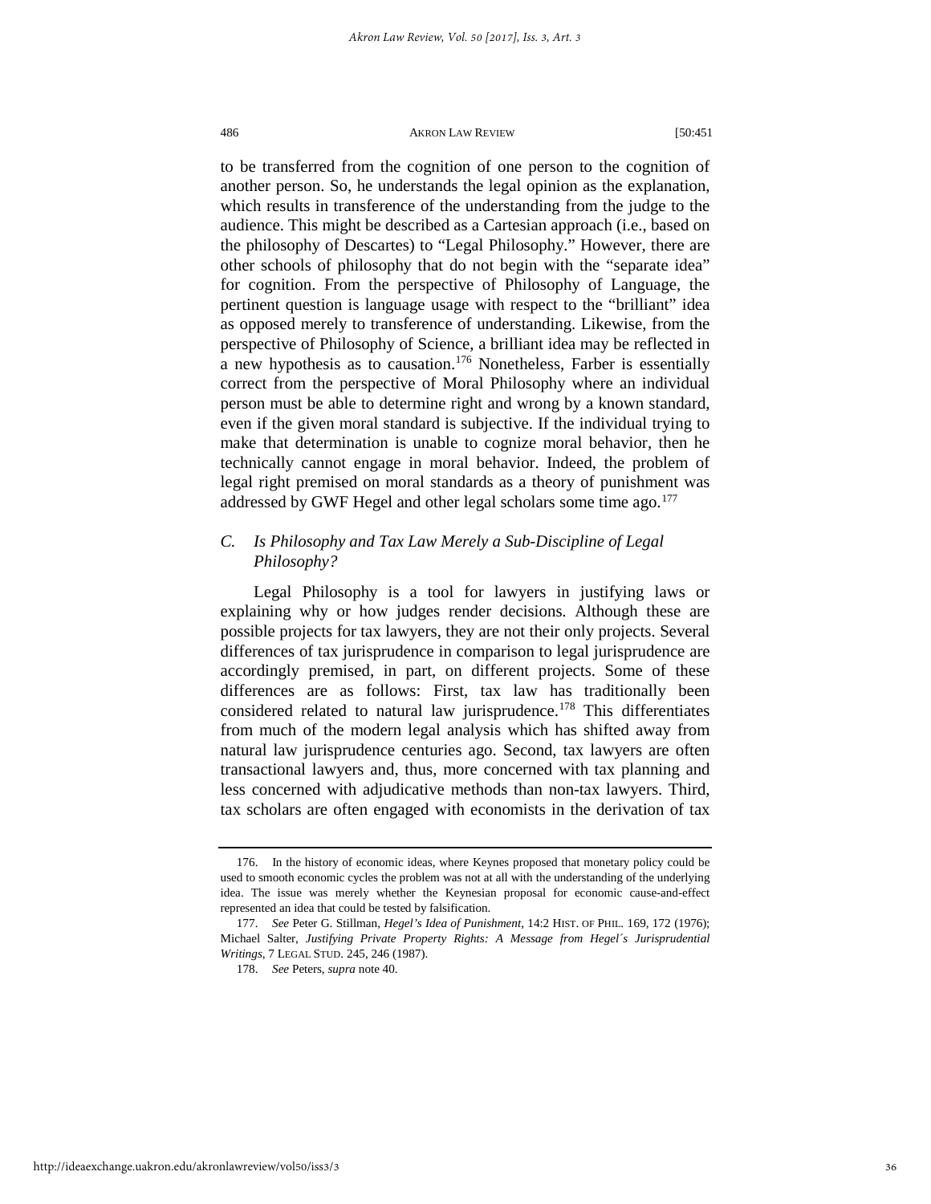to be transferred from the cognition of one person to the cognition of another person. So, he understands the legal opinion as the explanation, which results in transference of the understanding from the judge to the audience. This might be described as a Cartesian approach (i.e., based on the philosophy of Descartes) to "Legal Philosophy." However, there are other schools of philosophy that do not begin with the "separate idea" for cognition. From the perspective of Philosophy of Language, the pertinent question is language usage with respect to the "brilliant" idea as opposed merely to transference of understanding. Likewise, from the perspective of Philosophy of Science, a brilliant idea may be reflected in a new hypothesis as to causation.[176] Nonetheless, Farber is essentially correct from the perspective of Moral Philosophy where an individual person must be able to determine right and wrong by a known standard, even if the given moral standard is subjective. If the individual trying to make that determination is unable to cognize moral behavior, then he technically cannot engage in moral behavior. Indeed, the problem of legal right premised on moral standards as a theory of punishment was addressed by GWF Hegel and other legal scholars some time ago.[177]

### *C. Is Philosophy and Tax Law Merely a Sub-Discipline of Legal Philosophy?*

Legal Philosophy is a tool for lawyers in justifying laws or explaining why or how judges render decisions. Although these are possible projects for tax lawyers, they are not their only projects. Several differences of tax jurisprudence in comparison to legal jurisprudence are accordingly premised, in part, on different projects. Some of these differences are as follows: First, tax law has traditionally been considered related to natural law jurisprudence.[178] This differentiates from much of the modern legal analysis which has shifted away from natural law jurisprudence centuries ago. Second, tax lawyers are often transactional lawyers and, thus, more concerned with tax planning and less concerned with adjudicative methods than non-tax lawyers. Third, tax scholars are often engaged with economists in the derivation of tax

---

176. In the history of economic ideas, where Keynes proposed that monetary policy could be used to smooth economic cycles the problem was not at all with the understanding of the underlying idea. The issue was merely whether the Keynesian proposal for economic cause-and-effect represented an idea that could be tested by falsification.

177. *See* Peter G. Stillman, *Hegel's Idea of Punishment*, 14:2 HIST. OF PHIL. 169, 172 (1976); Michael Salter, *Justifying Private Property Rights: A Message from Hegel´s Jurisprudential Writings*, 7 LEGAL STUD. 245, 246 (1987).

178. *See* Peters, *supra* note 40.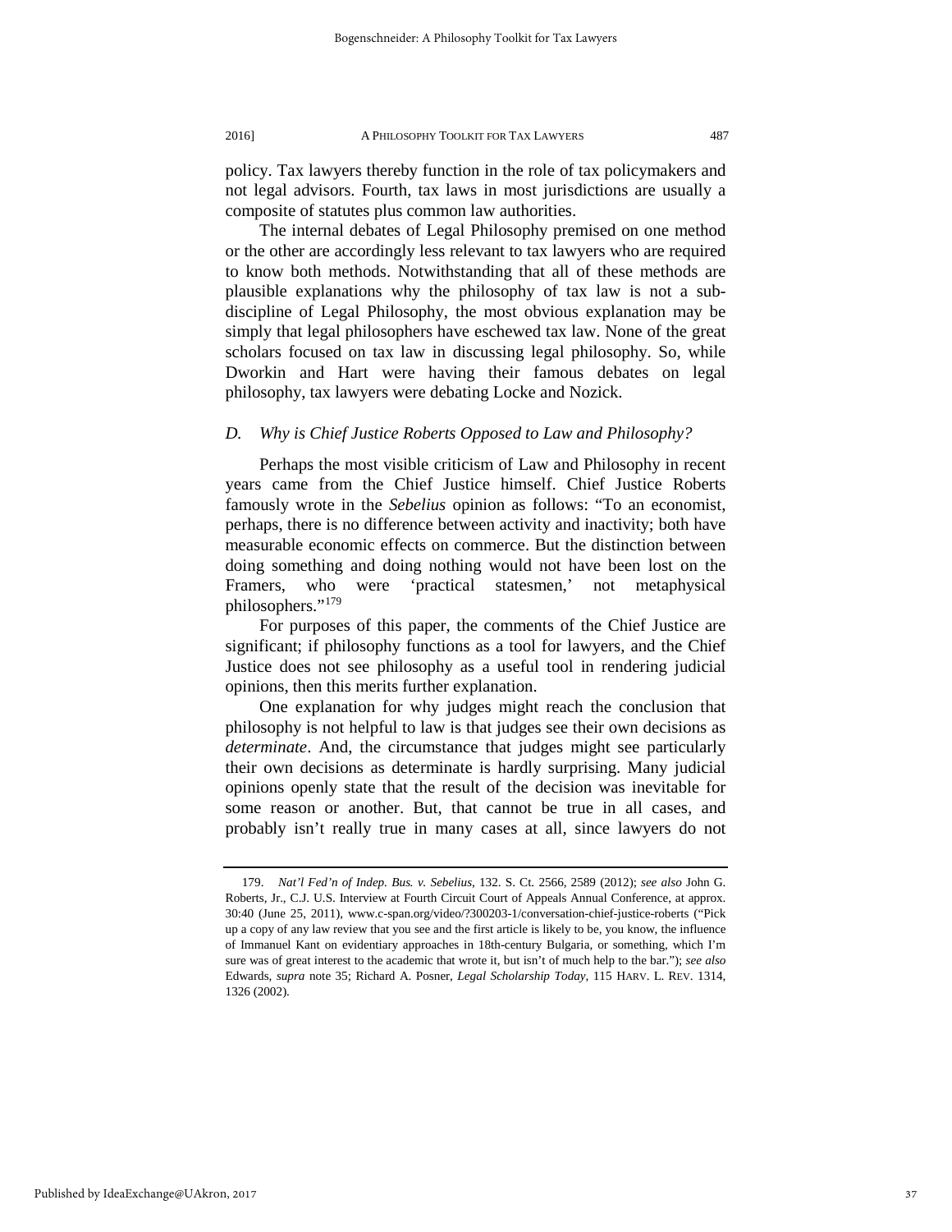policy. Tax lawyers thereby function in the role of tax policymakers and not legal advisors. Fourth, tax laws in most jurisdictions are usually a composite of statutes plus common law authorities.

The internal debates of Legal Philosophy premised on one method or the other are accordingly less relevant to tax lawyers who are required to know both methods. Notwithstanding that all of these methods are plausible explanations why the philosophy of tax law is not a sub-discipline of Legal Philosophy, the most obvious explanation may be simply that legal philosophers have eschewed tax law. None of the great scholars focused on tax law in discussing legal philosophy. So, while Dworkin and Hart were having their famous debates on legal philosophy, tax lawyers were debating Locke and Nozick.

### *D. Why is Chief Justice Roberts Opposed to Law and Philosophy?*

Perhaps the most visible criticism of Law and Philosophy in recent years came from the Chief Justice himself. Chief Justice Roberts famously wrote in the *Sebelius* opinion as follows: "To an economist, perhaps, there is no difference between activity and inactivity; both have measurable economic effects on commerce. But the distinction between doing something and doing nothing would not have been lost on the Framers, who were 'practical statesmen,' not metaphysical philosophers."[179]

For purposes of this paper, the comments of the Chief Justice are significant; if philosophy functions as a tool for lawyers, and the Chief Justice does not see philosophy as a useful tool in rendering judicial opinions, then this merits further explanation.

One explanation for why judges might reach the conclusion that philosophy is not helpful to law is that judges see their own decisions as *determinate*. And, the circumstance that judges might see particularly their own decisions as determinate is hardly surprising. Many judicial opinions openly state that the result of the decision was inevitable for some reason or another. But, that cannot be true in all cases, and probably isn't really true in many cases at all, since lawyers do not

---

179. *Nat'l Fed'n of Indep. Bus. v. Sebelius*, 132. S. Ct. 2566, 2589 (2012); *see also* John G. Roberts, Jr., C.J. U.S. Interview at Fourth Circuit Court of Appeals Annual Conference, at approx. 30:40 (June 25, 2011), www.c-span.org/video/?300203-1/conversation-chief-justice-roberts ("Pick up a copy of any law review that you see and the first article is likely to be, you know, the influence of Immanuel Kant on evidentiary approaches in 18th-century Bulgaria, or something, which I'm sure was of great interest to the academic that wrote it, but isn't of much help to the bar."); *see also* Edwards, *supra* note 35; Richard A. Posner, *Legal Scholarship Today*, 115 HARV. L. REV. 1314, 1326 (2002).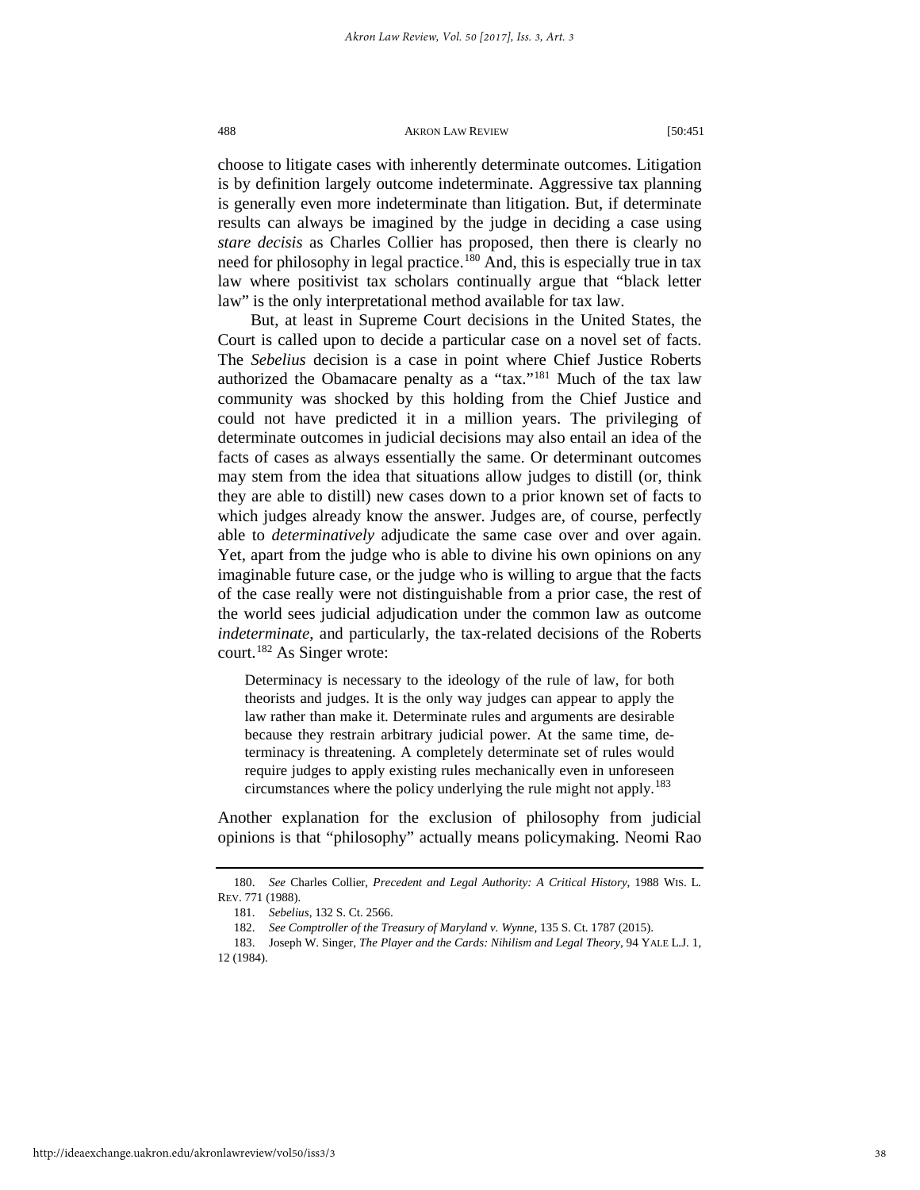choose to litigate cases with inherently determinate outcomes. Litigation is by definition largely outcome indeterminate. Aggressive tax planning is generally even more indeterminate than litigation. But, if determinate results can always be imagined by the judge in deciding a case using *stare decisis* as Charles Collier has proposed, then there is clearly no need for philosophy in legal practice.[180] And, this is especially true in tax law where positivist tax scholars continually argue that "black letter law" is the only interpretational method available for tax law.

But, at least in Supreme Court decisions in the United States, the Court is called upon to decide a particular case on a novel set of facts. The *Sebelius* decision is a case in point where Chief Justice Roberts authorized the Obamacare penalty as a "tax."[181] Much of the tax law community was shocked by this holding from the Chief Justice and could not have predicted it in a million years. The privileging of determinate outcomes in judicial decisions may also entail an idea of the facts of cases as always essentially the same. Or determinant outcomes may stem from the idea that situations allow judges to distill (or, think they are able to distill) new cases down to a prior known set of facts to which judges already know the answer. Judges are, of course, perfectly able to *determinatively* adjudicate the same case over and over again. Yet, apart from the judge who is able to divine his own opinions on any imaginable future case, or the judge who is willing to argue that the facts of the case really were not distinguishable from a prior case, the rest of the world sees judicial adjudication under the common law as outcome *indeterminate*, and particularly, the tax-related decisions of the Roberts court.[182] As Singer wrote:

> Determinacy is necessary to the ideology of the rule of law, for both theorists and judges. It is the only way judges can appear to apply the law rather than make it. Determinate rules and arguments are desirable because they restrain arbitrary judicial power. At the same time, determinacy is threatening. A completely determinate set of rules would require judges to apply existing rules mechanically even in unforeseen circumstances where the policy underlying the rule might not apply.[183]

Another explanation for the exclusion of philosophy from judicial opinions is that "philosophy" actually means policymaking. Neomi Rao

---

180. *See* Charles Collier, *Precedent and Legal Authority: A Critical History*, 1988 WIS. L. REV. 771 (1988).

181. *Sebelius*, 132 S. Ct. 2566.

182. *See Comptroller of the Treasury of Maryland v. Wynne*, 135 S. Ct. 1787 (2015).

183. Joseph W. Singer, *The Player and the Cards: Nihilism and Legal Theory*, 94 YALE L.J. 1, 12 (1984).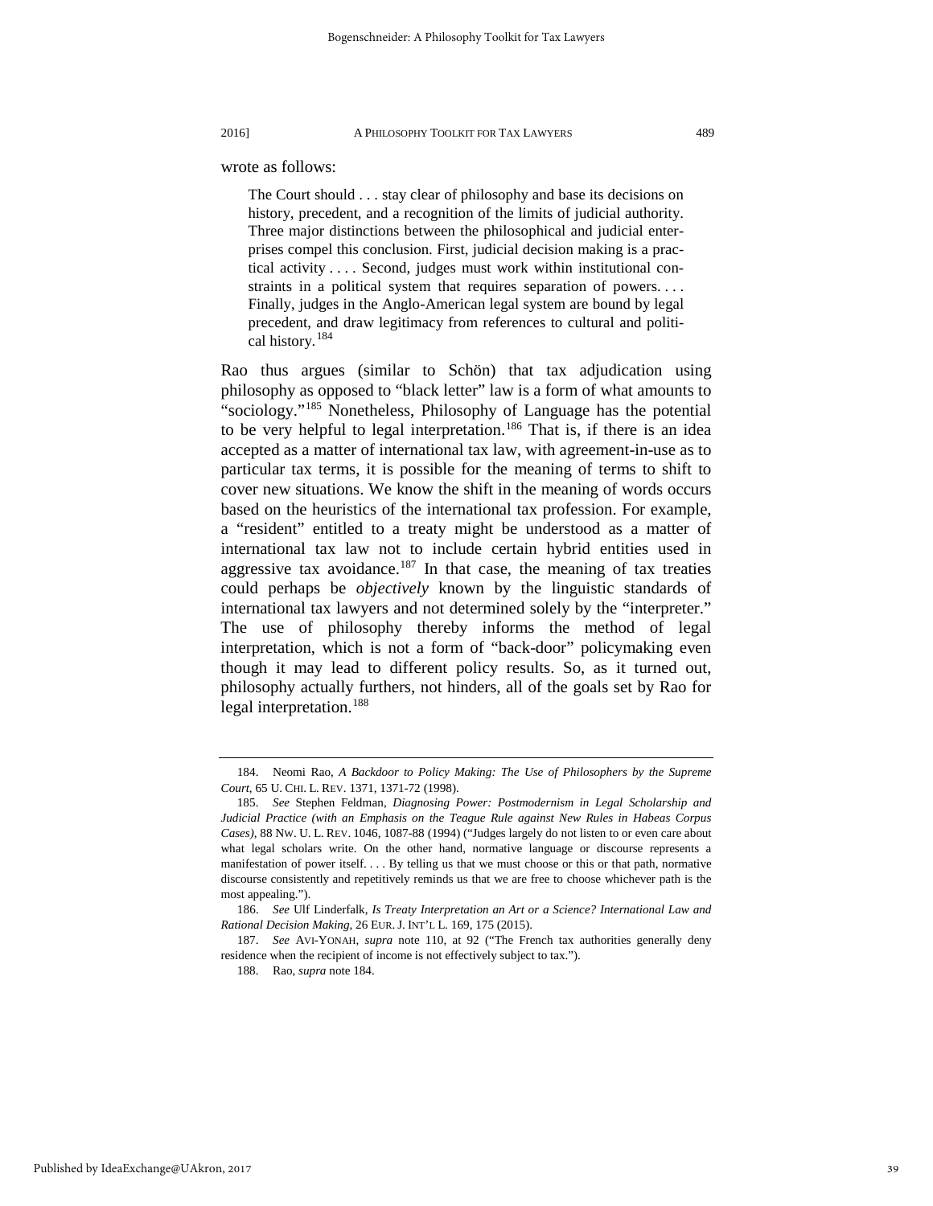wrote as follows:

> The Court should . . . stay clear of philosophy and base its decisions on history, precedent, and a recognition of the limits of judicial authority. Three major distinctions between the philosophical and judicial enterprises compel this conclusion. First, judicial decision making is a practical activity . . . . Second, judges must work within institutional constraints in a political system that requires separation of powers. . . . Finally, judges in the Anglo-American legal system are bound by legal precedent, and draw legitimacy from references to cultural and political history.[184]

Rao thus argues (similar to Schön) that tax adjudication using philosophy as opposed to "black letter" law is a form of what amounts to "sociology."[185] Nonetheless, Philosophy of Language has the potential to be very helpful to legal interpretation.[186] That is, if there is an idea accepted as a matter of international tax law, with agreement-in-use as to particular tax terms, it is possible for the meaning of terms to shift to cover new situations. We know the shift in the meaning of words occurs based on the heuristics of the international tax profession. For example, a "resident" entitled to a treaty might be understood as a matter of international tax law not to include certain hybrid entities used in aggressive tax avoidance.[187] In that case, the meaning of tax treaties could perhaps be *objectively* known by the linguistic standards of international tax lawyers and not determined solely by the "interpreter." The use of philosophy thereby informs the method of legal interpretation, which is not a form of "back-door" policymaking even though it may lead to different policy results. So, as it turned out, philosophy actually furthers, not hinders, all of the goals set by Rao for legal interpretation.[188]

---

184. Neomi Rao, *A Backdoor to Policy Making: The Use of Philosophers by the Supreme Court*, 65 U. CHI. L. REV. 1371, 1371-72 (1998).

185. *See* Stephen Feldman, *Diagnosing Power: Postmodernism in Legal Scholarship and Judicial Practice (with an Emphasis on the Teague Rule against New Rules in Habeas Corpus Cases)*, 88 NW. U. L. REV. 1046, 1087-88 (1994) ("Judges largely do not listen to or even care about what legal scholars write. On the other hand, normative language or discourse represents a manifestation of power itself. . . . By telling us that we must choose or this or that path, normative discourse consistently and repetitively reminds us that we are free to choose whichever path is the most appealing.").

186. *See* Ulf Linderfalk, *Is Treaty Interpretation an Art or a Science? International Law and Rational Decision Making*, 26 EUR. J. INT'L L. 169, 175 (2015).

187. *See* AVI-YONAH, *supra* note 110, at 92 ("The French tax authorities generally deny residence when the recipient of income is not effectively subject to tax.").

188. Rao, *supra* note 184.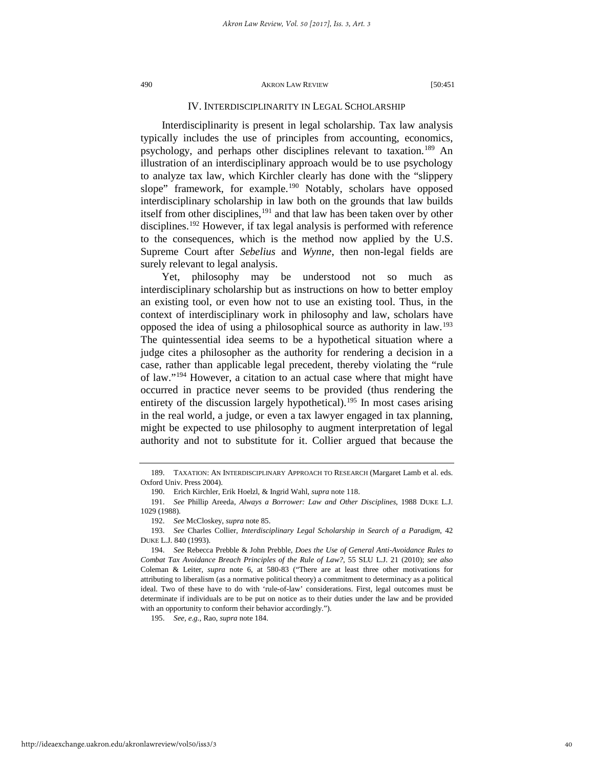## IV. INTERDISCIPLINARITY IN LEGAL SCHOLARSHIP

Interdisciplinarity is present in legal scholarship. Tax law analysis typically includes the use of principles from accounting, economics, psychology, and perhaps other disciplines relevant to taxation.[189] An illustration of an interdisciplinary approach would be to use psychology to analyze tax law, which Kirchler clearly has done with the "slippery slope" framework, for example.[190] Notably, scholars have opposed interdisciplinary scholarship in law both on the grounds that law builds itself from other disciplines,[191] and that law has been taken over by other disciplines.[192] However, if tax legal analysis is performed with reference to the consequences, which is the method now applied by the U.S. Supreme Court after *Sebelius* and *Wynne*, then non-legal fields are surely relevant to legal analysis.

Yet, philosophy may be understood not so much as interdisciplinary scholarship but as instructions on how to better employ an existing tool, or even how not to use an existing tool. Thus, in the context of interdisciplinary work in philosophy and law, scholars have opposed the idea of using a philosophical source as authority in law.[193] The quintessential idea seems to be a hypothetical situation where a judge cites a philosopher as the authority for rendering a decision in a case, rather than applicable legal precedent, thereby violating the "rule of law."[194] However, a citation to an actual case where that might have occurred in practice never seems to be provided (thus rendering the entirety of the discussion largely hypothetical).[195] In most cases arising in the real world, a judge, or even a tax lawyer engaged in tax planning, might be expected to use philosophy to augment interpretation of legal authority and not to substitute for it. Collier argued that because the

---

189. TAXATION: AN INTERDISCIPLINARY APPROACH TO RESEARCH (Margaret Lamb et al. eds. Oxford Univ. Press 2004).

190. Erich Kirchler, Erik Hoelzl, & Ingrid Wahl, *supra* note 118.

191. *See* Phillip Areeda, *Always a Borrower: Law and Other Disciplines*, 1988 DUKE L.J. 1029 (1988).

192. *See* McCloskey, *supra* note 85.

193. *See* Charles Collier, *Interdisciplinary Legal Scholarship in Search of a Paradigm*, 42 DUKE L.J. 840 (1993).

194. *See* Rebecca Prebble & John Prebble, *Does the Use of General Anti-Avoidance Rules to Combat Tax Avoidance Breach Principles of the Rule of Law?*, 55 SLU L.J. 21 (2010); *see also* Coleman & Leiter, *supra* note 6, at 580-83 ("There are at least three other motivations for attributing to liberalism (as a normative political theory) a commitment to determinacy as a political ideal. Two of these have to do with 'rule-of-law' considerations. First, legal outcomes must be determinate if individuals are to be put on notice as to their duties under the law and be provided with an opportunity to conform their behavior accordingly.").

195. *See, e.g.*, Rao, *supra* note 184.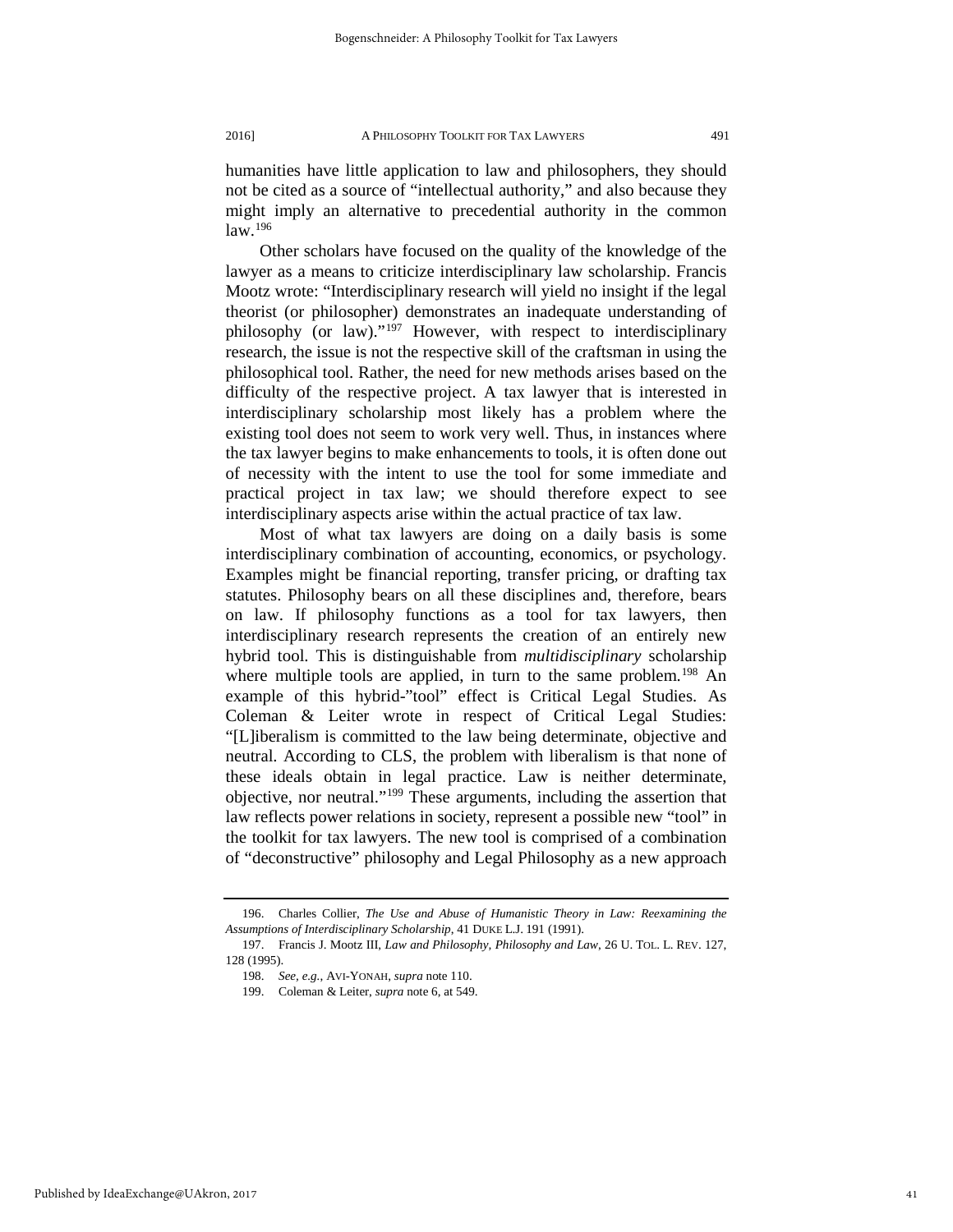humanities have little application to law and philosophers, they should not be cited as a source of "intellectual authority," and also because they might imply an alternative to precedential authority in the common law.[196]

Other scholars have focused on the quality of the knowledge of the lawyer as a means to criticize interdisciplinary law scholarship. Francis Mootz wrote: "Interdisciplinary research will yield no insight if the legal theorist (or philosopher) demonstrates an inadequate understanding of philosophy (or law)."[197] However, with respect to interdisciplinary research, the issue is not the respective skill of the craftsman in using the philosophical tool. Rather, the need for new methods arises based on the difficulty of the respective project. A tax lawyer that is interested in interdisciplinary scholarship most likely has a problem where the existing tool does not seem to work very well. Thus, in instances where the tax lawyer begins to make enhancements to tools, it is often done out of necessity with the intent to use the tool for some immediate and practical project in tax law; we should therefore expect to see interdisciplinary aspects arise within the actual practice of tax law.

Most of what tax lawyers are doing on a daily basis is some interdisciplinary combination of accounting, economics, or psychology. Examples might be financial reporting, transfer pricing, or drafting tax statutes. Philosophy bears on all these disciplines and, therefore, bears on law. If philosophy functions as a tool for tax lawyers, then interdisciplinary research represents the creation of an entirely new hybrid tool. This is distinguishable from *multidisciplinary* scholarship where multiple tools are applied, in turn to the same problem.[198] An example of this hybrid-"tool" effect is Critical Legal Studies. As Coleman & Leiter wrote in respect of Critical Legal Studies: "[L]iberalism is committed to the law being determinate, objective and neutral. According to CLS, the problem with liberalism is that none of these ideals obtain in legal practice. Law is neither determinate, objective, nor neutral."[199] These arguments, including the assertion that law reflects power relations in society, represent a possible new "tool" in the toolkit for tax lawyers. The new tool is comprised of a combination of "deconstructive" philosophy and Legal Philosophy as a new approach

---

196. Charles Collier, *The Use and Abuse of Humanistic Theory in Law: Reexamining the Assumptions of Interdisciplinary Scholarship*, 41 DUKE L.J. 191 (1991).

197. Francis J. Mootz III, *Law and Philosophy, Philosophy and Law*, 26 U. TOL. L. REV. 127, 128 (1995).

198. *See, e.g.*, AVI-YONAH, *supra* note 110.

199. Coleman & Leiter, *supra* note 6, at 549.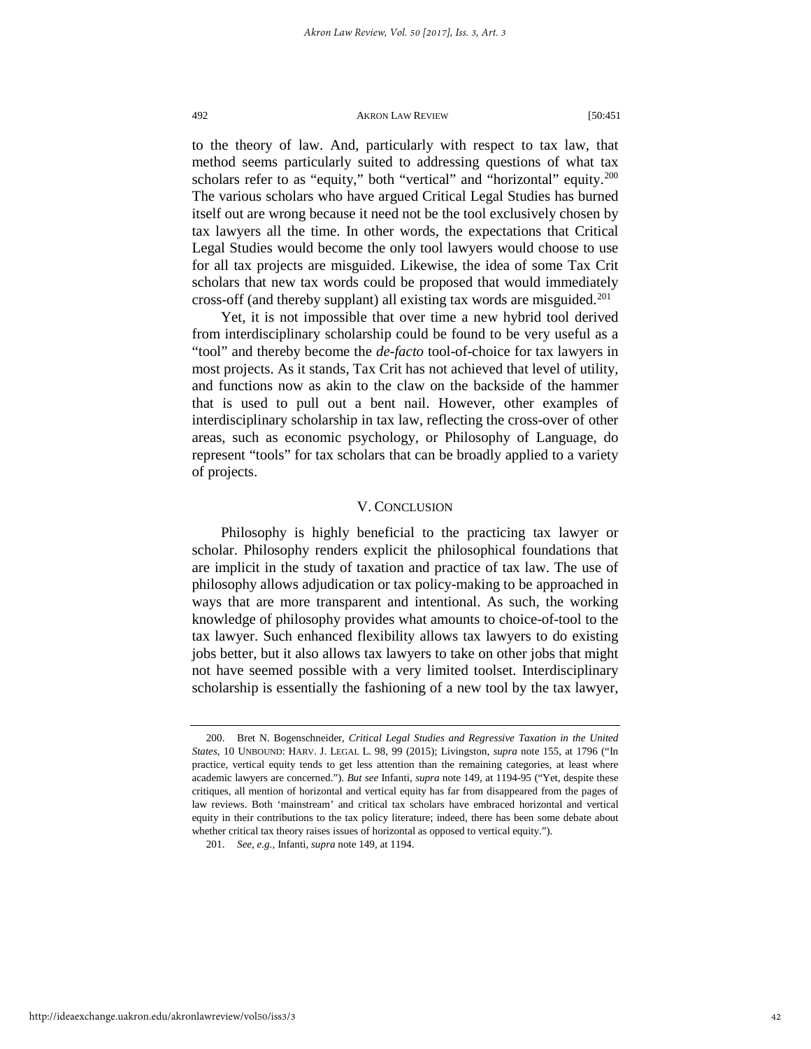to the theory of law. And, particularly with respect to tax law, that method seems particularly suited to addressing questions of what tax scholars refer to as "equity," both "vertical" and "horizontal" equity.[200] The various scholars who have argued Critical Legal Studies has burned itself out are wrong because it need not be the tool exclusively chosen by tax lawyers all the time. In other words, the expectations that Critical Legal Studies would become the only tool lawyers would choose to use for all tax projects are misguided. Likewise, the idea of some Tax Crit scholars that new tax words could be proposed that would immediately cross-off (and thereby supplant) all existing tax words are misguided.[201]

Yet, it is not impossible that over time a new hybrid tool derived from interdisciplinary scholarship could be found to be very useful as a "tool" and thereby become the *de-facto* tool-of-choice for tax lawyers in most projects. As it stands, Tax Crit has not achieved that level of utility, and functions now as akin to the claw on the backside of the hammer that is used to pull out a bent nail. However, other examples of interdisciplinary scholarship in tax law, reflecting the cross-over of other areas, such as economic psychology, or Philosophy of Language, do represent "tools" for tax scholars that can be broadly applied to a variety of projects.

## V. CONCLUSION

Philosophy is highly beneficial to the practicing tax lawyer or scholar. Philosophy renders explicit the philosophical foundations that are implicit in the study of taxation and practice of tax law. The use of philosophy allows adjudication or tax policy-making to be approached in ways that are more transparent and intentional. As such, the working knowledge of philosophy provides what amounts to choice-of-tool to the tax lawyer. Such enhanced flexibility allows tax lawyers to do existing jobs better, but it also allows tax lawyers to take on other jobs that might not have seemed possible with a very limited toolset. Interdisciplinary scholarship is essentially the fashioning of a new tool by the tax lawyer,

---

200. Bret N. Bogenschneider, *Critical Legal Studies and Regressive Taxation in the United States*, 10 UNBOUND: HARV. J. LEGAL L. 98, 99 (2015); Livingston, *supra* note 155, at 1796 ("In practice, vertical equity tends to get less attention than the remaining categories, at least where academic lawyers are concerned."). *But see* Infanti, *supra* note 149, at 1194-95 ("Yet, despite these critiques, all mention of horizontal and vertical equity has far from disappeared from the pages of law reviews. Both 'mainstream' and critical tax scholars have embraced horizontal and vertical equity in their contributions to the tax policy literature; indeed, there has been some debate about whether critical tax theory raises issues of horizontal as opposed to vertical equity.").

201. *See, e.g.*, Infanti, *supra* note 149, at 1194.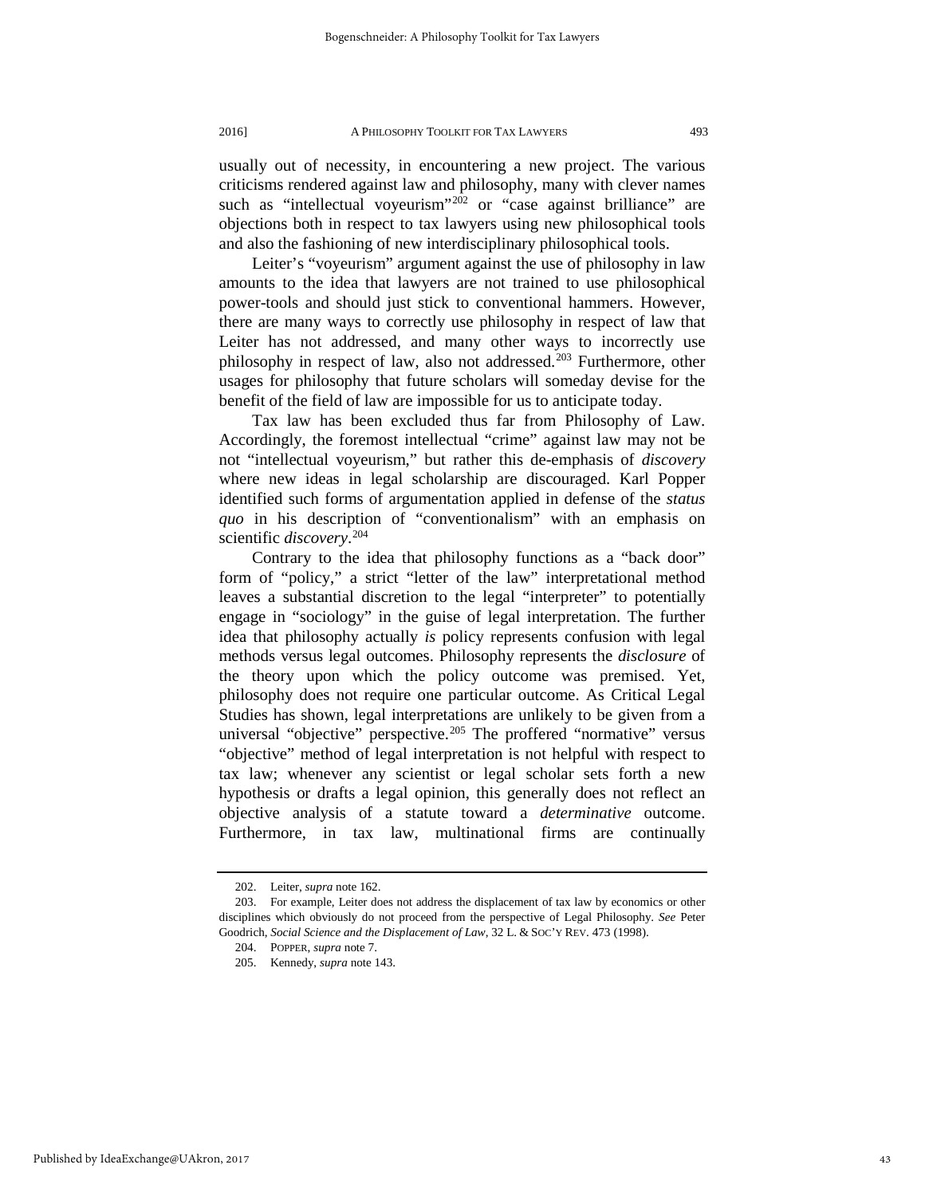usually out of necessity, in encountering a new project. The various criticisms rendered against law and philosophy, many with clever names such as "intellectual voyeurism"[202] or "case against brilliance" are objections both in respect to tax lawyers using new philosophical tools and also the fashioning of new interdisciplinary philosophical tools.

Leiter's "voyeurism" argument against the use of philosophy in law amounts to the idea that lawyers are not trained to use philosophical power-tools and should just stick to conventional hammers. However, there are many ways to correctly use philosophy in respect of law that Leiter has not addressed, and many other ways to incorrectly use philosophy in respect of law, also not addressed.[203] Furthermore, other usages for philosophy that future scholars will someday devise for the benefit of the field of law are impossible for us to anticipate today.

Tax law has been excluded thus far from Philosophy of Law. Accordingly, the foremost intellectual "crime" against law may not be not "intellectual voyeurism," but rather this de-emphasis of *discovery* where new ideas in legal scholarship are discouraged. Karl Popper identified such forms of argumentation applied in defense of the *status quo* in his description of "conventionalism" with an emphasis on scientific *discovery*.[204]

Contrary to the idea that philosophy functions as a "back door" form of "policy," a strict "letter of the law" interpretational method leaves a substantial discretion to the legal "interpreter" to potentially engage in "sociology" in the guise of legal interpretation. The further idea that philosophy actually *is* policy represents confusion with legal methods versus legal outcomes. Philosophy represents the *disclosure* of the theory upon which the policy outcome was premised. Yet, philosophy does not require one particular outcome. As Critical Legal Studies has shown, legal interpretations are unlikely to be given from a universal "objective" perspective.[205] The proffered "normative" versus "objective" method of legal interpretation is not helpful with respect to tax law; whenever any scientist or legal scholar sets forth a new hypothesis or drafts a legal opinion, this generally does not reflect an objective analysis of a statute toward a *determinative* outcome. Furthermore, in tax law, multinational firms are continually

---

202. Leiter, *supra* note 162.

203. For example, Leiter does not address the displacement of tax law by economics or other disciplines which obviously do not proceed from the perspective of Legal Philosophy. *See* Peter Goodrich, *Social Science and the Displacement of Law*, 32 L. & SOC'Y REV. 473 (1998).

204. POPPER, *supra* note 7.

205. Kennedy, *supra* note 143.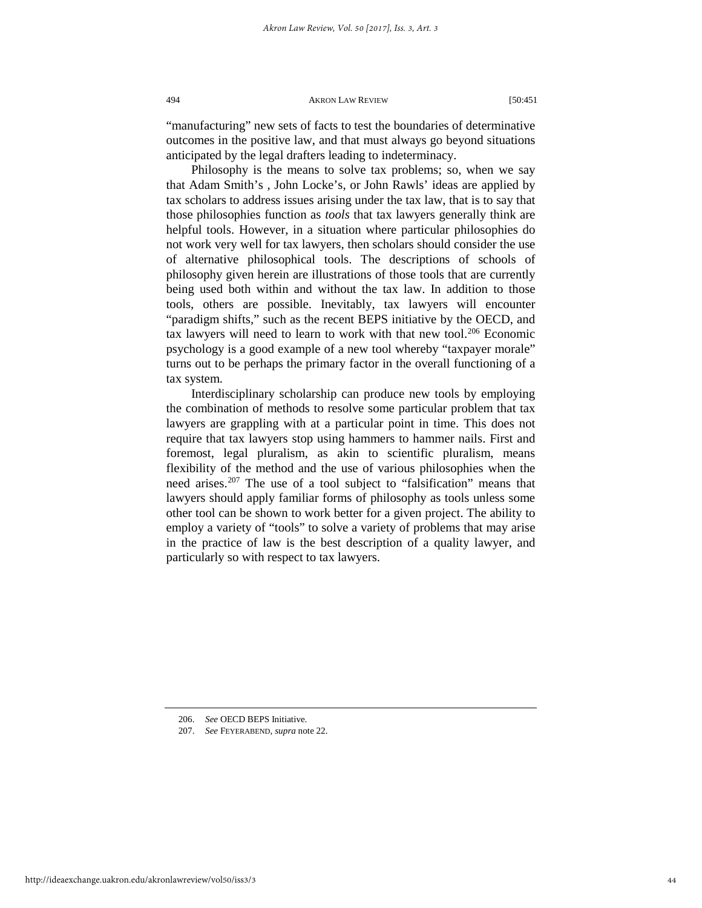"manufacturing" new sets of facts to test the boundaries of determinative outcomes in the positive law, and that must always go beyond situations anticipated by the legal drafters leading to indeterminacy.

Philosophy is the means to solve tax problems; so, when we say that Adam Smith's , John Locke's, or John Rawls' ideas are applied by tax scholars to address issues arising under the tax law, that is to say that those philosophies function as *tools* that tax lawyers generally think are helpful tools. However, in a situation where particular philosophies do not work very well for tax lawyers, then scholars should consider the use of alternative philosophical tools. The descriptions of schools of philosophy given herein are illustrations of those tools that are currently being used both within and without the tax law. In addition to those tools, others are possible. Inevitably, tax lawyers will encounter "paradigm shifts," such as the recent BEPS initiative by the OECD, and tax lawyers will need to learn to work with that new tool.[206] Economic psychology is a good example of a new tool whereby "taxpayer morale" turns out to be perhaps the primary factor in the overall functioning of a tax system.

Interdisciplinary scholarship can produce new tools by employing the combination of methods to resolve some particular problem that tax lawyers are grappling with at a particular point in time. This does not require that tax lawyers stop using hammers to hammer nails. First and foremost, legal pluralism, as akin to scientific pluralism, means flexibility of the method and the use of various philosophies when the need arises.[207] The use of a tool subject to "falsification" means that lawyers should apply familiar forms of philosophy as tools unless some other tool can be shown to work better for a given project. The ability to employ a variety of "tools" to solve a variety of problems that may arise in the practice of law is the best description of a quality lawyer, and particularly so with respect to tax lawyers.

---

206. *See* OECD BEPS Initiative.

207. *See* FEYERABEND, *supra* note 22.